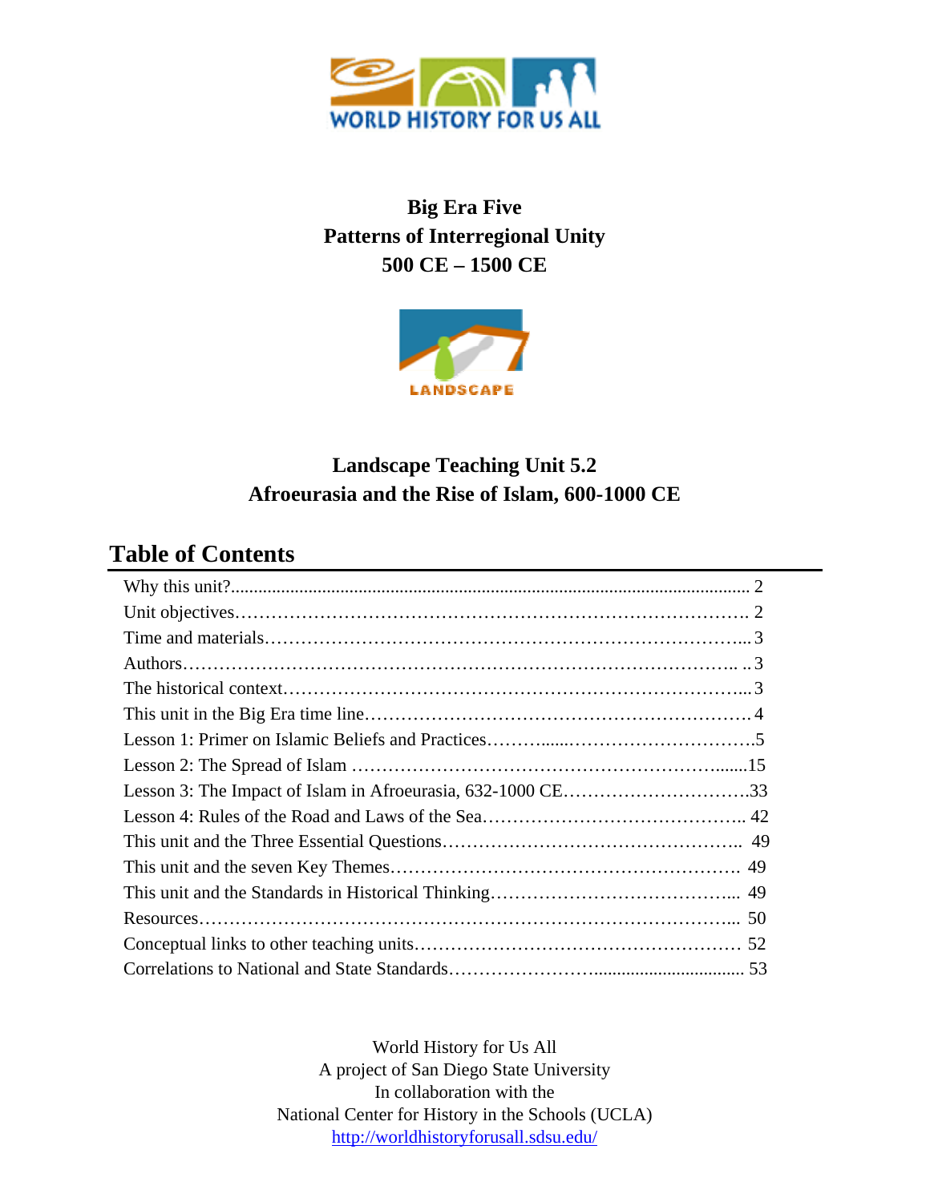WORLD HISTORY FOR US ALL

# Big Era Five
## Patterns of Interregional Unity
## 500 CE – 1500 CE

LANDSCAPE

## Landscape Teaching Unit 5.2
## Afroeurasia and the Rise of Islam, 600-1000 CE

## Table of Contents

| | |
|---|---|
| Why this unit? | 2 |
| Unit objectives | 2 |
| Time and materials | 3 |
| Authors | 3 |
| The historical context | 3 |
| This unit in the Big Era time line | 4 |
| Lesson 1: Primer on Islamic Beliefs and Practices | 5 |
| Lesson 2: The Spread of Islam | 15 |
| Lesson 3: The Impact of Islam in Afroeurasia, 632-1000 CE | 33 |
| Lesson 4: Rules of the Road and Laws of the Sea | 42 |
| This unit and the Three Essential Questions | 49 |
| This unit and the seven Key Themes | 49 |
| This unit and the Standards in Historical Thinking | 49 |
| Resources | 50 |
| Conceptual links to other teaching units | 52 |
| Correlations to National and State Standards | 53 |

World History for Us All
A project of San Diego State University
In collaboration with the
National Center for History in the Schools (UCLA)
http://worldhistoryforusall.sdsu.edu/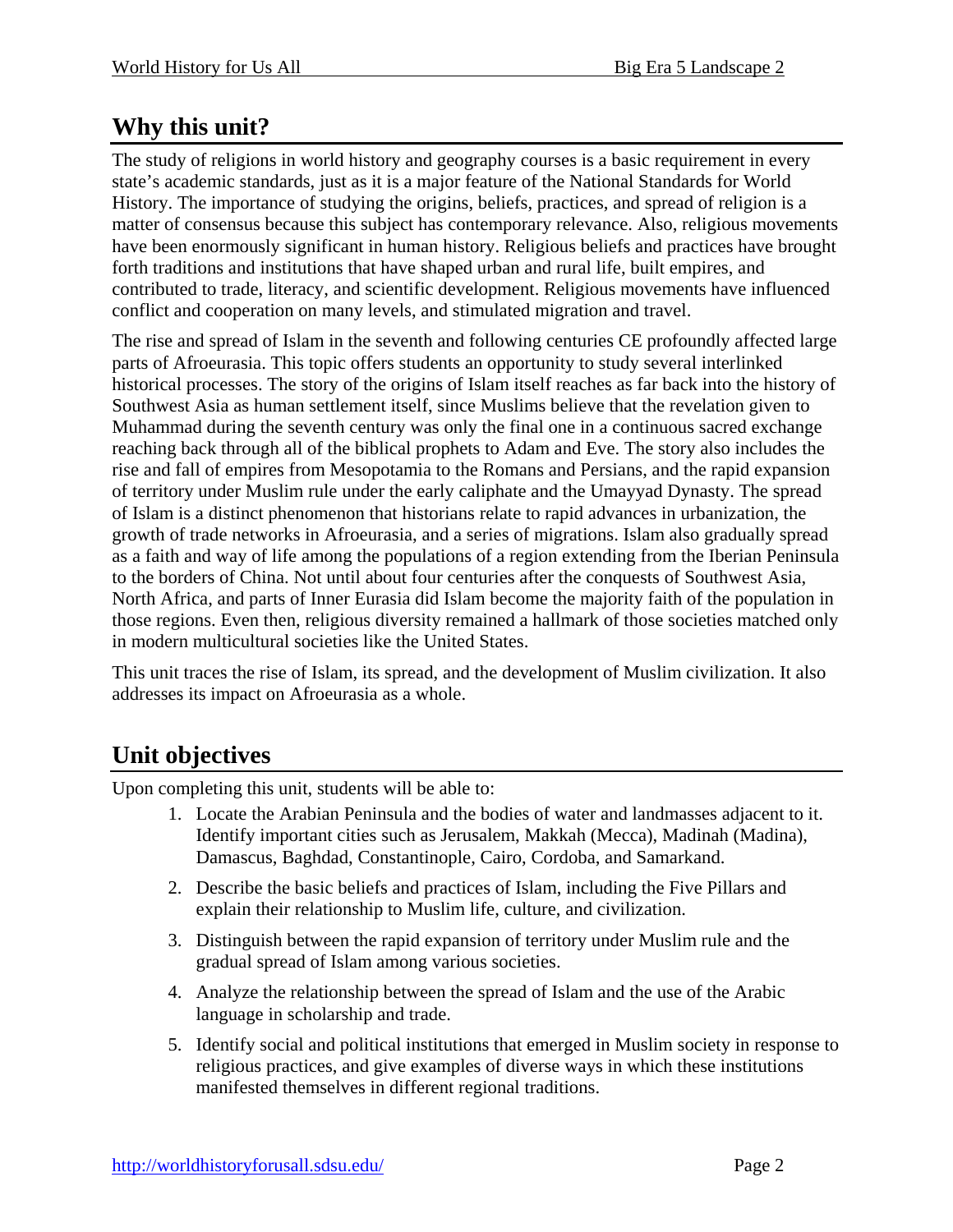## Why this unit?

The study of religions in world history and geography courses is a basic requirement in every state's academic standards, just as it is a major feature of the National Standards for World History. The importance of studying the origins, beliefs, practices, and spread of religion is a matter of consensus because this subject has contemporary relevance. Also, religious movements have been enormously significant in human history. Religious beliefs and practices have brought forth traditions and institutions that have shaped urban and rural life, built empires, and contributed to trade, literacy, and scientific development. Religious movements have influenced conflict and cooperation on many levels, and stimulated migration and travel.

The rise and spread of Islam in the seventh and following centuries CE profoundly affected large parts of Afroeurasia. This topic offers students an opportunity to study several interlinked historical processes. The story of the origins of Islam itself reaches as far back into the history of Southwest Asia as human settlement itself, since Muslims believe that the revelation given to Muhammad during the seventh century was only the final one in a continuous sacred exchange reaching back through all of the biblical prophets to Adam and Eve. The story also includes the rise and fall of empires from Mesopotamia to the Romans and Persians, and the rapid expansion of territory under Muslim rule under the early caliphate and the Umayyad Dynasty. The spread of Islam is a distinct phenomenon that historians relate to rapid advances in urbanization, the growth of trade networks in Afroeurasia, and a series of migrations. Islam also gradually spread as a faith and way of life among the populations of a region extending from the Iberian Peninsula to the borders of China. Not until about four centuries after the conquests of Southwest Asia, North Africa, and parts of Inner Eurasia did Islam become the majority faith of the population in those regions. Even then, religious diversity remained a hallmark of those societies matched only in modern multicultural societies like the United States.

This unit traces the rise of Islam, its spread, and the development of Muslim civilization. It also addresses its impact on Afroeurasia as a whole.

## Unit objectives

Upon completing this unit, students will be able to:

1. Locate the Arabian Peninsula and the bodies of water and landmasses adjacent to it. Identify important cities such as Jerusalem, Makkah (Mecca), Madinah (Madina), Damascus, Baghdad, Constantinople, Cairo, Cordoba, and Samarkand.
2. Describe the basic beliefs and practices of Islam, including the Five Pillars and explain their relationship to Muslim life, culture, and civilization.
3. Distinguish between the rapid expansion of territory under Muslim rule and the gradual spread of Islam among various societies.
4. Analyze the relationship between the spread of Islam and the use of the Arabic language in scholarship and trade.
5. Identify social and political institutions that emerged in Muslim society in response to religious practices, and give examples of diverse ways in which these institutions manifested themselves in different regional traditions.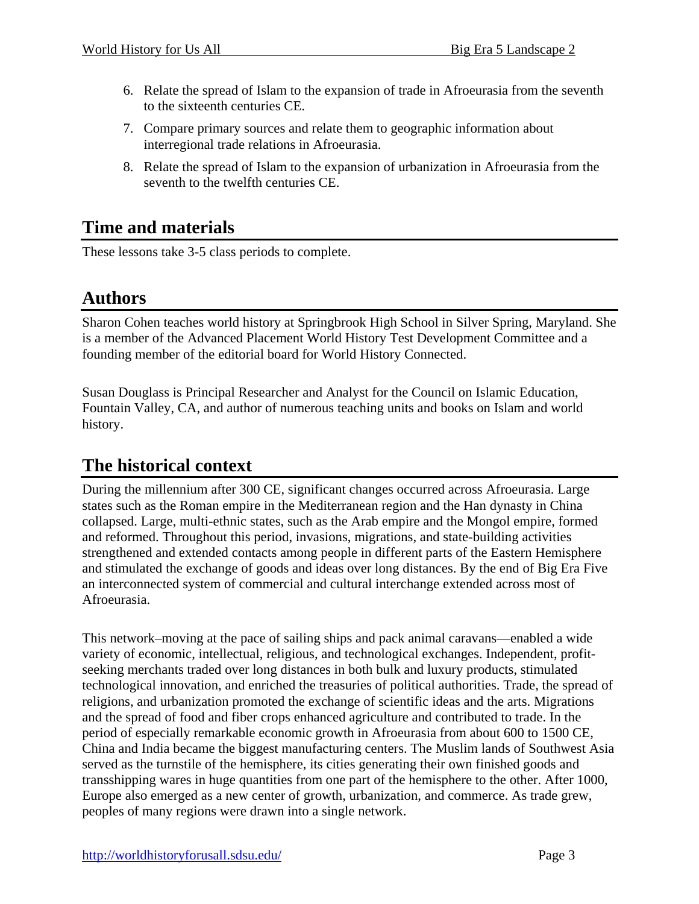6. Relate the spread of Islam to the expansion of trade in Afroeurasia from the seventh to the sixteenth centuries CE.
7. Compare primary sources and relate them to geographic information about interregional trade relations in Afroeurasia.
8. Relate the spread of Islam to the expansion of urbanization in Afroeurasia from the seventh to the twelfth centuries CE.

## Time and materials

These lessons take 3-5 class periods to complete.

## Authors

Sharon Cohen teaches world history at Springbrook High School in Silver Spring, Maryland. She is a member of the Advanced Placement World History Test Development Committee and a founding member of the editorial board for World History Connected.

Susan Douglass is Principal Researcher and Analyst for the Council on Islamic Education, Fountain Valley, CA, and author of numerous teaching units and books on Islam and world history.

## The historical context

During the millennium after 300 CE, significant changes occurred across Afroeurasia. Large states such as the Roman empire in the Mediterranean region and the Han dynasty in China collapsed. Large, multi-ethnic states, such as the Arab empire and the Mongol empire, formed and reformed. Throughout this period, invasions, migrations, and state-building activities strengthened and extended contacts among people in different parts of the Eastern Hemisphere and stimulated the exchange of goods and ideas over long distances. By the end of Big Era Five an interconnected system of commercial and cultural interchange extended across most of Afroeurasia.

This network–moving at the pace of sailing ships and pack animal caravans—enabled a wide variety of economic, intellectual, religious, and technological exchanges. Independent, profit-seeking merchants traded over long distances in both bulk and luxury products, stimulated technological innovation, and enriched the treasuries of political authorities. Trade, the spread of religions, and urbanization promoted the exchange of scientific ideas and the arts. Migrations and the spread of food and fiber crops enhanced agriculture and contributed to trade. In the period of especially remarkable economic growth in Afroeurasia from about 600 to 1500 CE, China and India became the biggest manufacturing centers. The Muslim lands of Southwest Asia served as the turnstile of the hemisphere, its cities generating their own finished goods and transshipping wares in huge quantities from one part of the hemisphere to the other. After 1000, Europe also emerged as a new center of growth, urbanization, and commerce. As trade grew, peoples of many regions were drawn into a single network.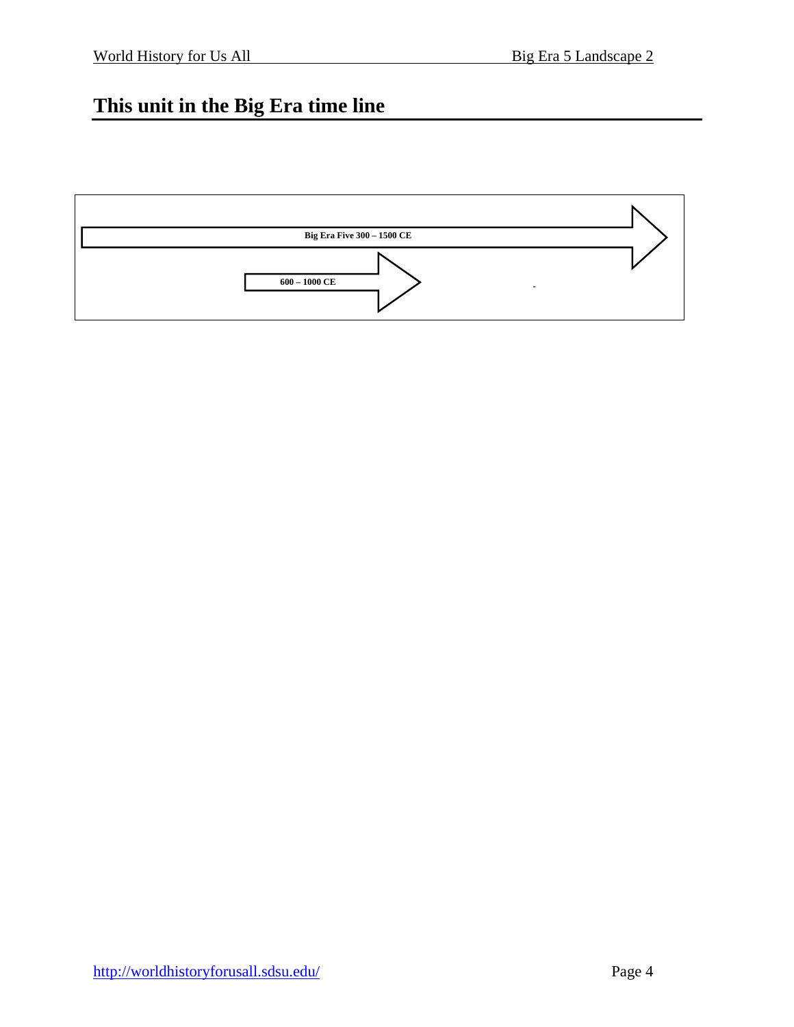# This unit in the Big Era time line

Big Era Five 300 – 1500 CE

600 – 1000 CE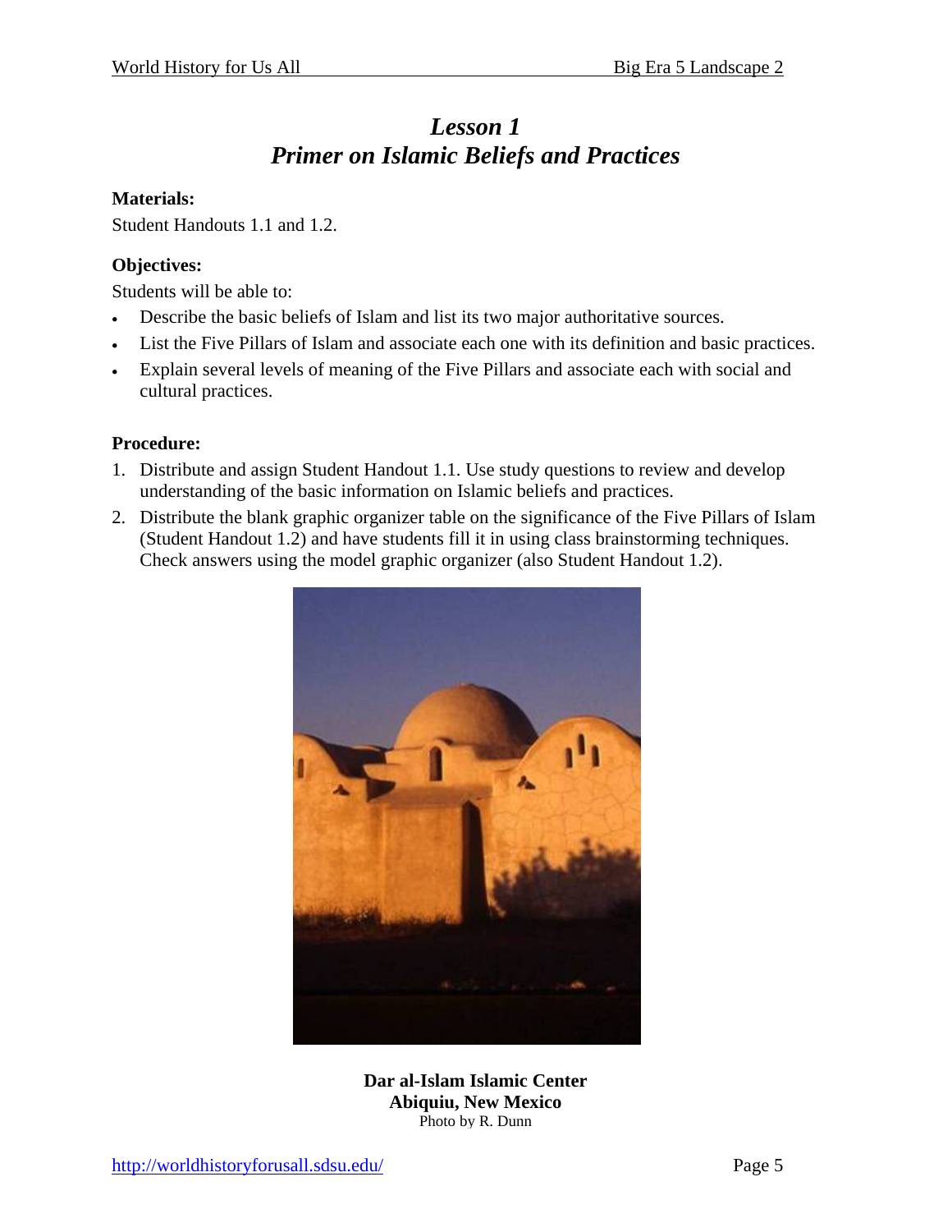# *Lesson 1*
# *Primer on Islamic Beliefs and Practices*

**Materials:**

Student Handouts 1.1 and 1.2.

**Objectives:**

Students will be able to:

- Describe the basic beliefs of Islam and list its two major authoritative sources.
- List the Five Pillars of Islam and associate each one with its definition and basic practices.
- Explain several levels of meaning of the Five Pillars and associate each with social and cultural practices.

**Procedure:**

1. Distribute and assign Student Handout 1.1. Use study questions to review and develop understanding of the basic information on Islamic beliefs and practices.
2. Distribute the blank graphic organizer table on the significance of the Five Pillars of Islam (Student Handout 1.2) and have students fill it in using class brainstorming techniques. Check answers using the model graphic organizer (also Student Handout 1.2).

**Dar al-Islam Islamic Center**
**Abiquiu, New Mexico**
Photo by R. Dunn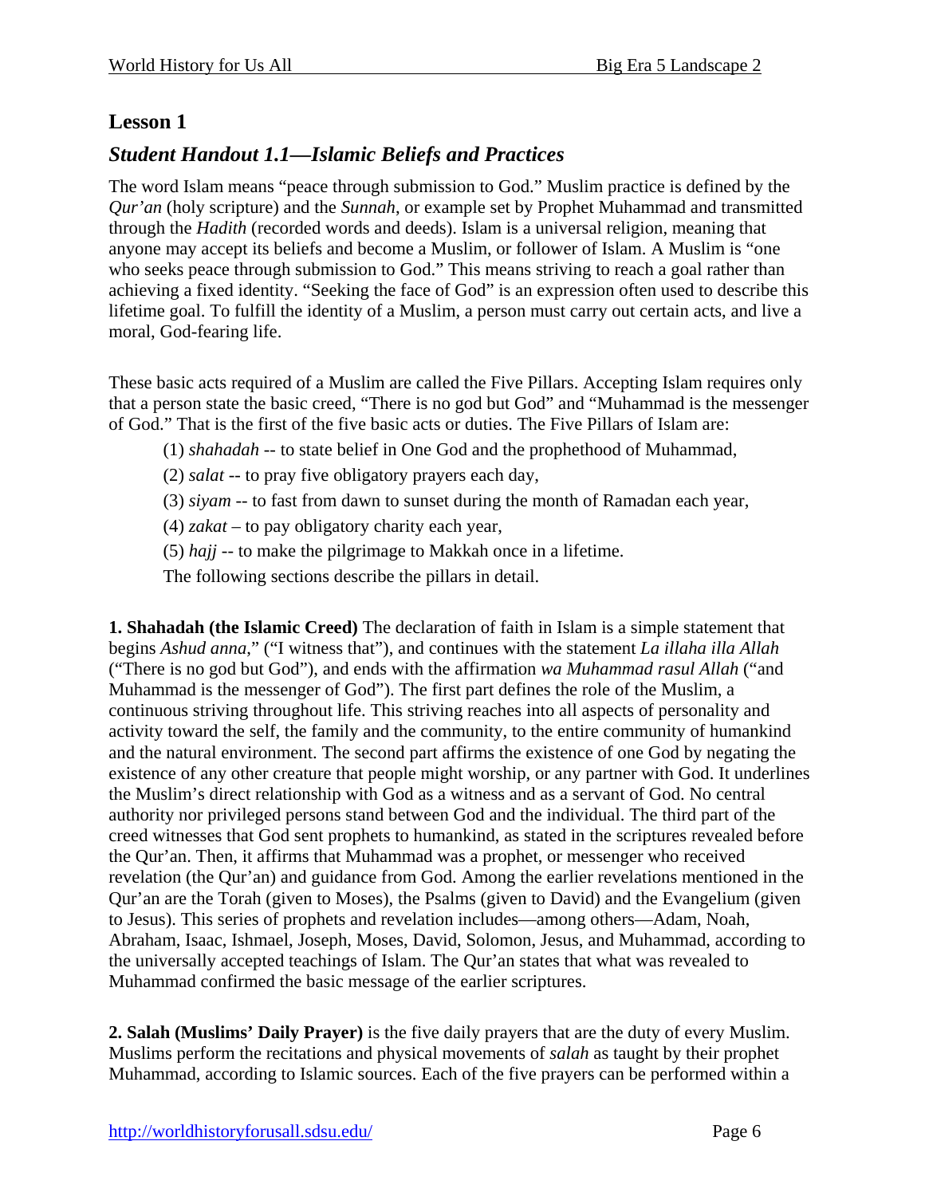## Lesson 1

### *Student Handout 1.1—Islamic Beliefs and Practices*

The word Islam means "peace through submission to God." Muslim practice is defined by the *Qur'an* (holy scripture) and the *Sunnah*, or example set by Prophet Muhammad and transmitted through the *Hadith* (recorded words and deeds). Islam is a universal religion, meaning that anyone may accept its beliefs and become a Muslim, or follower of Islam. A Muslim is "one who seeks peace through submission to God." This means striving to reach a goal rather than achieving a fixed identity. "Seeking the face of God" is an expression often used to describe this lifetime goal. To fulfill the identity of a Muslim, a person must carry out certain acts, and live a moral, God-fearing life.

These basic acts required of a Muslim are called the Five Pillars. Accepting Islam requires only that a person state the basic creed, "There is no god but God" and "Muhammad is the messenger of God." That is the first of the five basic acts or duties. The Five Pillars of Islam are:

(1) *shahadah* -- to state belief in One God and the prophethood of Muhammad,

(2) *salat* -- to pray five obligatory prayers each day,

(3) *siyam* -- to fast from dawn to sunset during the month of Ramadan each year,

(4) *zakat* – to pay obligatory charity each year,

(5) *hajj* -- to make the pilgrimage to Makkah once in a lifetime.

The following sections describe the pillars in detail.

**1. Shahadah (the Islamic Creed)** The declaration of faith in Islam is a simple statement that begins *Ashud anna*," ("I witness that"), and continues with the statement *La illaha illa Allah* ("There is no god but God"), and ends with the affirmation *wa Muhammad rasul Allah* ("and Muhammad is the messenger of God"). The first part defines the role of the Muslim, a continuous striving throughout life. This striving reaches into all aspects of personality and activity toward the self, the family and the community, to the entire community of humankind and the natural environment. The second part affirms the existence of one God by negating the existence of any other creature that people might worship, or any partner with God. It underlines the Muslim's direct relationship with God as a witness and as a servant of God. No central authority nor privileged persons stand between God and the individual. The third part of the creed witnesses that God sent prophets to humankind, as stated in the scriptures revealed before the Qur'an. Then, it affirms that Muhammad was a prophet, or messenger who received revelation (the Qur'an) and guidance from God. Among the earlier revelations mentioned in the Qur'an are the Torah (given to Moses), the Psalms (given to David) and the Evangelium (given to Jesus). This series of prophets and revelation includes—among others—Adam, Noah, Abraham, Isaac, Ishmael, Joseph, Moses, David, Solomon, Jesus, and Muhammad, according to the universally accepted teachings of Islam. The Qur'an states that what was revealed to Muhammad confirmed the basic message of the earlier scriptures.

**2. Salah (Muslims' Daily Prayer)** is the five daily prayers that are the duty of every Muslim. Muslims perform the recitations and physical movements of *salah* as taught by their prophet Muhammad, according to Islamic sources. Each of the five prayers can be performed within a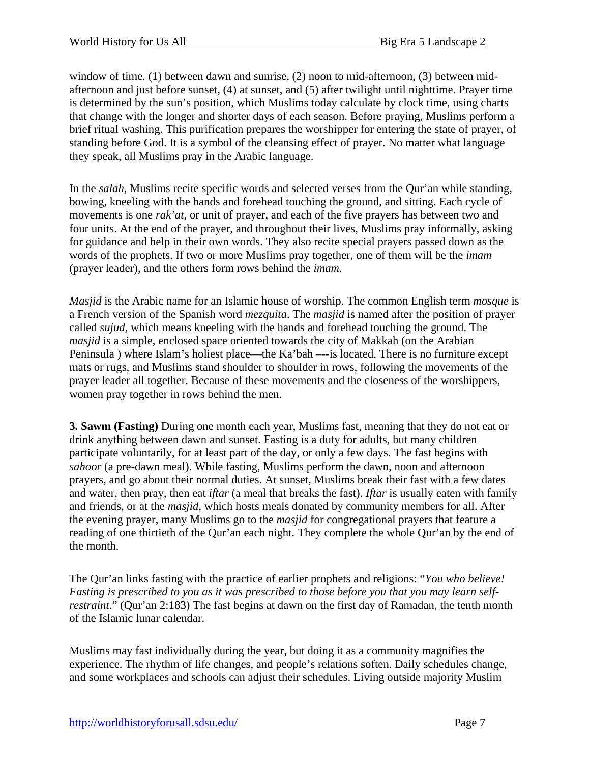window of time. (1) between dawn and sunrise, (2) noon to mid-afternoon, (3) between mid-afternoon and just before sunset, (4) at sunset, and (5) after twilight until nighttime. Prayer time is determined by the sun's position, which Muslims today calculate by clock time, using charts that change with the longer and shorter days of each season. Before praying, Muslims perform a brief ritual washing. This purification prepares the worshipper for entering the state of prayer, of standing before God. It is a symbol of the cleansing effect of prayer. No matter what language they speak, all Muslims pray in the Arabic language.

In the *salah*, Muslims recite specific words and selected verses from the Qur'an while standing, bowing, kneeling with the hands and forehead touching the ground, and sitting. Each cycle of movements is one *rak'at,* or unit of prayer, and each of the five prayers has between two and four units. At the end of the prayer, and throughout their lives, Muslims pray informally, asking for guidance and help in their own words. They also recite special prayers passed down as the words of the prophets. If two or more Muslims pray together, one of them will be the *imam* (prayer leader), and the others form rows behind the *imam*.

*Masjid* is the Arabic name for an Islamic house of worship. The common English term *mosque* is a French version of the Spanish word *mezquita*. The *masjid* is named after the position of prayer called *sujud*, which means kneeling with the hands and forehead touching the ground. The *masjid* is a simple, enclosed space oriented towards the city of Makkah (on the Arabian Peninsula ) where Islam's holiest place—the Ka'bah –--is located. There is no furniture except mats or rugs, and Muslims stand shoulder to shoulder in rows, following the movements of the prayer leader all together. Because of these movements and the closeness of the worshippers, women pray together in rows behind the men.

**3. Sawm (Fasting)** During one month each year, Muslims fast, meaning that they do not eat or drink anything between dawn and sunset. Fasting is a duty for adults, but many children participate voluntarily, for at least part of the day, or only a few days. The fast begins with *sahoor* (a pre-dawn meal). While fasting, Muslims perform the dawn, noon and afternoon prayers, and go about their normal duties. At sunset, Muslims break their fast with a few dates and water, then pray, then eat *iftar* (a meal that breaks the fast). *Iftar* is usually eaten with family and friends, or at the *masjid*, which hosts meals donated by community members for all. After the evening prayer, many Muslims go to the *masjid* for congregational prayers that feature a reading of one thirtieth of the Qur'an each night. They complete the whole Qur'an by the end of the month.

The Qur'an links fasting with the practice of earlier prophets and religions: "*You who believe! Fasting is prescribed to you as it was prescribed to those before you that you may learn self-restraint*." (Qur'an 2:183) The fast begins at dawn on the first day of Ramadan, the tenth month of the Islamic lunar calendar.

Muslims may fast individually during the year, but doing it as a community magnifies the experience. The rhythm of life changes, and people's relations soften. Daily schedules change, and some workplaces and schools can adjust their schedules. Living outside majority Muslim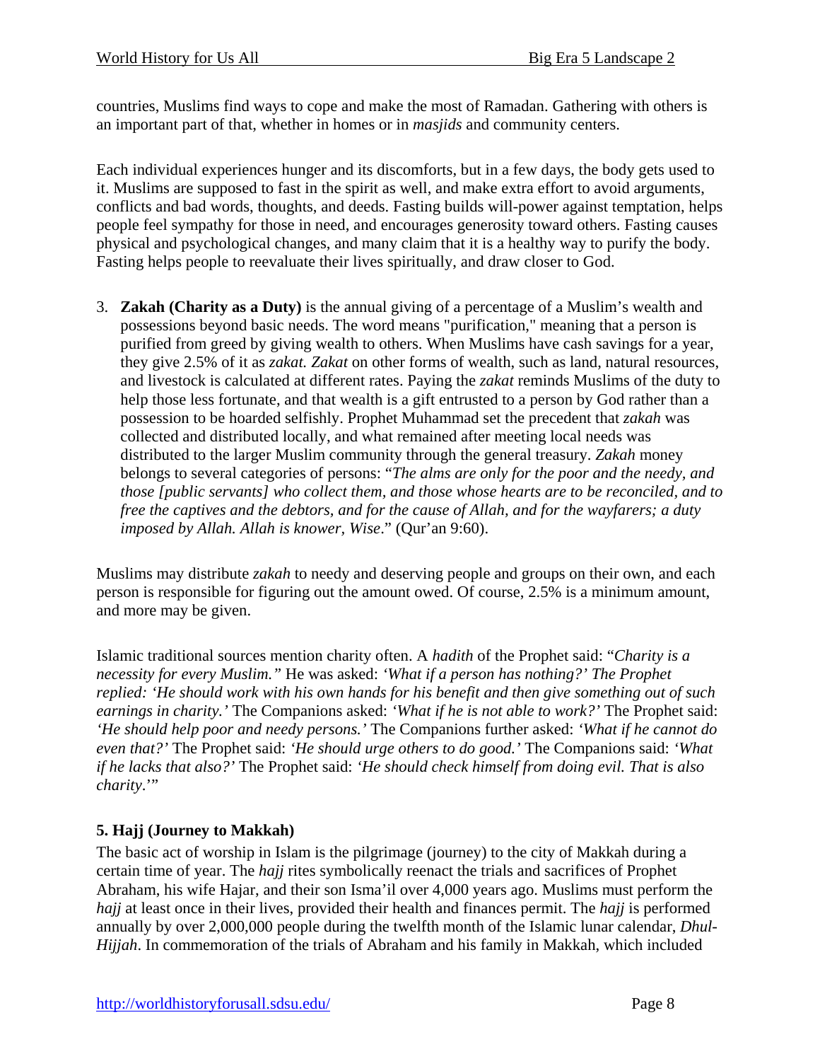countries, Muslims find ways to cope and make the most of Ramadan. Gathering with others is an important part of that, whether in homes or in *masjids* and community centers.

Each individual experiences hunger and its discomforts, but in a few days, the body gets used to it. Muslims are supposed to fast in the spirit as well, and make extra effort to avoid arguments, conflicts and bad words, thoughts, and deeds. Fasting builds will-power against temptation, helps people feel sympathy for those in need, and encourages generosity toward others. Fasting causes physical and psychological changes, and many claim that it is a healthy way to purify the body. Fasting helps people to reevaluate their lives spiritually, and draw closer to God.

3. **Zakah (Charity as a Duty)** is the annual giving of a percentage of a Muslim's wealth and possessions beyond basic needs. The word means "purification," meaning that a person is purified from greed by giving wealth to others. When Muslims have cash savings for a year, they give 2.5% of it as *zakat. Zakat* on other forms of wealth, such as land, natural resources, and livestock is calculated at different rates. Paying the *zakat* reminds Muslims of the duty to help those less fortunate, and that wealth is a gift entrusted to a person by God rather than a possession to be hoarded selfishly. Prophet Muhammad set the precedent that *zakah* was collected and distributed locally, and what remained after meeting local needs was distributed to the larger Muslim community through the general treasury. *Zakah* money belongs to several categories of persons: "*The alms are only for the poor and the needy, and those [public servants] who collect them, and those whose hearts are to be reconciled, and to free the captives and the debtors, and for the cause of Allah, and for the wayfarers; a duty imposed by Allah. Allah is knower, Wise*." (Qur'an 9:60).

Muslims may distribute *zakah* to needy and deserving people and groups on their own, and each person is responsible for figuring out the amount owed. Of course, 2.5% is a minimum amount, and more may be given.

Islamic traditional sources mention charity often. A *hadith* of the Prophet said: "*Charity is a necessity for every Muslim."* He was asked: *'What if a person has nothing?' The Prophet replied: 'He should work with his own hands for his benefit and then give something out of such earnings in charity.'* The Companions asked: *'What if he is not able to work?'* The Prophet said: *'He should help poor and needy persons.'* The Companions further asked: *'What if he cannot do even that?'* The Prophet said: *'He should urge others to do good.'* The Companions said: *'What if he lacks that also?'* The Prophet said: *'He should check himself from doing evil. That is also charity*.'"

**5. Hajj (Journey to Makkah)**

The basic act of worship in Islam is the pilgrimage (journey) to the city of Makkah during a certain time of year. The *hajj* rites symbolically reenact the trials and sacrifices of Prophet Abraham, his wife Hajar, and their son Isma'il over 4,000 years ago. Muslims must perform the *hajj* at least once in their lives, provided their health and finances permit. The *hajj* is performed annually by over 2,000,000 people during the twelfth month of the Islamic lunar calendar, *Dhul-Hijjah*. In commemoration of the trials of Abraham and his family in Makkah, which included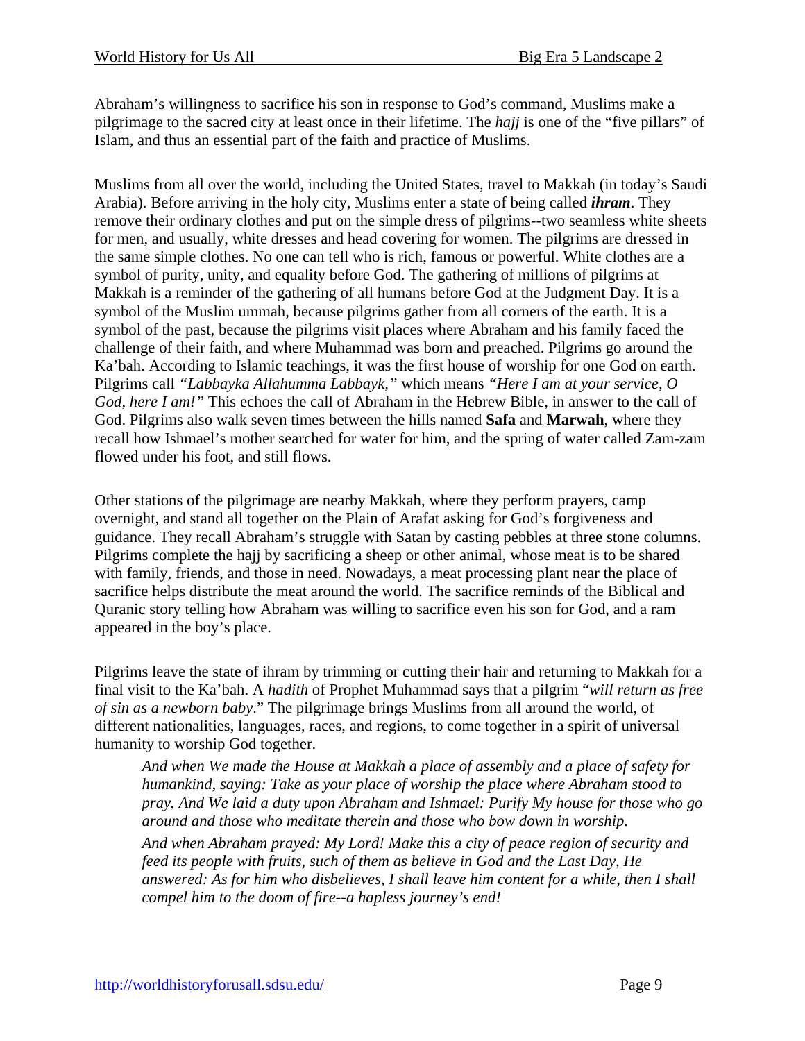Abraham's willingness to sacrifice his son in response to God's command, Muslims make a pilgrimage to the sacred city at least once in their lifetime. The *hajj* is one of the "five pillars" of Islam, and thus an essential part of the faith and practice of Muslims.

Muslims from all over the world, including the United States, travel to Makkah (in today's Saudi Arabia). Before arriving in the holy city, Muslims enter a state of being called ***ihram***. They remove their ordinary clothes and put on the simple dress of pilgrims--two seamless white sheets for men, and usually, white dresses and head covering for women. The pilgrims are dressed in the same simple clothes. No one can tell who is rich, famous or powerful. White clothes are a symbol of purity, unity, and equality before God. The gathering of millions of pilgrims at Makkah is a reminder of the gathering of all humans before God at the Judgment Day. It is a symbol of the Muslim ummah, because pilgrims gather from all corners of the earth. It is a symbol of the past, because the pilgrims visit places where Abraham and his family faced the challenge of their faith, and where Muhammad was born and preached. Pilgrims go around the Ka'bah. According to Islamic teachings, it was the first house of worship for one God on earth. Pilgrims call *"Labbayka Allahumma Labbayk,"* which means *"Here I am at your service, O God, here I am!"* This echoes the call of Abraham in the Hebrew Bible, in answer to the call of God. Pilgrims also walk seven times between the hills named **Safa** and **Marwah**, where they recall how Ishmael's mother searched for water for him, and the spring of water called Zam-zam flowed under his foot, and still flows.

Other stations of the pilgrimage are nearby Makkah, where they perform prayers, camp overnight, and stand all together on the Plain of Arafat asking for God's forgiveness and guidance. They recall Abraham's struggle with Satan by casting pebbles at three stone columns. Pilgrims complete the hajj by sacrificing a sheep or other animal, whose meat is to be shared with family, friends, and those in need. Nowadays, a meat processing plant near the place of sacrifice helps distribute the meat around the world. The sacrifice reminds of the Biblical and Quranic story telling how Abraham was willing to sacrifice even his son for God, and a ram appeared in the boy's place.

Pilgrims leave the state of ihram by trimming or cutting their hair and returning to Makkah for a final visit to the Ka'bah. A *hadith* of Prophet Muhammad says that a pilgrim "*will return as free of sin as a newborn baby*." The pilgrimage brings Muslims from all around the world, of different nationalities, languages, races, and regions, to come together in a spirit of universal humanity to worship God together.

> *And when We made the House at Makkah a place of assembly and a place of safety for humankind, saying: Take as your place of worship the place where Abraham stood to pray. And We laid a duty upon Abraham and Ishmael: Purify My house for those who go around and those who meditate therein and those who bow down in worship.*
>
> *And when Abraham prayed: My Lord! Make this a city of peace region of security and feed its people with fruits, such of them as believe in God and the Last Day, He answered: As for him who disbelieves, I shall leave him content for a while, then I shall compel him to the doom of fire--a hapless journey's end!*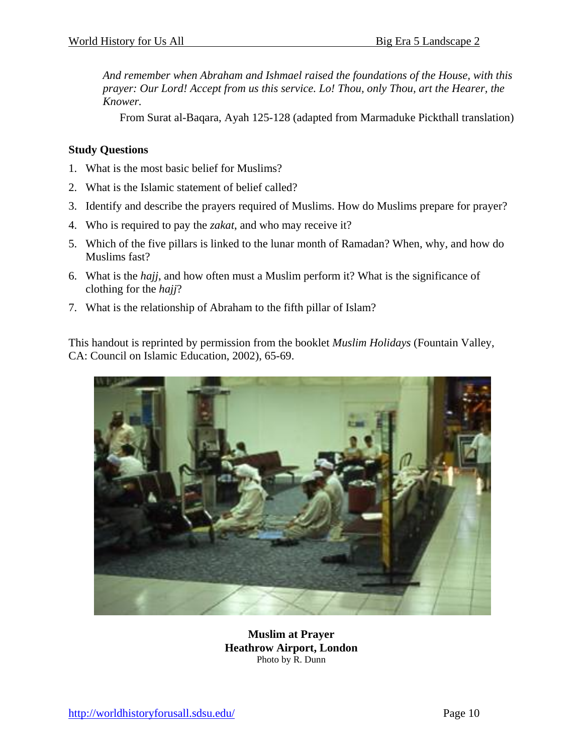*And remember when Abraham and Ishmael raised the foundations of the House, with this prayer: Our Lord! Accept from us this service. Lo! Thou, only Thou, art the Hearer, the Knower.*

From Surat al-Baqara, Ayah 125-128 (adapted from Marmaduke Pickthall translation)

**Study Questions**

1. What is the most basic belief for Muslims?
2. What is the Islamic statement of belief called?
3. Identify and describe the prayers required of Muslims. How do Muslims prepare for prayer?
4. Who is required to pay the *zakat*, and who may receive it?
5. Which of the five pillars is linked to the lunar month of Ramadan? When, why, and how do Muslims fast?
6. What is the *hajj*, and how often must a Muslim perform it? What is the significance of clothing for the *hajj*?
7. What is the relationship of Abraham to the fifth pillar of Islam?

This handout is reprinted by permission from the booklet *Muslim Holidays* (Fountain Valley, CA: Council on Islamic Education, 2002), 65-69.

**Muslim at Prayer**
**Heathrow Airport, London**
Photo by R. Dunn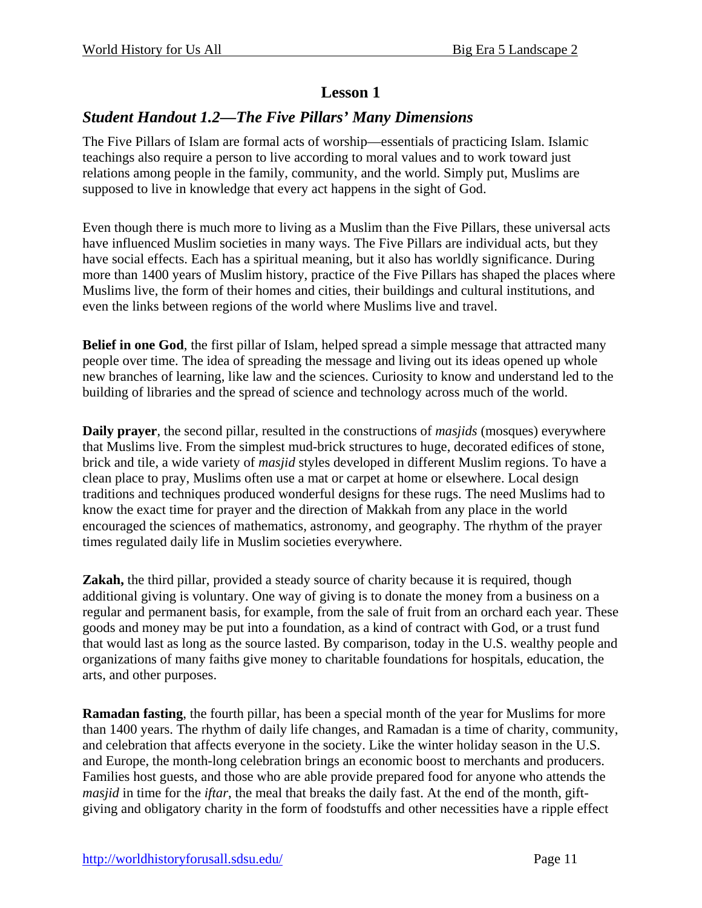## Lesson 1

### *Student Handout 1.2—The Five Pillars' Many Dimensions*

The Five Pillars of Islam are formal acts of worship—essentials of practicing Islam. Islamic teachings also require a person to live according to moral values and to work toward just relations among people in the family, community, and the world. Simply put, Muslims are supposed to live in knowledge that every act happens in the sight of God.

Even though there is much more to living as a Muslim than the Five Pillars, these universal acts have influenced Muslim societies in many ways. The Five Pillars are individual acts, but they have social effects. Each has a spiritual meaning, but it also has worldly significance. During more than 1400 years of Muslim history, practice of the Five Pillars has shaped the places where Muslims live, the form of their homes and cities, their buildings and cultural institutions, and even the links between regions of the world where Muslims live and travel.

**Belief in one God**, the first pillar of Islam, helped spread a simple message that attracted many people over time. The idea of spreading the message and living out its ideas opened up whole new branches of learning, like law and the sciences. Curiosity to know and understand led to the building of libraries and the spread of science and technology across much of the world.

**Daily prayer**, the second pillar, resulted in the constructions of *masjids* (mosques) everywhere that Muslims live. From the simplest mud-brick structures to huge, decorated edifices of stone, brick and tile, a wide variety of *masjid* styles developed in different Muslim regions. To have a clean place to pray, Muslims often use a mat or carpet at home or elsewhere. Local design traditions and techniques produced wonderful designs for these rugs. The need Muslims had to know the exact time for prayer and the direction of Makkah from any place in the world encouraged the sciences of mathematics, astronomy, and geography. The rhythm of the prayer times regulated daily life in Muslim societies everywhere.

**Zakah,** the third pillar, provided a steady source of charity because it is required, though additional giving is voluntary. One way of giving is to donate the money from a business on a regular and permanent basis, for example, from the sale of fruit from an orchard each year. These goods and money may be put into a foundation, as a kind of contract with God, or a trust fund that would last as long as the source lasted. By comparison, today in the U.S. wealthy people and organizations of many faiths give money to charitable foundations for hospitals, education, the arts, and other purposes.

**Ramadan fasting**, the fourth pillar, has been a special month of the year for Muslims for more than 1400 years. The rhythm of daily life changes, and Ramadan is a time of charity, community, and celebration that affects everyone in the society. Like the winter holiday season in the U.S. and Europe, the month-long celebration brings an economic boost to merchants and producers. Families host guests, and those who are able provide prepared food for anyone who attends the *masjid* in time for the *iftar*, the meal that breaks the daily fast. At the end of the month, gift-giving and obligatory charity in the form of foodstuffs and other necessities have a ripple effect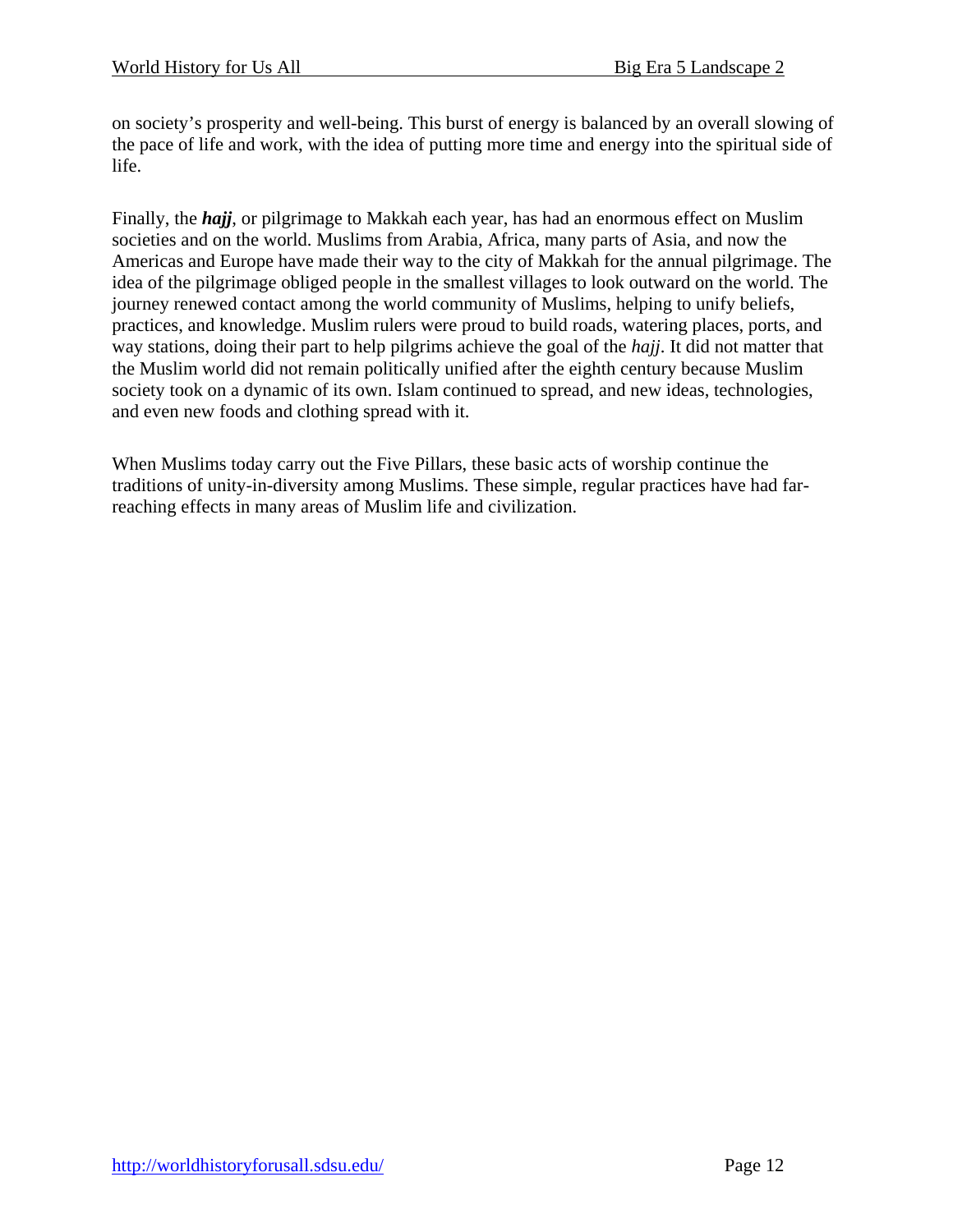on society's prosperity and well-being. This burst of energy is balanced by an overall slowing of the pace of life and work, with the idea of putting more time and energy into the spiritual side of life.

Finally, the ***hajj***, or pilgrimage to Makkah each year, has had an enormous effect on Muslim societies and on the world. Muslims from Arabia, Africa, many parts of Asia, and now the Americas and Europe have made their way to the city of Makkah for the annual pilgrimage. The idea of the pilgrimage obliged people in the smallest villages to look outward on the world. The journey renewed contact among the world community of Muslims, helping to unify beliefs, practices, and knowledge. Muslim rulers were proud to build roads, watering places, ports, and way stations, doing their part to help pilgrims achieve the goal of the *hajj*. It did not matter that the Muslim world did not remain politically unified after the eighth century because Muslim society took on a dynamic of its own. Islam continued to spread, and new ideas, technologies, and even new foods and clothing spread with it.

When Muslims today carry out the Five Pillars, these basic acts of worship continue the traditions of unity-in-diversity among Muslims. These simple, regular practices have had far-reaching effects in many areas of Muslim life and civilization.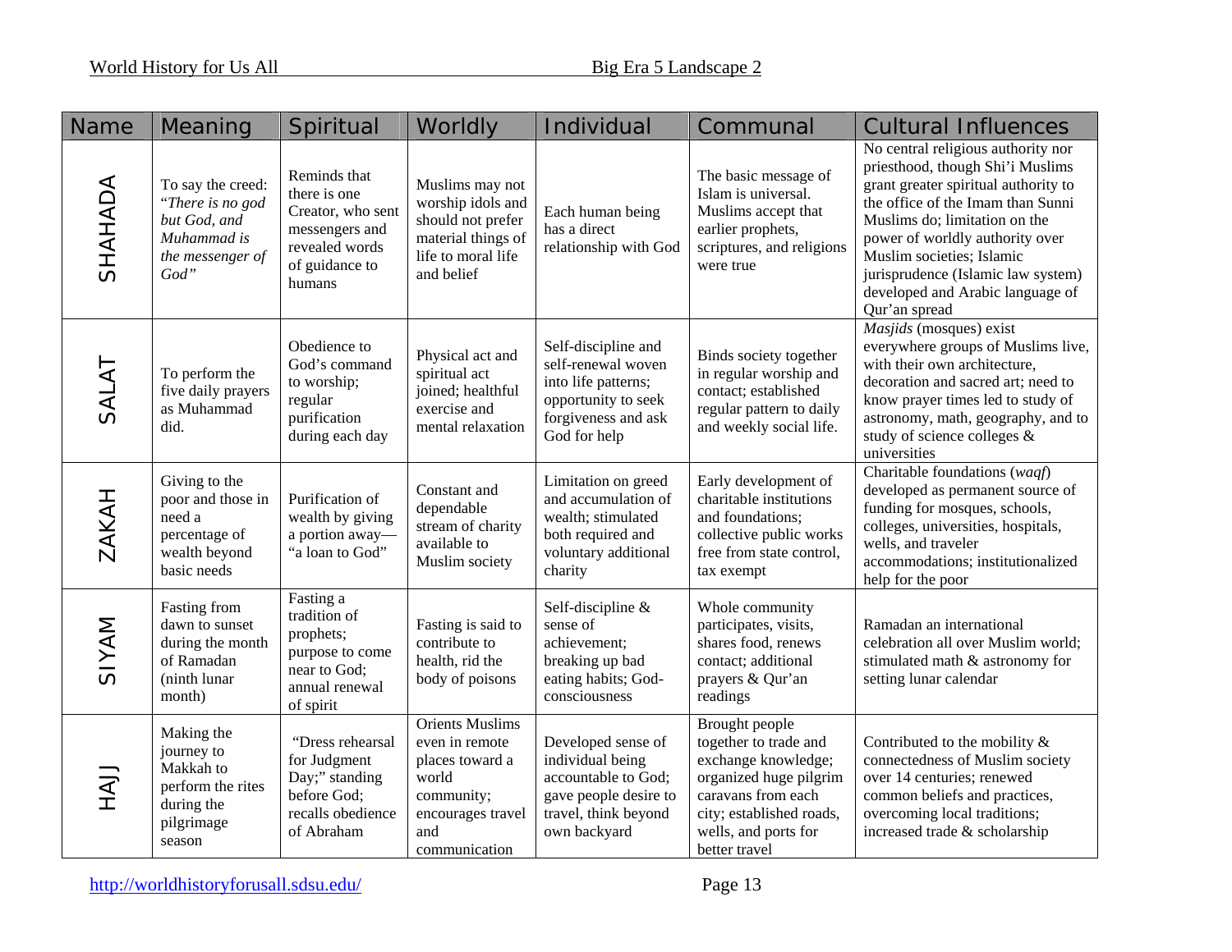| Name | Meaning | Spiritual | Worldly | Individual | Communal | Cultural Influences |
|---|---|---|---|---|---|---|
| SHAHADA | To say the creed: *"There is no god but God, and Muhammad is the messenger of God"* | Reminds that there is one Creator, who sent messengers and revealed words of guidance to humans | Muslims may not worship idols and should not prefer material things of life to moral life and belief | Each human being has a direct relationship with God | The basic message of Islam is universal. Muslims accept that earlier prophets, scriptures, and religions were true | No central religious authority nor priesthood, though Shi'i Muslims grant greater spiritual authority to the office of the Imam than Sunni Muslims do; limitation on the power of worldly authority over Muslim societies; Islamic jurisprudence (Islamic law system) developed and Arabic language of Qur'an spread |
| SALAT | To perform the five daily prayers as Muhammad did. | Obedience to God's command to worship; regular purification during each day | Physical act and spiritual act joined; healthful exercise and mental relaxation | Self-discipline and self-renewal woven into life patterns; opportunity to seek forgiveness and ask God for help | Binds society together in regular worship and contact; established regular pattern to daily and weekly social life. | *Masjids* (mosques) exist everywhere groups of Muslims live, with their own architecture, decoration and sacred art; need to know prayer times led to study of astronomy, math, geography, and to study of science colleges & universities |
| ZAKAH | Giving to the poor and those in need a percentage of wealth beyond basic needs | Purification of wealth by giving a portion away—"a loan to God" | Constant and dependable stream of charity available to Muslim society | Limitation on greed and accumulation of wealth; stimulated both required and voluntary additional charity | Early development of charitable institutions and foundations; collective public works free from state control, tax exempt | Charitable foundations (*waqf*) developed as permanent source of funding for mosques, schools, colleges, universities, hospitals, wells, and traveler accommodations; institutionalized help for the poor |
| SIYAM | Fasting from dawn to sunset during the month of Ramadan (ninth lunar month) | Fasting a tradition of prophets; purpose to come near to God; annual renewal of spirit | Fasting is said to contribute to health, rid the body of poisons | Self-discipline & sense of achievement; breaking up bad eating habits; God-consciousness | Whole community participates, visits, shares food, renews contact; additional prayers & Qur'an readings | Ramadan an international celebration all over Muslim world; stimulated math & astronomy for setting lunar calendar |
| HAJJ | Making the journey to Makkah to perform the rites during the pilgrimage season | "Dress rehearsal for Judgment Day;" standing before God; recalls obedience of Abraham | Orients Muslims even in remote places toward a world community; encourages travel and communication | Developed sense of individual being accountable to God; gave people desire to travel, think beyond own backyard | Brought people together to trade and exchange knowledge; organized huge pilgrim caravans from each city; established roads, wells, and ports for better travel | Contributed to the mobility & connectedness of Muslim society over 14 centuries; renewed common beliefs and practices, overcoming local traditions; increased trade & scholarship |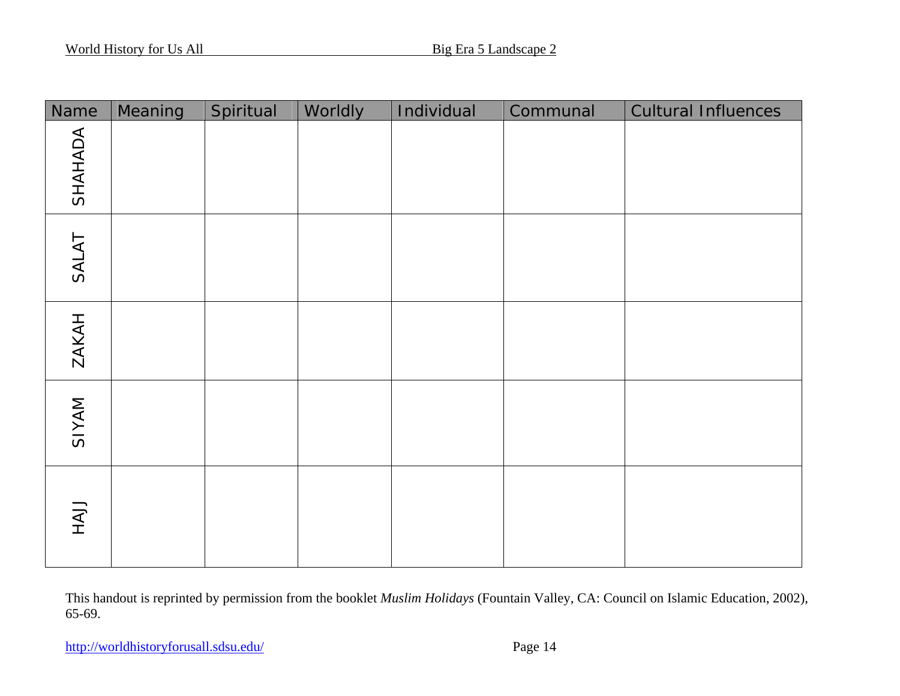| Name | Meaning | Spiritual | Worldly | Individual | Communal | Cultural Influences |
|---|---|---|---|---|---|---|
| SHAHADA | | | | | | |
| SALAT | | | | | | |
| ZAKAH | | | | | | |
| SIYAM | | | | | | |
| HAJJ | | | | | | |

This handout is reprinted by permission from the booklet *Muslim Holidays* (Fountain Valley, CA: Council on Islamic Education, 2002), 65-69.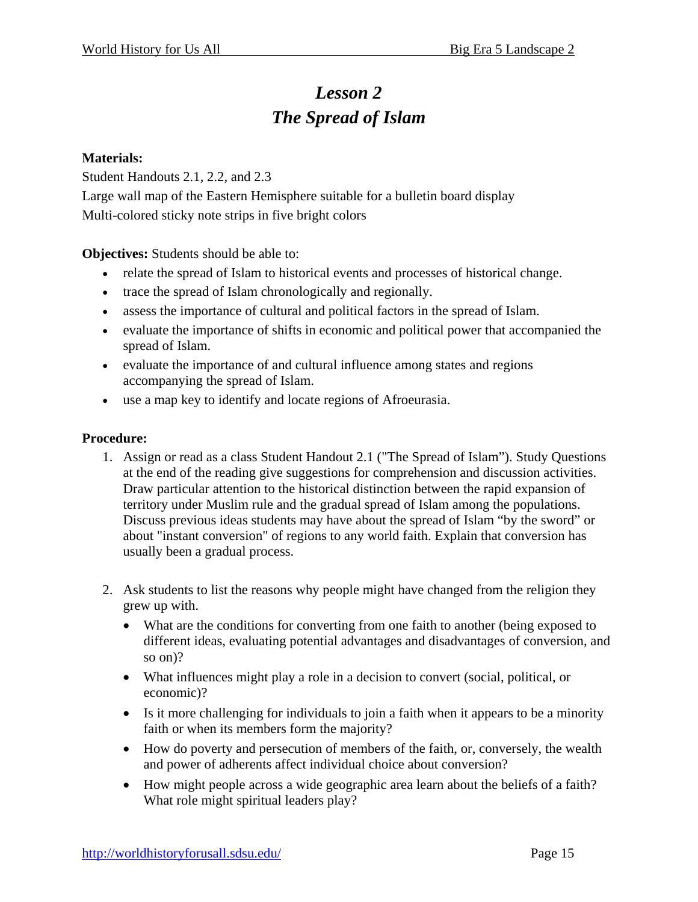# *Lesson 2*
# *The Spread of Islam*

**Materials:**

Student Handouts 2.1, 2.2, and 2.3

Large wall map of the Eastern Hemisphere suitable for a bulletin board display

Multi-colored sticky note strips in five bright colors

**Objectives:** Students should be able to:

- relate the spread of Islam to historical events and processes of historical change.
- trace the spread of Islam chronologically and regionally.
- assess the importance of cultural and political factors in the spread of Islam.
- evaluate the importance of shifts in economic and political power that accompanied the spread of Islam.
- evaluate the importance of and cultural influence among states and regions accompanying the spread of Islam.
- use a map key to identify and locate regions of Afroeurasia.

**Procedure:**

1. Assign or read as a class Student Handout 2.1 ("The Spread of Islam"). Study Questions at the end of the reading give suggestions for comprehension and discussion activities. Draw particular attention to the historical distinction between the rapid expansion of territory under Muslim rule and the gradual spread of Islam among the populations. Discuss previous ideas students may have about the spread of Islam "by the sword" or about "instant conversion" of regions to any world faith. Explain that conversion has usually been a gradual process.

2. Ask students to list the reasons why people might have changed from the religion they grew up with.
   - What are the conditions for converting from one faith to another (being exposed to different ideas, evaluating potential advantages and disadvantages of conversion, and so on)?
   - What influences might play a role in a decision to convert (social, political, or economic)?
   - Is it more challenging for individuals to join a faith when it appears to be a minority faith or when its members form the majority?
   - How do poverty and persecution of members of the faith, or, conversely, the wealth and power of adherents affect individual choice about conversion?
   - How might people across a wide geographic area learn about the beliefs of a faith? What role might spiritual leaders play?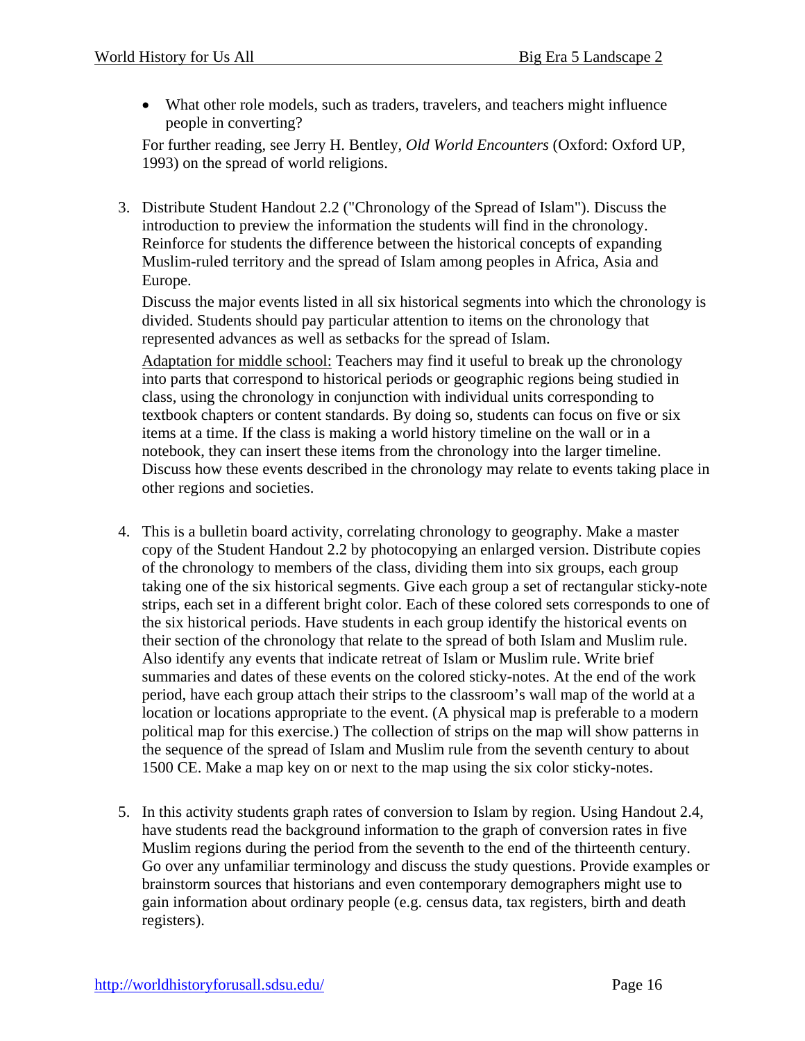- What other role models, such as traders, travelers, and teachers might influence people in converting?

For further reading, see Jerry H. Bentley, *Old World Encounters* (Oxford: Oxford UP, 1993) on the spread of world religions.

3. Distribute Student Handout 2.2 ("Chronology of the Spread of Islam"). Discuss the introduction to preview the information the students will find in the chronology. Reinforce for students the difference between the historical concepts of expanding Muslim-ruled territory and the spread of Islam among peoples in Africa, Asia and Europe.

   Discuss the major events listed in all six historical segments into which the chronology is divided. Students should pay particular attention to items on the chronology that represented advances as well as setbacks for the spread of Islam.

   Adaptation for middle school: Teachers may find it useful to break up the chronology into parts that correspond to historical periods or geographic regions being studied in class, using the chronology in conjunction with individual units corresponding to textbook chapters or content standards. By doing so, students can focus on five or six items at a time. If the class is making a world history timeline on the wall or in a notebook, they can insert these items from the chronology into the larger timeline. Discuss how these events described in the chronology may relate to events taking place in other regions and societies.

4. This is a bulletin board activity, correlating chronology to geography. Make a master copy of the Student Handout 2.2 by photocopying an enlarged version. Distribute copies of the chronology to members of the class, dividing them into six groups, each group taking one of the six historical segments. Give each group a set of rectangular sticky-note strips, each set in a different bright color. Each of these colored sets corresponds to one of the six historical periods. Have students in each group identify the historical events on their section of the chronology that relate to the spread of both Islam and Muslim rule. Also identify any events that indicate retreat of Islam or Muslim rule. Write brief summaries and dates of these events on the colored sticky-notes. At the end of the work period, have each group attach their strips to the classroom's wall map of the world at a location or locations appropriate to the event. (A physical map is preferable to a modern political map for this exercise.) The collection of strips on the map will show patterns in the sequence of the spread of Islam and Muslim rule from the seventh century to about 1500 CE. Make a map key on or next to the map using the six color sticky-notes.

5. In this activity students graph rates of conversion to Islam by region. Using Handout 2.4, have students read the background information to the graph of conversion rates in five Muslim regions during the period from the seventh to the end of the thirteenth century. Go over any unfamiliar terminology and discuss the study questions. Provide examples or brainstorm sources that historians and even contemporary demographers might use to gain information about ordinary people (e.g. census data, tax registers, birth and death registers).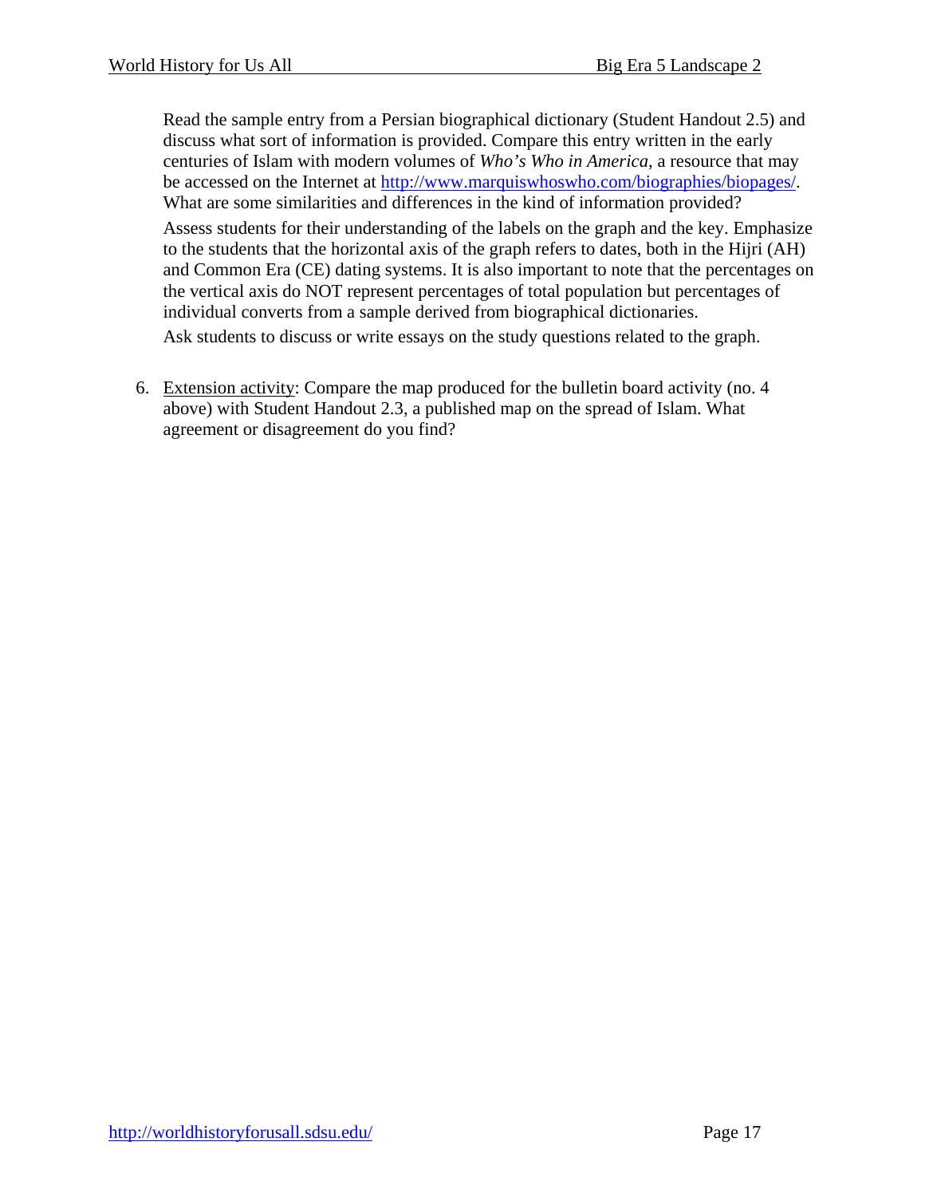Read the sample entry from a Persian biographical dictionary (Student Handout 2.5) and discuss what sort of information is provided. Compare this entry written in the early centuries of Islam with modern volumes of *Who's Who in America*, a resource that may be accessed on the Internet at http://www.marquiswhoswho.com/biographies/biopages/. What are some similarities and differences in the kind of information provided?

Assess students for their understanding of the labels on the graph and the key. Emphasize to the students that the horizontal axis of the graph refers to dates, both in the Hijri (AH) and Common Era (CE) dating systems. It is also important to note that the percentages on the vertical axis do NOT represent percentages of total population but percentages of individual converts from a sample derived from biographical dictionaries.

Ask students to discuss or write essays on the study questions related to the graph.

6. Extension activity: Compare the map produced for the bulletin board activity (no. 4 above) with Student Handout 2.3, a published map on the spread of Islam. What agreement or disagreement do you find?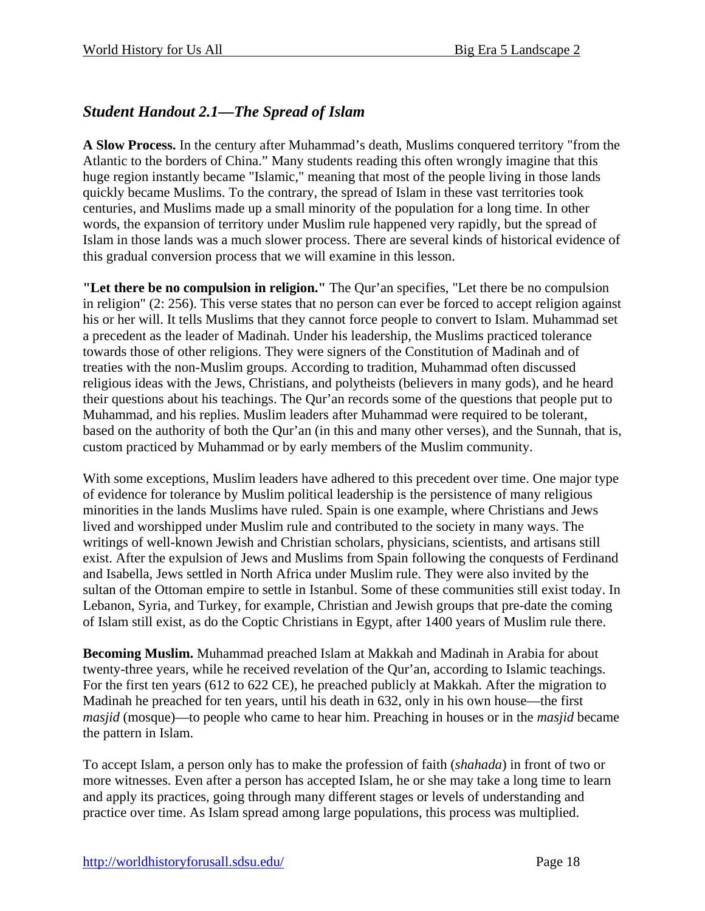## *Student Handout 2.1—The Spread of Islam*

**A Slow Process.** In the century after Muhammad's death, Muslims conquered territory "from the Atlantic to the borders of China." Many students reading this often wrongly imagine that this huge region instantly became "Islamic," meaning that most of the people living in those lands quickly became Muslims. To the contrary, the spread of Islam in these vast territories took centuries, and Muslims made up a small minority of the population for a long time. In other words, the expansion of territory under Muslim rule happened very rapidly, but the spread of Islam in those lands was a much slower process. There are several kinds of historical evidence of this gradual conversion process that we will examine in this lesson.

**"Let there be no compulsion in religion."** The Qur'an specifies, "Let there be no compulsion in religion" (2: 256). This verse states that no person can ever be forced to accept religion against his or her will. It tells Muslims that they cannot force people to convert to Islam. Muhammad set a precedent as the leader of Madinah. Under his leadership, the Muslims practiced tolerance towards those of other religions. They were signers of the Constitution of Madinah and of treaties with the non-Muslim groups. According to tradition, Muhammad often discussed religious ideas with the Jews, Christians, and polytheists (believers in many gods), and he heard their questions about his teachings. The Qur'an records some of the questions that people put to Muhammad, and his replies. Muslim leaders after Muhammad were required to be tolerant, based on the authority of both the Qur'an (in this and many other verses), and the Sunnah, that is, custom practiced by Muhammad or by early members of the Muslim community.

With some exceptions, Muslim leaders have adhered to this precedent over time. One major type of evidence for tolerance by Muslim political leadership is the persistence of many religious minorities in the lands Muslims have ruled. Spain is one example, where Christians and Jews lived and worshipped under Muslim rule and contributed to the society in many ways. The writings of well-known Jewish and Christian scholars, physicians, scientists, and artisans still exist. After the expulsion of Jews and Muslims from Spain following the conquests of Ferdinand and Isabella, Jews settled in North Africa under Muslim rule. They were also invited by the sultan of the Ottoman empire to settle in Istanbul. Some of these communities still exist today. In Lebanon, Syria, and Turkey, for example, Christian and Jewish groups that pre-date the coming of Islam still exist, as do the Coptic Christians in Egypt, after 1400 years of Muslim rule there.

**Becoming Muslim.** Muhammad preached Islam at Makkah and Madinah in Arabia for about twenty-three years, while he received revelation of the Qur'an, according to Islamic teachings. For the first ten years (612 to 622 CE), he preached publicly at Makkah. After the migration to Madinah he preached for ten years, until his death in 632, only in his own house—the first *masjid* (mosque)—to people who came to hear him. Preaching in houses or in the *masjid* became the pattern in Islam.

To accept Islam, a person only has to make the profession of faith (*shahada*) in front of two or more witnesses. Even after a person has accepted Islam, he or she may take a long time to learn and apply its practices, going through many different stages or levels of understanding and practice over time. As Islam spread among large populations, this process was multiplied.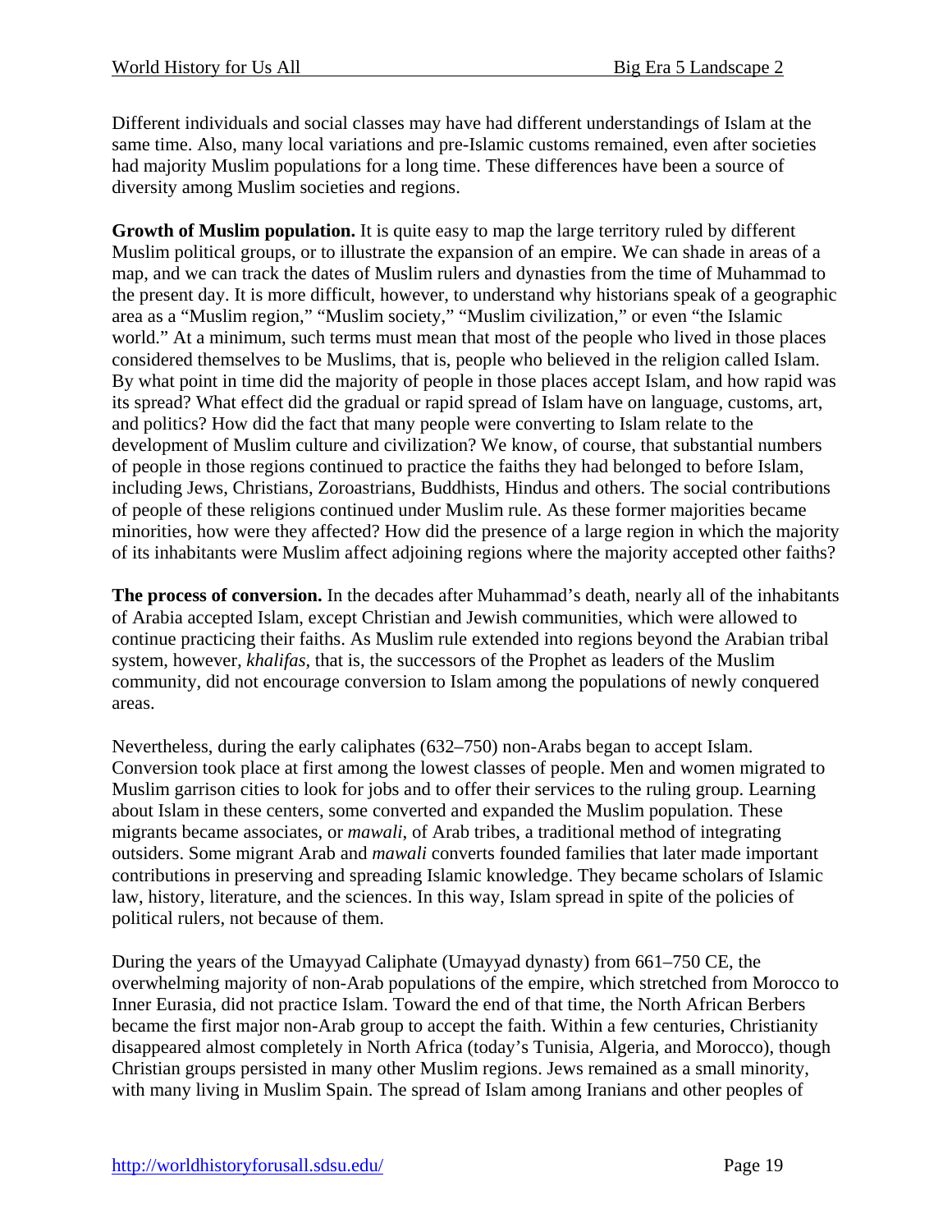Different individuals and social classes may have had different understandings of Islam at the same time. Also, many local variations and pre-Islamic customs remained, even after societies had majority Muslim populations for a long time. These differences have been a source of diversity among Muslim societies and regions.

**Growth of Muslim population.** It is quite easy to map the large territory ruled by different Muslim political groups, or to illustrate the expansion of an empire. We can shade in areas of a map, and we can track the dates of Muslim rulers and dynasties from the time of Muhammad to the present day. It is more difficult, however, to understand why historians speak of a geographic area as a "Muslim region," "Muslim society," "Muslim civilization," or even "the Islamic world." At a minimum, such terms must mean that most of the people who lived in those places considered themselves to be Muslims, that is, people who believed in the religion called Islam. By what point in time did the majority of people in those places accept Islam, and how rapid was its spread? What effect did the gradual or rapid spread of Islam have on language, customs, art, and politics? How did the fact that many people were converting to Islam relate to the development of Muslim culture and civilization? We know, of course, that substantial numbers of people in those regions continued to practice the faiths they had belonged to before Islam, including Jews, Christians, Zoroastrians, Buddhists, Hindus and others. The social contributions of people of these religions continued under Muslim rule. As these former majorities became minorities, how were they affected? How did the presence of a large region in which the majority of its inhabitants were Muslim affect adjoining regions where the majority accepted other faiths?

**The process of conversion.** In the decades after Muhammad's death, nearly all of the inhabitants of Arabia accepted Islam, except Christian and Jewish communities, which were allowed to continue practicing their faiths. As Muslim rule extended into regions beyond the Arabian tribal system, however, *khalifas*, that is, the successors of the Prophet as leaders of the Muslim community, did not encourage conversion to Islam among the populations of newly conquered areas.

Nevertheless, during the early caliphates (632–750) non-Arabs began to accept Islam. Conversion took place at first among the lowest classes of people. Men and women migrated to Muslim garrison cities to look for jobs and to offer their services to the ruling group. Learning about Islam in these centers, some converted and expanded the Muslim population. These migrants became associates, or *mawali*, of Arab tribes, a traditional method of integrating outsiders. Some migrant Arab and *mawali* converts founded families that later made important contributions in preserving and spreading Islamic knowledge. They became scholars of Islamic law, history, literature, and the sciences. In this way, Islam spread in spite of the policies of political rulers, not because of them.

During the years of the Umayyad Caliphate (Umayyad dynasty) from 661–750 CE, the overwhelming majority of non-Arab populations of the empire, which stretched from Morocco to Inner Eurasia, did not practice Islam. Toward the end of that time, the North African Berbers became the first major non-Arab group to accept the faith. Within a few centuries, Christianity disappeared almost completely in North Africa (today's Tunisia, Algeria, and Morocco), though Christian groups persisted in many other Muslim regions. Jews remained as a small minority, with many living in Muslim Spain. The spread of Islam among Iranians and other peoples of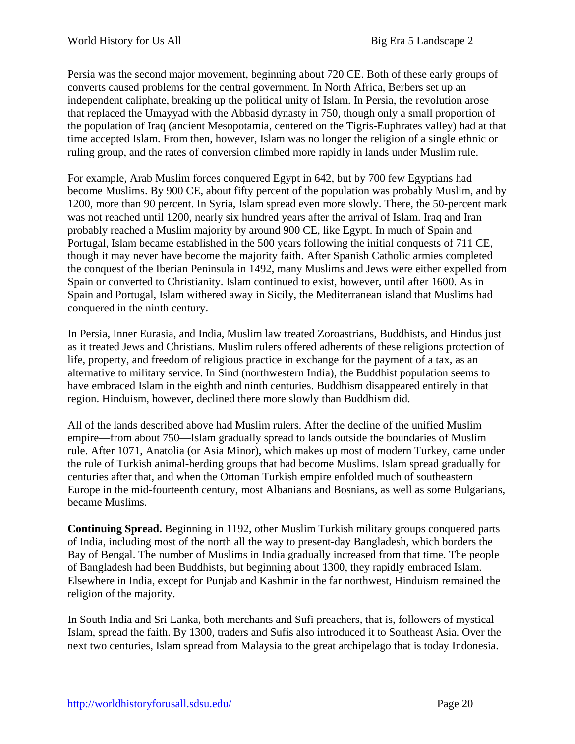Persia was the second major movement, beginning about 720 CE. Both of these early groups of converts caused problems for the central government. In North Africa, Berbers set up an independent caliphate, breaking up the political unity of Islam. In Persia, the revolution arose that replaced the Umayyad with the Abbasid dynasty in 750, though only a small proportion of the population of Iraq (ancient Mesopotamia, centered on the Tigris-Euphrates valley) had at that time accepted Islam. From then, however, Islam was no longer the religion of a single ethnic or ruling group, and the rates of conversion climbed more rapidly in lands under Muslim rule.

For example, Arab Muslim forces conquered Egypt in 642, but by 700 few Egyptians had become Muslims. By 900 CE, about fifty percent of the population was probably Muslim, and by 1200, more than 90 percent. In Syria, Islam spread even more slowly. There, the 50-percent mark was not reached until 1200, nearly six hundred years after the arrival of Islam. Iraq and Iran probably reached a Muslim majority by around 900 CE, like Egypt. In much of Spain and Portugal, Islam became established in the 500 years following the initial conquests of 711 CE, though it may never have become the majority faith. After Spanish Catholic armies completed the conquest of the Iberian Peninsula in 1492, many Muslims and Jews were either expelled from Spain or converted to Christianity. Islam continued to exist, however, until after 1600. As in Spain and Portugal, Islam withered away in Sicily, the Mediterranean island that Muslims had conquered in the ninth century.

In Persia, Inner Eurasia, and India, Muslim law treated Zoroastrians, Buddhists, and Hindus just as it treated Jews and Christians. Muslim rulers offered adherents of these religions protection of life, property, and freedom of religious practice in exchange for the payment of a tax, as an alternative to military service. In Sind (northwestern India), the Buddhist population seems to have embraced Islam in the eighth and ninth centuries. Buddhism disappeared entirely in that region. Hinduism, however, declined there more slowly than Buddhism did.

All of the lands described above had Muslim rulers. After the decline of the unified Muslim empire—from about 750—Islam gradually spread to lands outside the boundaries of Muslim rule. After 1071, Anatolia (or Asia Minor), which makes up most of modern Turkey, came under the rule of Turkish animal-herding groups that had become Muslims. Islam spread gradually for centuries after that, and when the Ottoman Turkish empire enfolded much of southeastern Europe in the mid-fourteenth century, most Albanians and Bosnians, as well as some Bulgarians, became Muslims.

**Continuing Spread.** Beginning in 1192, other Muslim Turkish military groups conquered parts of India, including most of the north all the way to present-day Bangladesh, which borders the Bay of Bengal. The number of Muslims in India gradually increased from that time. The people of Bangladesh had been Buddhists, but beginning about 1300, they rapidly embraced Islam. Elsewhere in India, except for Punjab and Kashmir in the far northwest, Hinduism remained the religion of the majority.

In South India and Sri Lanka, both merchants and Sufi preachers, that is, followers of mystical Islam, spread the faith. By 1300, traders and Sufis also introduced it to Southeast Asia. Over the next two centuries, Islam spread from Malaysia to the great archipelago that is today Indonesia.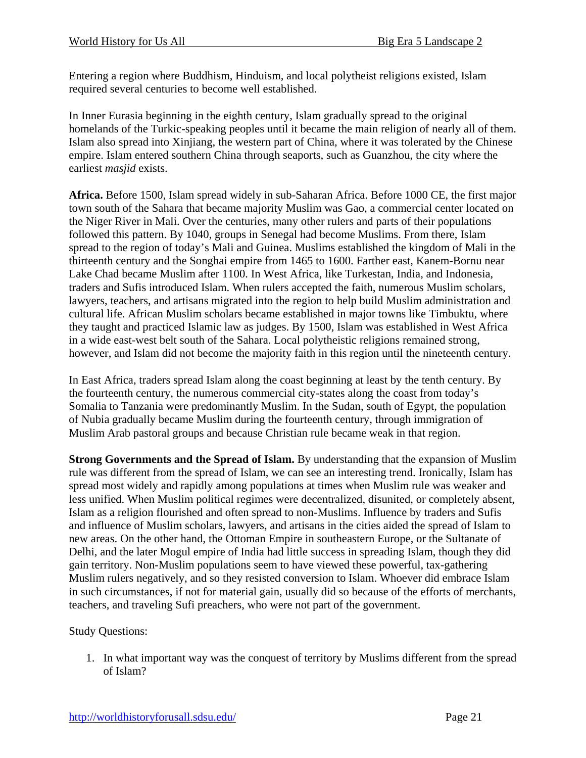Entering a region where Buddhism, Hinduism, and local polytheist religions existed, Islam required several centuries to become well established.

In Inner Eurasia beginning in the eighth century, Islam gradually spread to the original homelands of the Turkic-speaking peoples until it became the main religion of nearly all of them. Islam also spread into Xinjiang, the western part of China, where it was tolerated by the Chinese empire. Islam entered southern China through seaports, such as Guanzhou, the city where the earliest *masjid* exists.

**Africa.** Before 1500, Islam spread widely in sub-Saharan Africa. Before 1000 CE, the first major town south of the Sahara that became majority Muslim was Gao, a commercial center located on the Niger River in Mali. Over the centuries, many other rulers and parts of their populations followed this pattern. By 1040, groups in Senegal had become Muslims. From there, Islam spread to the region of today's Mali and Guinea. Muslims established the kingdom of Mali in the thirteenth century and the Songhai empire from 1465 to 1600. Farther east, Kanem-Bornu near Lake Chad became Muslim after 1100. In West Africa, like Turkestan, India, and Indonesia, traders and Sufis introduced Islam. When rulers accepted the faith, numerous Muslim scholars, lawyers, teachers, and artisans migrated into the region to help build Muslim administration and cultural life. African Muslim scholars became established in major towns like Timbuktu, where they taught and practiced Islamic law as judges. By 1500, Islam was established in West Africa in a wide east-west belt south of the Sahara. Local polytheistic religions remained strong, however, and Islam did not become the majority faith in this region until the nineteenth century.

In East Africa, traders spread Islam along the coast beginning at least by the tenth century. By the fourteenth century, the numerous commercial city-states along the coast from today's Somalia to Tanzania were predominantly Muslim. In the Sudan, south of Egypt, the population of Nubia gradually became Muslim during the fourteenth century, through immigration of Muslim Arab pastoral groups and because Christian rule became weak in that region.

**Strong Governments and the Spread of Islam.** By understanding that the expansion of Muslim rule was different from the spread of Islam, we can see an interesting trend. Ironically, Islam has spread most widely and rapidly among populations at times when Muslim rule was weaker and less unified. When Muslim political regimes were decentralized, disunited, or completely absent, Islam as a religion flourished and often spread to non-Muslims. Influence by traders and Sufis and influence of Muslim scholars, lawyers, and artisans in the cities aided the spread of Islam to new areas. On the other hand, the Ottoman Empire in southeastern Europe, or the Sultanate of Delhi, and the later Mogul empire of India had little success in spreading Islam, though they did gain territory. Non-Muslim populations seem to have viewed these powerful, tax-gathering Muslim rulers negatively, and so they resisted conversion to Islam. Whoever did embrace Islam in such circumstances, if not for material gain, usually did so because of the efforts of merchants, teachers, and traveling Sufi preachers, who were not part of the government.

Study Questions:

1. In what important way was the conquest of territory by Muslims different from the spread of Islam?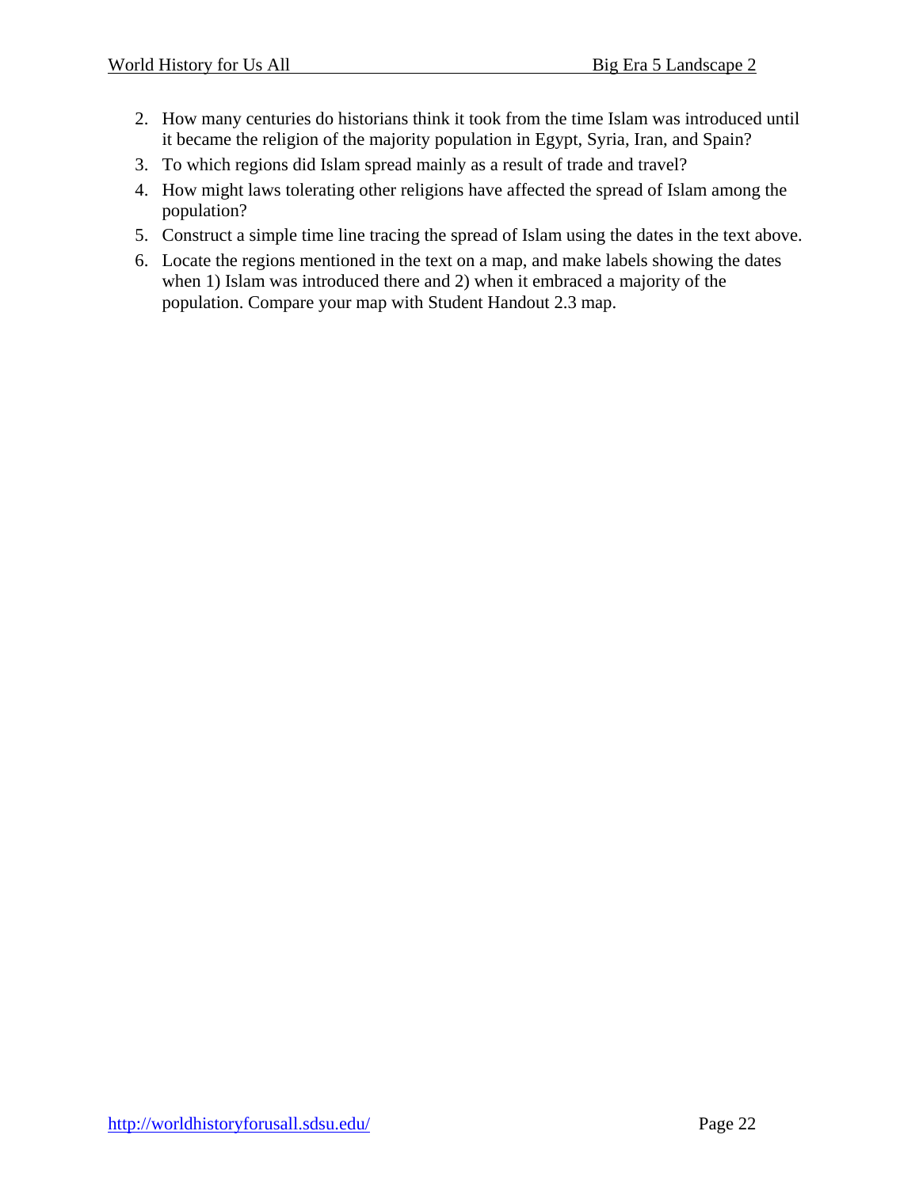2. How many centuries do historians think it took from the time Islam was introduced until it became the religion of the majority population in Egypt, Syria, Iran, and Spain?
3. To which regions did Islam spread mainly as a result of trade and travel?
4. How might laws tolerating other religions have affected the spread of Islam among the population?
5. Construct a simple time line tracing the spread of Islam using the dates in the text above.
6. Locate the regions mentioned in the text on a map, and make labels showing the dates when 1) Islam was introduced there and 2) when it embraced a majority of the population. Compare your map with Student Handout 2.3 map.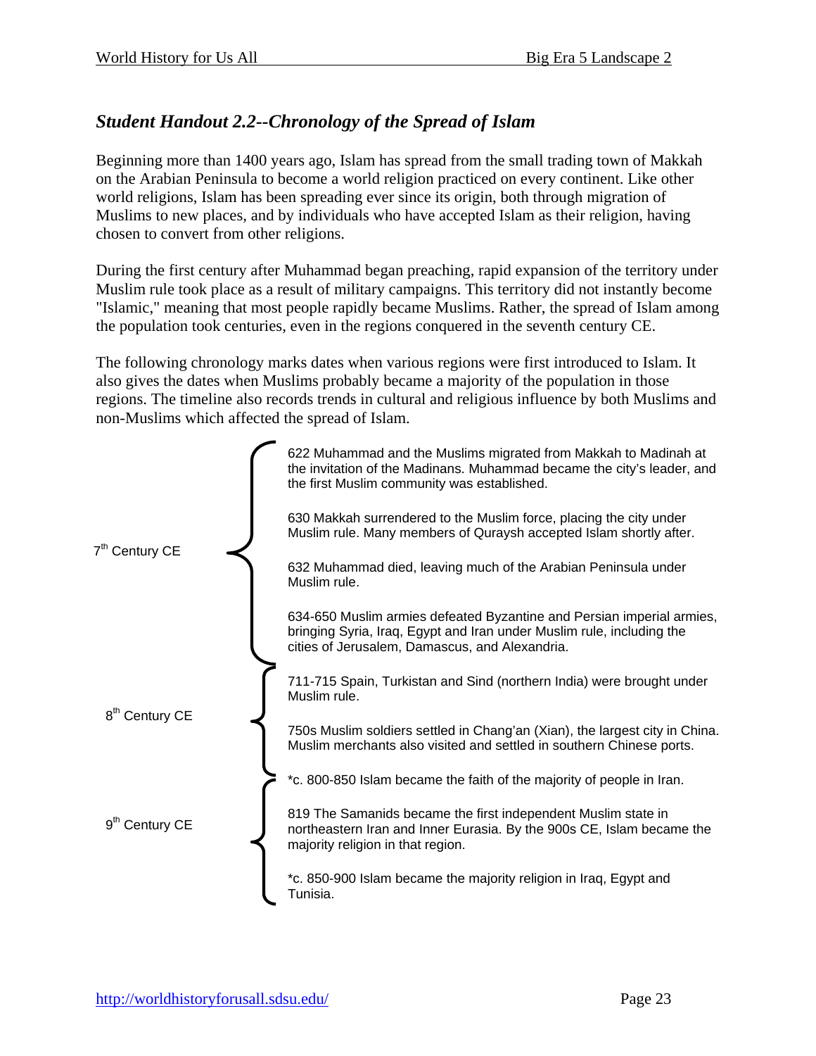## *Student Handout 2.2--Chronology of the Spread of Islam*

Beginning more than 1400 years ago, Islam has spread from the small trading town of Makkah on the Arabian Peninsula to become a world religion practiced on every continent. Like other world religions, Islam has been spreading ever since its origin, both through migration of Muslims to new places, and by individuals who have accepted Islam as their religion, having chosen to convert from other religions.

During the first century after Muhammad began preaching, rapid expansion of the territory under Muslim rule took place as a result of military campaigns. This territory did not instantly become "Islamic," meaning that most people rapidly became Muslims. Rather, the spread of Islam among the population took centuries, even in the regions conquered in the seventh century CE.

The following chronology marks dates when various regions were first introduced to Islam. It also gives the dates when Muslims probably became a majority of the population in those regions. The timeline also records trends in cultural and religious influence by both Muslims and non-Muslims which affected the spread of Islam.

### 7th Century CE

622 Muhammad and the Muslims migrated from Makkah to Madinah at the invitation of the Madinans. Muhammad became the city's leader, and the first Muslim community was established.

630 Makkah surrendered to the Muslim force, placing the city under Muslim rule. Many members of Quraysh accepted Islam shortly after.

632 Muhammad died, leaving much of the Arabian Peninsula under Muslim rule.

634-650 Muslim armies defeated Byzantine and Persian imperial armies, bringing Syria, Iraq, Egypt and Iran under Muslim rule, including the cities of Jerusalem, Damascus, and Alexandria.

### 8th Century CE

711-715 Spain, Turkistan and Sind (northern India) were brought under Muslim rule.

750s Muslim soldiers settled in Chang'an (Xian), the largest city in China. Muslim merchants also visited and settled in southern Chinese ports.

### 9th Century CE

*c. 800-850 Islam became the faith of the majority of people in Iran.

819 The Samanids became the first independent Muslim state in northeastern Iran and Inner Eurasia. By the 900s CE, Islam became the majority religion in that region.

*c. 850-900 Islam became the majority religion in Iraq, Egypt and Tunisia.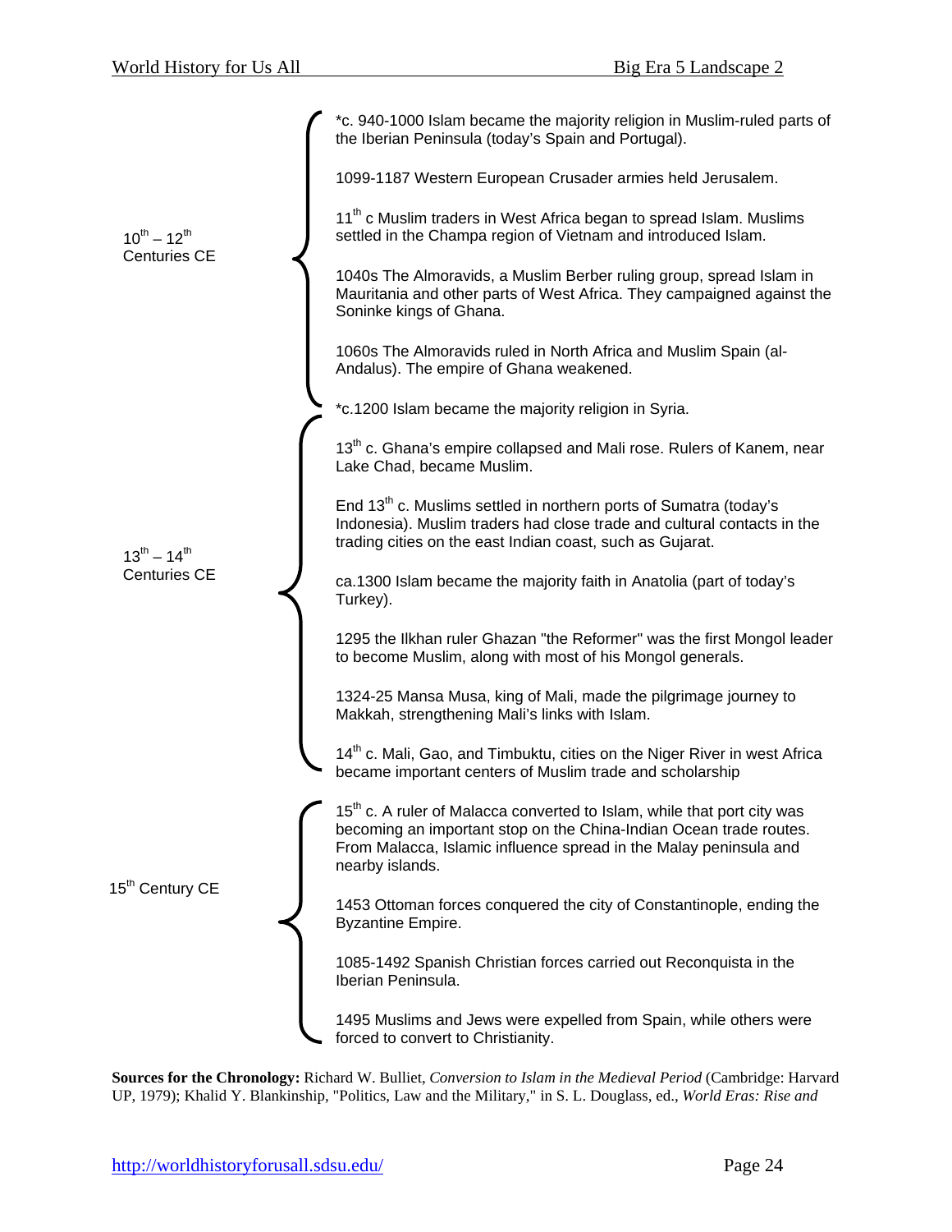**10th – 12th Centuries CE**

*c. 940-1000 Islam became the majority religion in Muslim-ruled parts of the Iberian Peninsula (today's Spain and Portugal).

1099-1187 Western European Crusader armies held Jerusalem.

11th c Muslim traders in West Africa began to spread Islam. Muslims settled in the Champa region of Vietnam and introduced Islam.

1040s The Almoravids, a Muslim Berber ruling group, spread Islam in Mauritania and other parts of West Africa. They campaigned against the Soninke kings of Ghana.

1060s The Almoravids ruled in North Africa and Muslim Spain (al-Andalus). The empire of Ghana weakened.

*c.1200 Islam became the majority religion in Syria.

**13th – 14th Centuries CE**

13th c. Ghana's empire collapsed and Mali rose. Rulers of Kanem, near Lake Chad, became Muslim.

End 13th c. Muslims settled in northern ports of Sumatra (today's Indonesia). Muslim traders had close trade and cultural contacts in the trading cities on the east Indian coast, such as Gujarat.

ca.1300 Islam became the majority faith in Anatolia (part of today's Turkey).

1295 the Ilkhan ruler Ghazan "the Reformer" was the first Mongol leader to become Muslim, along with most of his Mongol generals.

1324-25 Mansa Musa, king of Mali, made the pilgrimage journey to Makkah, strengthening Mali's links with Islam.

14th c. Mali, Gao, and Timbuktu, cities on the Niger River in west Africa became important centers of Muslim trade and scholarship

**15th Century CE**

15th c. A ruler of Malacca converted to Islam, while that port city was becoming an important stop on the China-Indian Ocean trade routes. From Malacca, Islamic influence spread in the Malay peninsula and nearby islands.

1453 Ottoman forces conquered the city of Constantinople, ending the Byzantine Empire.

1085-1492 Spanish Christian forces carried out Reconquista in the Iberian Peninsula.

1495 Muslims and Jews were expelled from Spain, while others were forced to convert to Christianity.

**Sources for the Chronology:** Richard W. Bulliet, *Conversion to Islam in the Medieval Period* (Cambridge: Harvard UP, 1979); Khalid Y. Blankinship, "Politics, Law and the Military," in S. L. Douglass, ed., *World Eras: Rise and*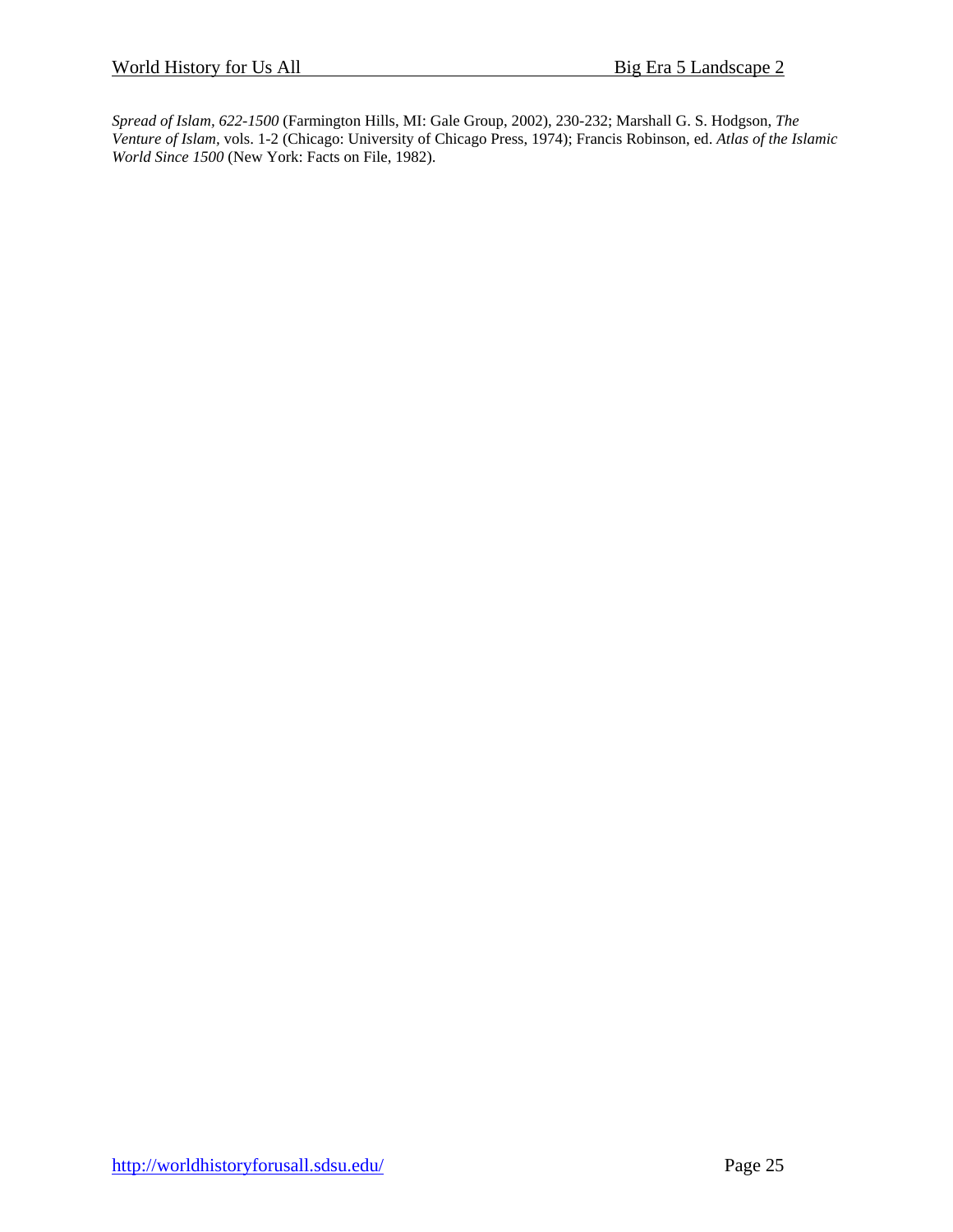*Spread of Islam, 622-1500* (Farmington Hills, MI: Gale Group, 2002), 230-232; Marshall G. S. Hodgson, *The Venture of Islam*, vols. 1-2 (Chicago: University of Chicago Press, 1974); Francis Robinson, ed. *Atlas of the Islamic World Since 1500* (New York: Facts on File, 1982).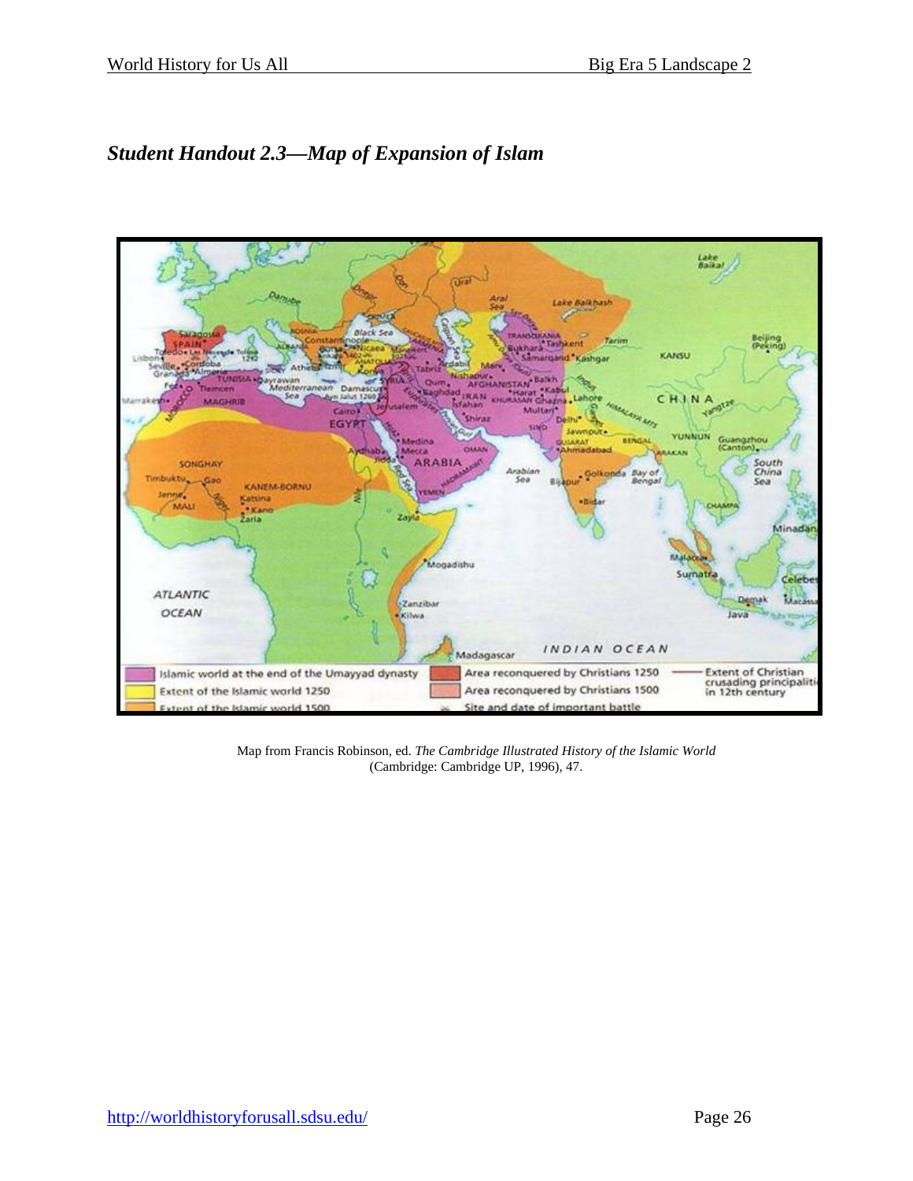## *Student Handout 2.3—Map of Expansion of Islam*

Map from Francis Robinson, ed. *The Cambridge Illustrated History of the Islamic World* (Cambridge: Cambridge UP, 1996), 47.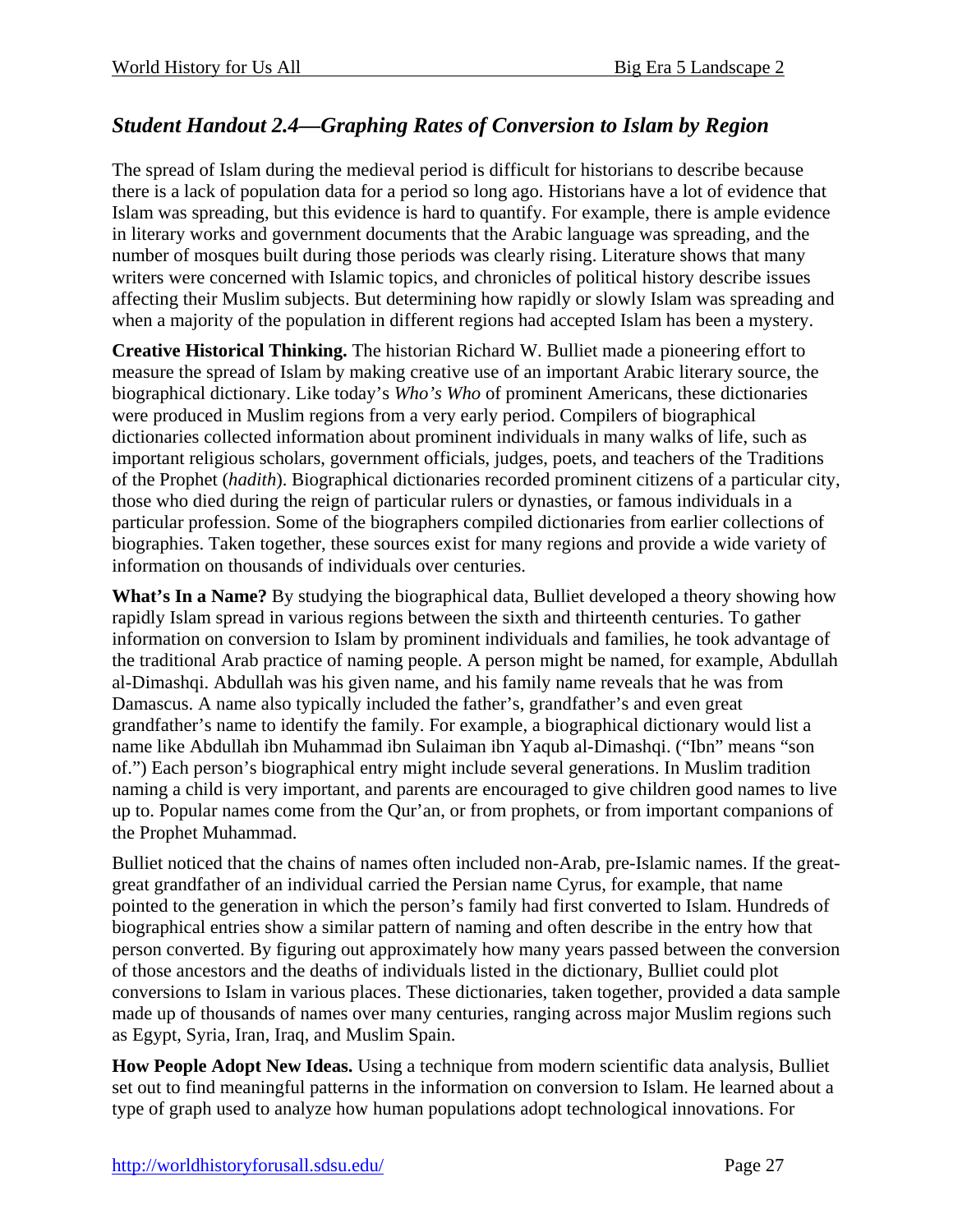## *Student Handout 2.4—Graphing Rates of Conversion to Islam by Region*

The spread of Islam during the medieval period is difficult for historians to describe because there is a lack of population data for a period so long ago. Historians have a lot of evidence that Islam was spreading, but this evidence is hard to quantify. For example, there is ample evidence in literary works and government documents that the Arabic language was spreading, and the number of mosques built during those periods was clearly rising. Literature shows that many writers were concerned with Islamic topics, and chronicles of political history describe issues affecting their Muslim subjects. But determining how rapidly or slowly Islam was spreading and when a majority of the population in different regions had accepted Islam has been a mystery.

**Creative Historical Thinking.** The historian Richard W. Bulliet made a pioneering effort to measure the spread of Islam by making creative use of an important Arabic literary source, the biographical dictionary. Like today's *Who's Who* of prominent Americans, these dictionaries were produced in Muslim regions from a very early period. Compilers of biographical dictionaries collected information about prominent individuals in many walks of life, such as important religious scholars, government officials, judges, poets, and teachers of the Traditions of the Prophet (*hadith*). Biographical dictionaries recorded prominent citizens of a particular city, those who died during the reign of particular rulers or dynasties, or famous individuals in a particular profession. Some of the biographers compiled dictionaries from earlier collections of biographies. Taken together, these sources exist for many regions and provide a wide variety of information on thousands of individuals over centuries.

**What's In a Name?** By studying the biographical data, Bulliet developed a theory showing how rapidly Islam spread in various regions between the sixth and thirteenth centuries. To gather information on conversion to Islam by prominent individuals and families, he took advantage of the traditional Arab practice of naming people. A person might be named, for example, Abdullah al-Dimashqi. Abdullah was his given name, and his family name reveals that he was from Damascus. A name also typically included the father's, grandfather's and even great grandfather's name to identify the family. For example, a biographical dictionary would list a name like Abdullah ibn Muhammad ibn Sulaiman ibn Yaqub al-Dimashqi. ("Ibn" means "son of.") Each person's biographical entry might include several generations. In Muslim tradition naming a child is very important, and parents are encouraged to give children good names to live up to. Popular names come from the Qur'an, or from prophets, or from important companions of the Prophet Muhammad.

Bulliet noticed that the chains of names often included non-Arab, pre-Islamic names. If the great-great grandfather of an individual carried the Persian name Cyrus, for example, that name pointed to the generation in which the person's family had first converted to Islam. Hundreds of biographical entries show a similar pattern of naming and often describe in the entry how that person converted. By figuring out approximately how many years passed between the conversion of those ancestors and the deaths of individuals listed in the dictionary, Bulliet could plot conversions to Islam in various places. These dictionaries, taken together, provided a data sample made up of thousands of names over many centuries, ranging across major Muslim regions such as Egypt, Syria, Iran, Iraq, and Muslim Spain.

**How People Adopt New Ideas.** Using a technique from modern scientific data analysis, Bulliet set out to find meaningful patterns in the information on conversion to Islam. He learned about a type of graph used to analyze how human populations adopt technological innovations. For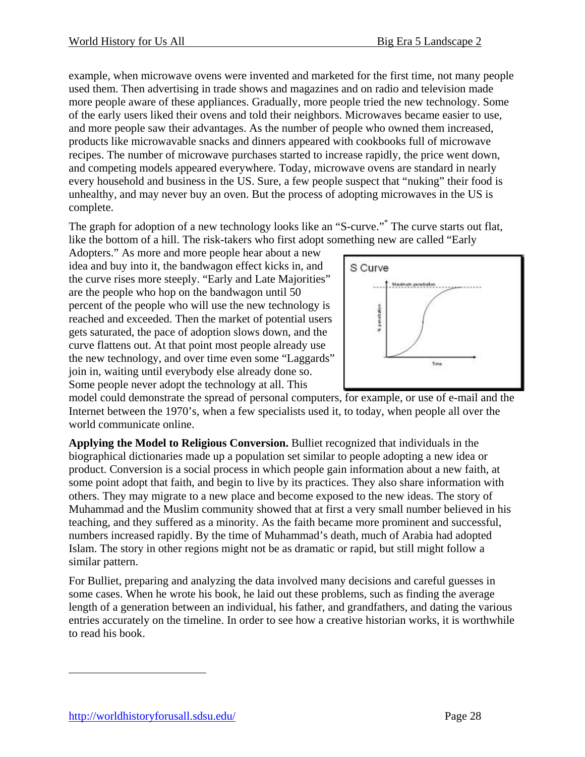example, when microwave ovens were invented and marketed for the first time, not many people used them. Then advertising in trade shows and magazines and on radio and television made more people aware of these appliances. Gradually, more people tried the new technology. Some of the early users liked their ovens and told their neighbors. Microwaves became easier to use, and more people saw their advantages. As the number of people who owned them increased, products like microwavable snacks and dinners appeared with cookbooks full of microwave recipes. The number of microwave purchases started to increase rapidly, the price went down, and competing models appeared everywhere. Today, microwave ovens are standard in nearly every household and business in the US. Sure, a few people suspect that "nuking" their food is unhealthy, and may never buy an oven. But the process of adopting microwaves in the US is complete.

The graph for adoption of a new technology looks like an "S-curve."* The curve starts out flat, like the bottom of a hill. The risk-takers who first adopt something new are called "Early Adopters." As more and more people hear about a new idea and buy into it, the bandwagon effect kicks in, and the curve rises more steeply. "Early and Late Majorities" are the people who hop on the bandwagon until 50 percent of the people who will use the new technology is reached and exceeded. Then the market of potential users gets saturated, the pace of adoption slows down, and the curve flattens out. At that point most people already use the new technology, and over time even some "Laggards" join in, waiting until everybody else already done so. Some people never adopt the technology at all. This model could demonstrate the spread of personal computers, for example, or use of e-mail and the Internet between the 1970's, when a few specialists used it, to today, when people all over the world communicate online.

S Curve

**Applying the Model to Religious Conversion.** Bulliet recognized that individuals in the biographical dictionaries made up a population set similar to people adopting a new idea or product. Conversion is a social process in which people gain information about a new faith, at some point adopt that faith, and begin to live by its practices. They also share information with others. They may migrate to a new place and become exposed to the new ideas. The story of Muhammad and the Muslim community showed that at first a very small number believed in his teaching, and they suffered as a minority. As the faith became more prominent and successful, numbers increased rapidly. By the time of Muhammad's death, much of Arabia had adopted Islam. The story in other regions might not be as dramatic or rapid, but still might follow a similar pattern.

For Bulliet, preparing and analyzing the data involved many decisions and careful guesses in some cases. When he wrote his book, he laid out these problems, such as finding the average length of a generation between an individual, his father, and grandfathers, and dating the various entries accurately on the timeline. In order to see how a creative historian works, it is worthwhile to read his book.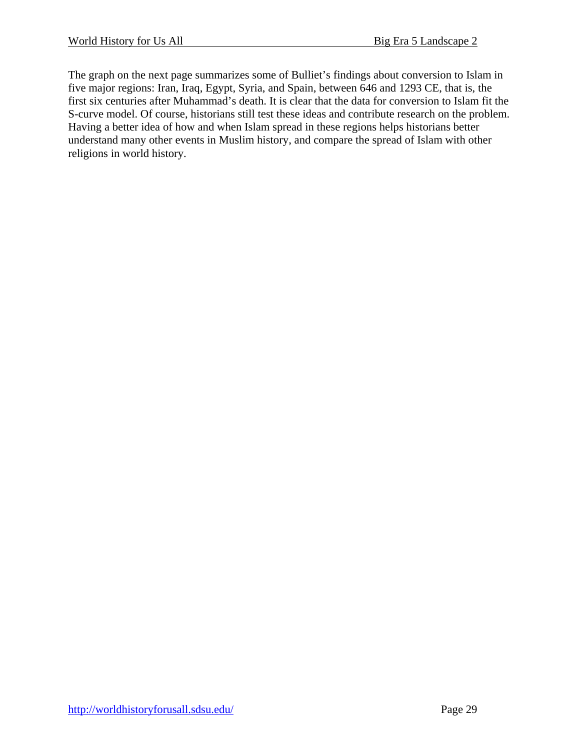The graph on the next page summarizes some of Bulliet's findings about conversion to Islam in five major regions: Iran, Iraq, Egypt, Syria, and Spain, between 646 and 1293 CE, that is, the first six centuries after Muhammad's death. It is clear that the data for conversion to Islam fit the S-curve model. Of course, historians still test these ideas and contribute research on the problem. Having a better idea of how and when Islam spread in these regions helps historians better understand many other events in Muslim history, and compare the spread of Islam with other religions in world history.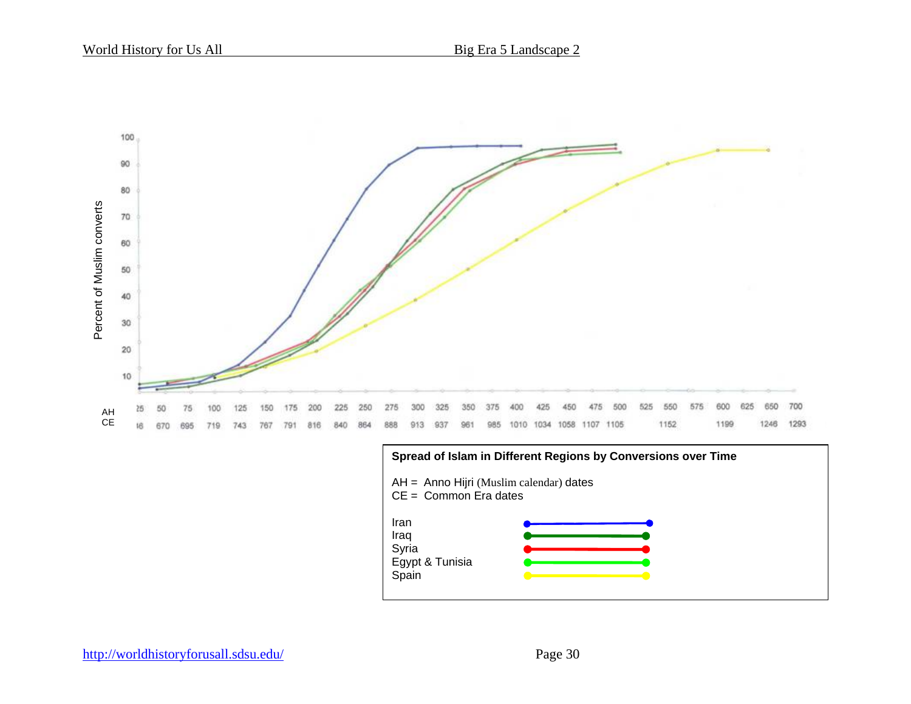Percent of Muslim converts

| AH | 25 | 50 | 75 | 100 | 125 | 150 | 175 | 200 | 225 | 250 | 275 | 300 | 325 | 350 | 375 | 400 | 425 | 450 | 475 | 500 | 525 | 550 | 575 | 600 | 625 | 650 | 700 |
|---|---|---|---|---|---|---|---|---|---|---|---|---|---|---|---|---|---|---|---|---|---|---|---|---|---|---|---|
| CE | 46 | 670 | 695 | 719 | 743 | 767 | 791 | 816 | 840 | 864 | 888 | 913 | 937 | 961 | 985 | 1010 | 1034 | 1058 | 1107 | 1105 | | 1152 | | 1199 | | 1246 | 1293 |

**Spread of Islam in Different Regions by Conversions over Time**

AH = Anno Hijri (Muslim calendar) dates
CE = Common Era dates

- Iran
- Iraq
- Syria
- Egypt & Tunisia
- Spain

http://worldhistoryforusall.sdsu.edu/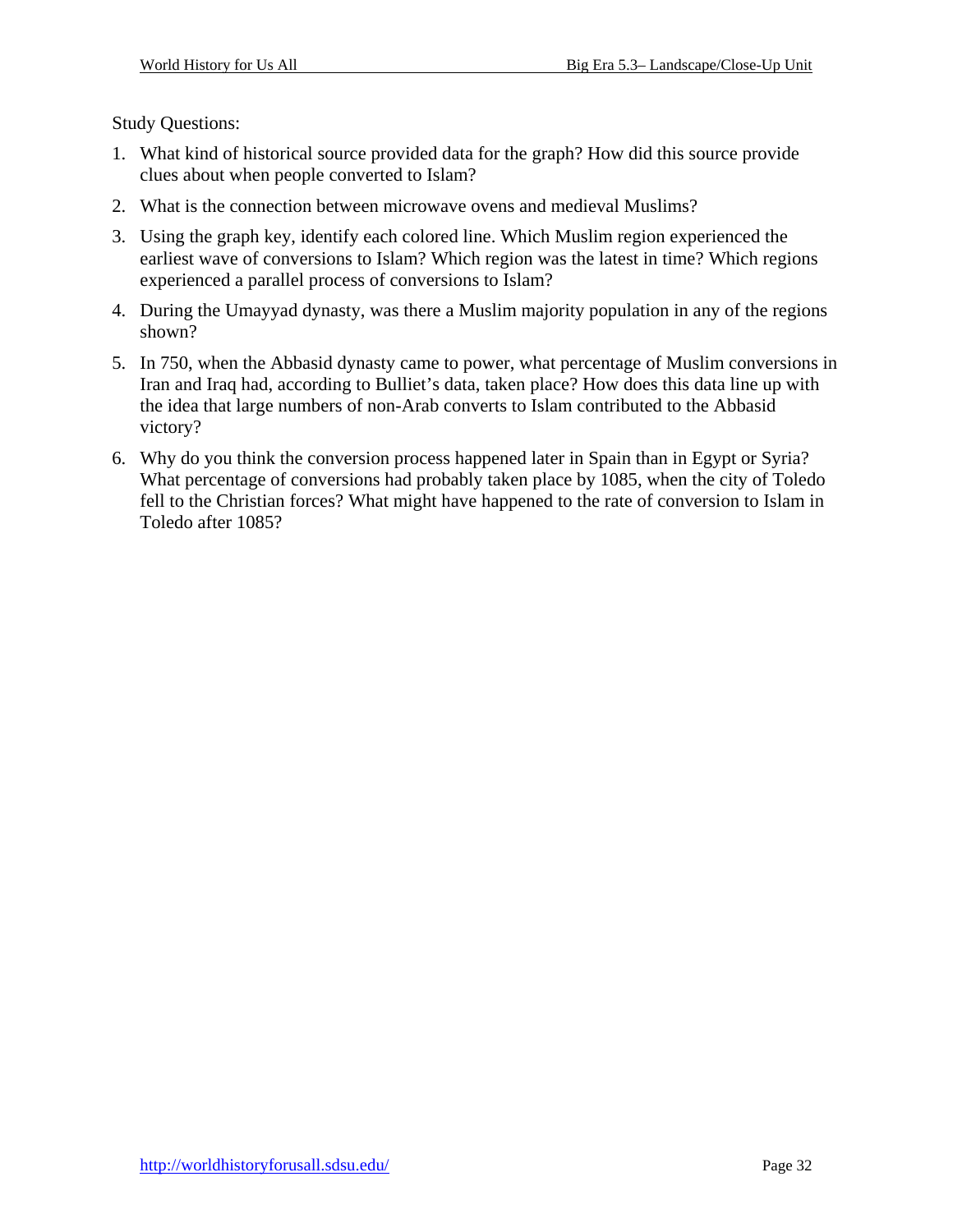Study Questions:

1. What kind of historical source provided data for the graph? How did this source provide clues about when people converted to Islam?
2. What is the connection between microwave ovens and medieval Muslims?
3. Using the graph key, identify each colored line. Which Muslim region experienced the earliest wave of conversions to Islam? Which region was the latest in time? Which regions experienced a parallel process of conversions to Islam?
4. During the Umayyad dynasty, was there a Muslim majority population in any of the regions shown?
5. In 750, when the Abbasid dynasty came to power, what percentage of Muslim conversions in Iran and Iraq had, according to Bulliet's data, taken place? How does this data line up with the idea that large numbers of non-Arab converts to Islam contributed to the Abbasid victory?
6. Why do you think the conversion process happened later in Spain than in Egypt or Syria? What percentage of conversions had probably taken place by 1085, when the city of Toledo fell to the Christian forces? What might have happened to the rate of conversion to Islam in Toledo after 1085?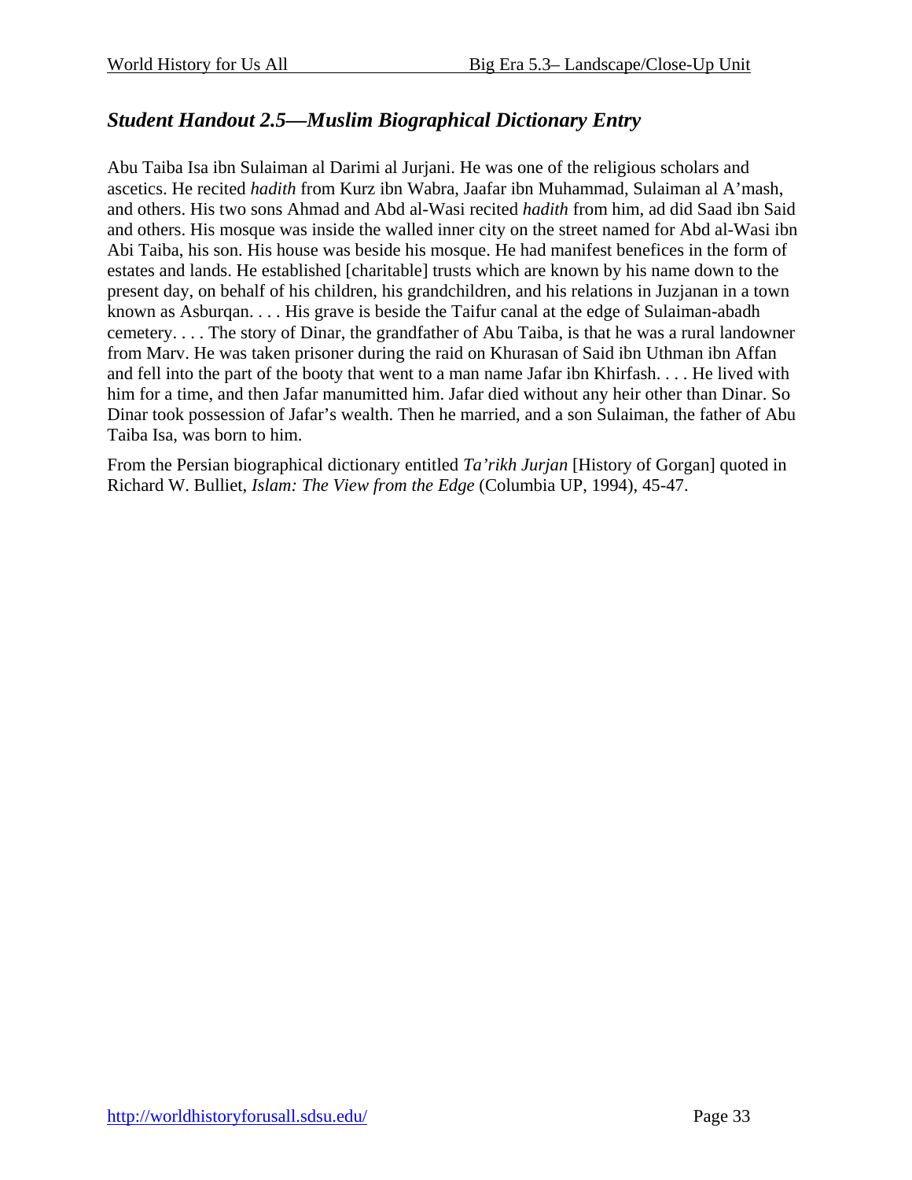## *Student Handout 2.5—Muslim Biographical Dictionary Entry*

Abu Taiba Isa ibn Sulaiman al Darimi al Jurjani. He was one of the religious scholars and ascetics. He recited *hadith* from Kurz ibn Wabra, Jaafar ibn Muhammad, Sulaiman al A'mash, and others. His two sons Ahmad and Abd al-Wasi recited *hadith* from him, ad did Saad ibn Said and others. His mosque was inside the walled inner city on the street named for Abd al-Wasi ibn Abi Taiba, his son. His house was beside his mosque. He had manifest benefices in the form of estates and lands. He established [charitable] trusts which are known by his name down to the present day, on behalf of his children, his grandchildren, and his relations in Juzjanan in a town known as Asburqan. . . . His grave is beside the Taifur canal at the edge of Sulaiman-abadh cemetery. . . . The story of Dinar, the grandfather of Abu Taiba, is that he was a rural landowner from Marv. He was taken prisoner during the raid on Khurasan of Said ibn Uthman ibn Affan and fell into the part of the booty that went to a man name Jafar ibn Khirfash. . . . He lived with him for a time, and then Jafar manumitted him. Jafar died without any heir other than Dinar. So Dinar took possession of Jafar's wealth. Then he married, and a son Sulaiman, the father of Abu Taiba Isa, was born to him.

From the Persian biographical dictionary entitled *Ta'rikh Jurjan* [History of Gorgan] quoted in Richard W. Bulliet, *Islam: The View from the Edge* (Columbia UP, 1994), 45-47.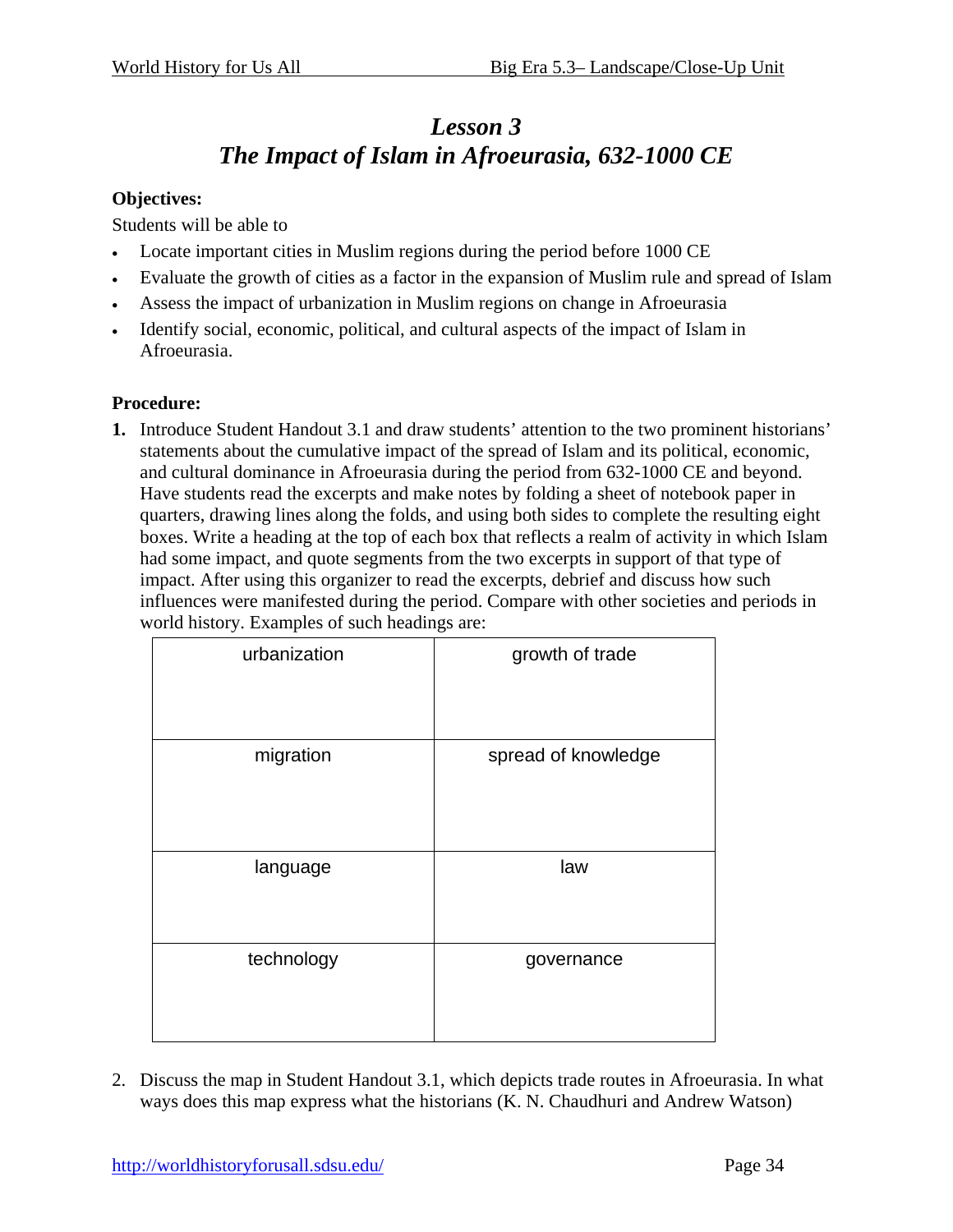# *Lesson 3*
# *The Impact of Islam in Afroeurasia, 632-1000 CE*

**Objectives:**

Students will be able to

- Locate important cities in Muslim regions during the period before 1000 CE
- Evaluate the growth of cities as a factor in the expansion of Muslim rule and spread of Islam
- Assess the impact of urbanization in Muslim regions on change in Afroeurasia
- Identify social, economic, political, and cultural aspects of the impact of Islam in Afroeurasia.

**Procedure:**

**1.** Introduce Student Handout 3.1 and draw students' attention to the two prominent historians' statements about the cumulative impact of the spread of Islam and its political, economic, and cultural dominance in Afroeurasia during the period from 632-1000 CE and beyond. Have students read the excerpts and make notes by folding a sheet of notebook paper in quarters, drawing lines along the folds, and using both sides to complete the resulting eight boxes. Write a heading at the top of each box that reflects a realm of activity in which Islam had some impact, and quote segments from the two excerpts in support of that type of impact. After using this organizer to read the excerpts, debrief and discuss how such influences were manifested during the period. Compare with other societies and periods in world history. Examples of such headings are:

| urbanization | growth of trade |
|---|---|
| migration | spread of knowledge |
| language | law |
| technology | governance |

2. Discuss the map in Student Handout 3.1, which depicts trade routes in Afroeurasia. In what ways does this map express what the historians (K. N. Chaudhuri and Andrew Watson)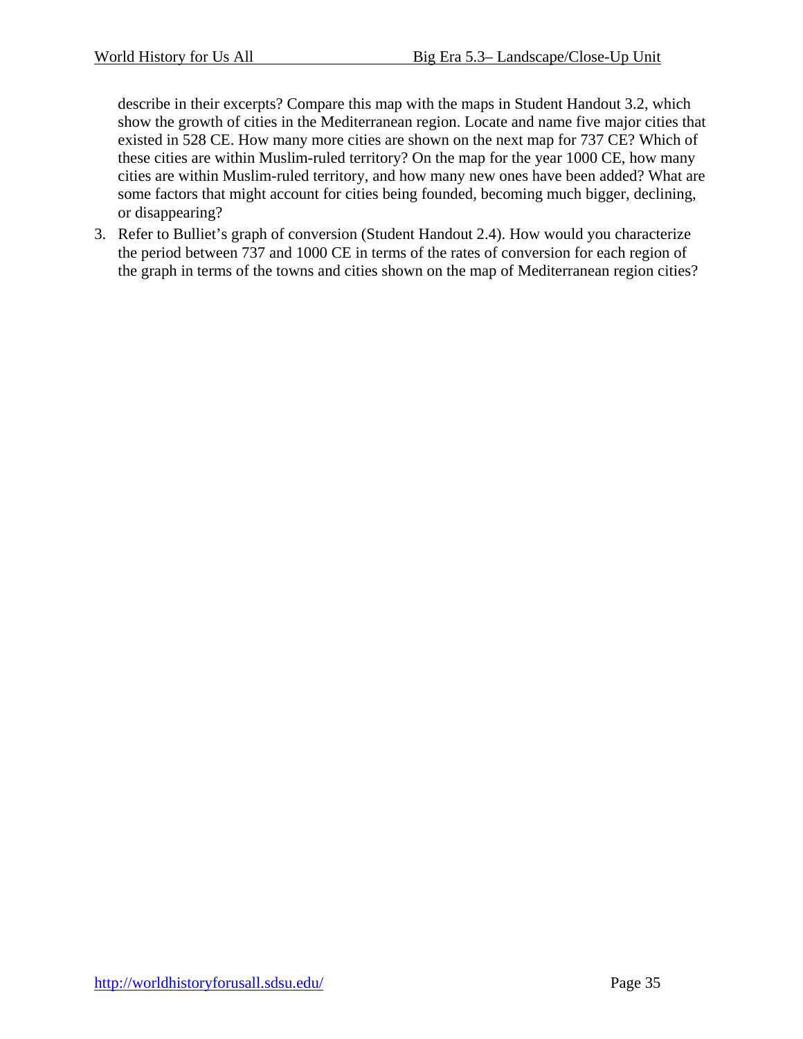describe in their excerpts? Compare this map with the maps in Student Handout 3.2, which show the growth of cities in the Mediterranean region. Locate and name five major cities that existed in 528 CE. How many more cities are shown on the next map for 737 CE? Which of these cities are within Muslim-ruled territory? On the map for the year 1000 CE, how many cities are within Muslim-ruled territory, and how many new ones have been added? What are some factors that might account for cities being founded, becoming much bigger, declining, or disappearing?

3. Refer to Bulliet's graph of conversion (Student Handout 2.4). How would you characterize the period between 737 and 1000 CE in terms of the rates of conversion for each region of the graph in terms of the towns and cities shown on the map of Mediterranean region cities?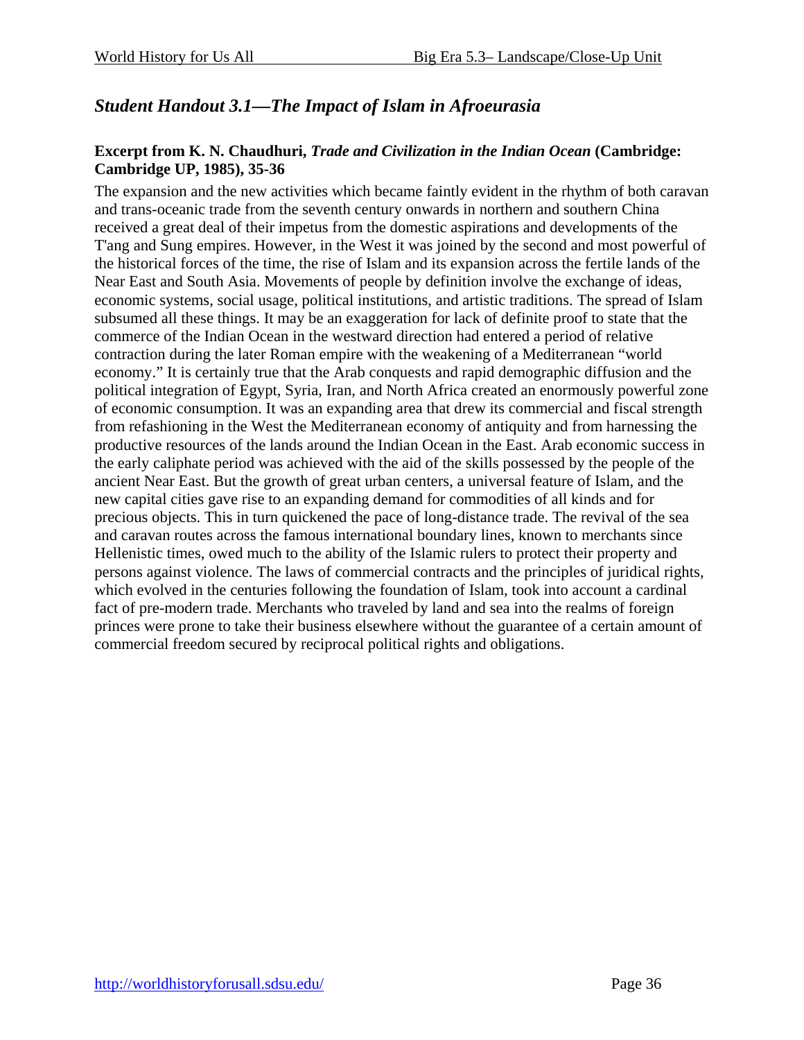## *Student Handout 3.1—The Impact of Islam in Afroeurasia*

**Excerpt from K. N. Chaudhuri, *Trade and Civilization in the Indian Ocean* (Cambridge: Cambridge UP, 1985), 35-36**

The expansion and the new activities which became faintly evident in the rhythm of both caravan and trans-oceanic trade from the seventh century onwards in northern and southern China received a great deal of their impetus from the domestic aspirations and developments of the T'ang and Sung empires. However, in the West it was joined by the second and most powerful of the historical forces of the time, the rise of Islam and its expansion across the fertile lands of the Near East and South Asia. Movements of people by definition involve the exchange of ideas, economic systems, social usage, political institutions, and artistic traditions. The spread of Islam subsumed all these things. It may be an exaggeration for lack of definite proof to state that the commerce of the Indian Ocean in the westward direction had entered a period of relative contraction during the later Roman empire with the weakening of a Mediterranean "world economy." It is certainly true that the Arab conquests and rapid demographic diffusion and the political integration of Egypt, Syria, Iran, and North Africa created an enormously powerful zone of economic consumption. It was an expanding area that drew its commercial and fiscal strength from refashioning in the West the Mediterranean economy of antiquity and from harnessing the productive resources of the lands around the Indian Ocean in the East. Arab economic success in the early caliphate period was achieved with the aid of the skills possessed by the people of the ancient Near East. But the growth of great urban centers, a universal feature of Islam, and the new capital cities gave rise to an expanding demand for commodities of all kinds and for precious objects. This in turn quickened the pace of long-distance trade. The revival of the sea and caravan routes across the famous international boundary lines, known to merchants since Hellenistic times, owed much to the ability of the Islamic rulers to protect their property and persons against violence. The laws of commercial contracts and the principles of juridical rights, which evolved in the centuries following the foundation of Islam, took into account a cardinal fact of pre-modern trade. Merchants who traveled by land and sea into the realms of foreign princes were prone to take their business elsewhere without the guarantee of a certain amount of commercial freedom secured by reciprocal political rights and obligations.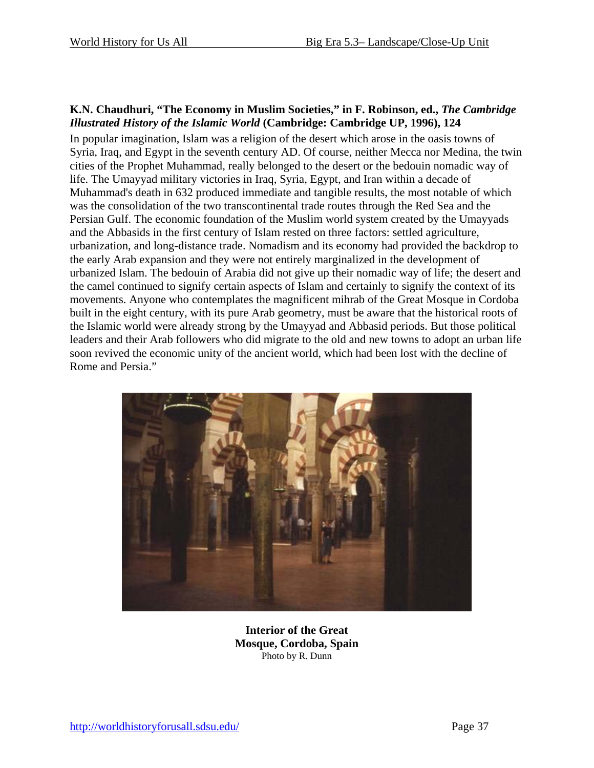**K.N. Chaudhuri, "The Economy in Muslim Societies," in F. Robinson, ed., *The Cambridge Illustrated History of the Islamic World* (Cambridge: Cambridge UP, 1996), 124**

In popular imagination, Islam was a religion of the desert which arose in the oasis towns of Syria, Iraq, and Egypt in the seventh century AD. Of course, neither Mecca nor Medina, the twin cities of the Prophet Muhammad, really belonged to the desert or the bedouin nomadic way of life. The Umayyad military victories in Iraq, Syria, Egypt, and Iran within a decade of Muhammad's death in 632 produced immediate and tangible results, the most notable of which was the consolidation of the two transcontinental trade routes through the Red Sea and the Persian Gulf. The economic foundation of the Muslim world system created by the Umayyads and the Abbasids in the first century of Islam rested on three factors: settled agriculture, urbanization, and long-distance trade. Nomadism and its economy had provided the backdrop to the early Arab expansion and they were not entirely marginalized in the development of urbanized Islam. The bedouin of Arabia did not give up their nomadic way of life; the desert and the camel continued to signify certain aspects of Islam and certainly to signify the context of its movements. Anyone who contemplates the magnificent mihrab of the Great Mosque in Cordoba built in the eight century, with its pure Arab geometry, must be aware that the historical roots of the Islamic world were already strong by the Umayyad and Abbasid periods. But those political leaders and their Arab followers who did migrate to the old and new towns to adopt an urban life soon revived the economic unity of the ancient world, which had been lost with the decline of Rome and Persia."

**Interior of the Great Mosque, Cordoba, Spain**
Photo by R. Dunn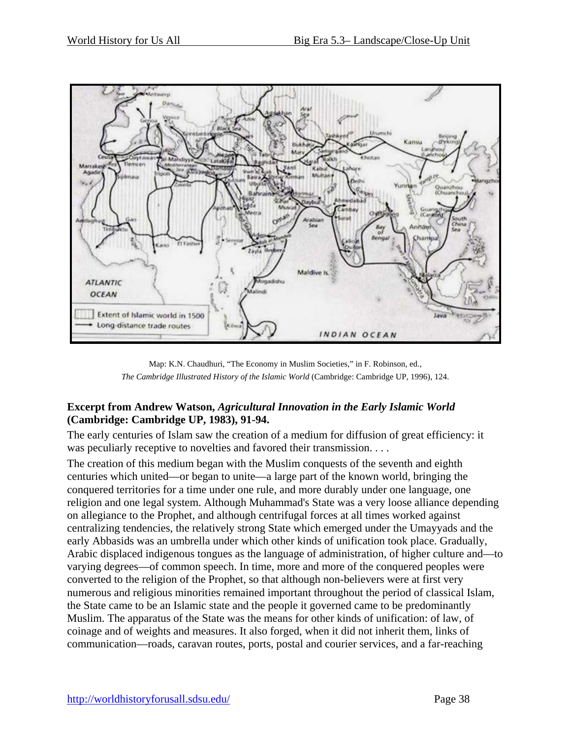Map: K.N. Chaudhuri, "The Economy in Muslim Societies," in F. Robinson, ed., *The Cambridge Illustrated History of the Islamic World* (Cambridge: Cambridge UP, 1996), 124.

### Excerpt from Andrew Watson, *Agricultural Innovation in the Early Islamic World* (Cambridge: Cambridge UP, 1983), 91-94.

The early centuries of Islam saw the creation of a medium for diffusion of great efficiency: it was peculiarly receptive to novelties and favored their transmission. . . .

The creation of this medium began with the Muslim conquests of the seventh and eighth centuries which united—or began to unite—a large part of the known world, bringing the conquered territories for a time under one rule, and more durably under one language, one religion and one legal system. Although Muhammad's State was a very loose alliance depending on allegiance to the Prophet, and although centrifugal forces at all times worked against centralizing tendencies, the relatively strong State which emerged under the Umayyads and the early Abbasids was an umbrella under which other kinds of unification took place. Gradually, Arabic displaced indigenous tongues as the language of administration, of higher culture and—to varying degrees—of common speech. In time, more and more of the conquered peoples were converted to the religion of the Prophet, so that although non-believers were at first very numerous and religious minorities remained important throughout the period of classical Islam, the State came to be an Islamic state and the people it governed came to be predominantly Muslim. The apparatus of the State was the means for other kinds of unification: of law, of coinage and of weights and measures. It also forged, when it did not inherit them, links of communication—roads, caravan routes, ports, postal and courier services, and a far-reaching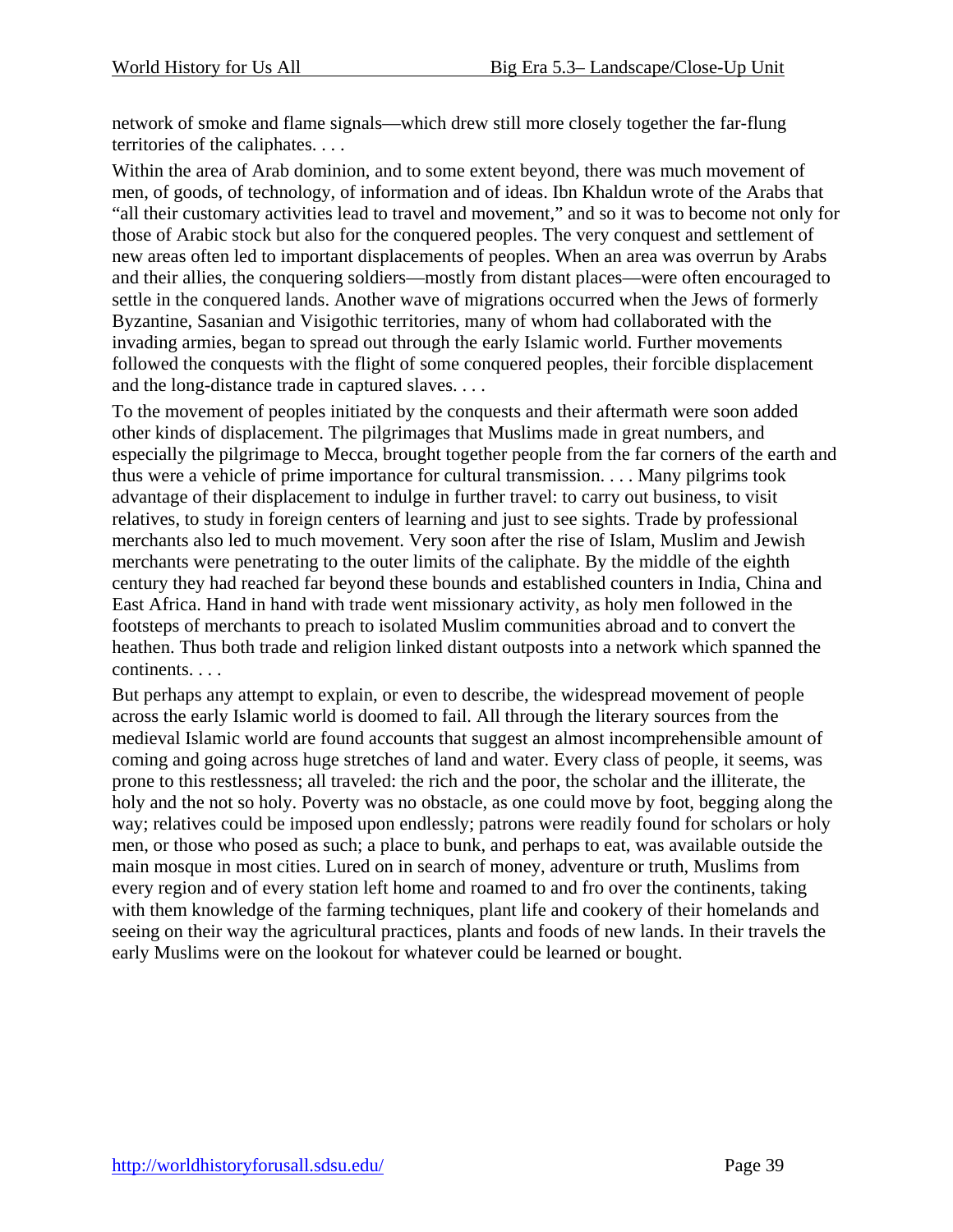network of smoke and flame signals—which drew still more closely together the far-flung territories of the caliphates. . . .

Within the area of Arab dominion, and to some extent beyond, there was much movement of men, of goods, of technology, of information and of ideas. Ibn Khaldun wrote of the Arabs that "all their customary activities lead to travel and movement," and so it was to become not only for those of Arabic stock but also for the conquered peoples. The very conquest and settlement of new areas often led to important displacements of peoples. When an area was overrun by Arabs and their allies, the conquering soldiers—mostly from distant places—were often encouraged to settle in the conquered lands. Another wave of migrations occurred when the Jews of formerly Byzantine, Sasanian and Visigothic territories, many of whom had collaborated with the invading armies, began to spread out through the early Islamic world. Further movements followed the conquests with the flight of some conquered peoples, their forcible displacement and the long-distance trade in captured slaves. . . .

To the movement of peoples initiated by the conquests and their aftermath were soon added other kinds of displacement. The pilgrimages that Muslims made in great numbers, and especially the pilgrimage to Mecca, brought together people from the far corners of the earth and thus were a vehicle of prime importance for cultural transmission. . . . Many pilgrims took advantage of their displacement to indulge in further travel: to carry out business, to visit relatives, to study in foreign centers of learning and just to see sights. Trade by professional merchants also led to much movement. Very soon after the rise of Islam, Muslim and Jewish merchants were penetrating to the outer limits of the caliphate. By the middle of the eighth century they had reached far beyond these bounds and established counters in India, China and East Africa. Hand in hand with trade went missionary activity, as holy men followed in the footsteps of merchants to preach to isolated Muslim communities abroad and to convert the heathen. Thus both trade and religion linked distant outposts into a network which spanned the continents. . . .

But perhaps any attempt to explain, or even to describe, the widespread movement of people across the early Islamic world is doomed to fail. All through the literary sources from the medieval Islamic world are found accounts that suggest an almost incomprehensible amount of coming and going across huge stretches of land and water. Every class of people, it seems, was prone to this restlessness; all traveled: the rich and the poor, the scholar and the illiterate, the holy and the not so holy. Poverty was no obstacle, as one could move by foot, begging along the way; relatives could be imposed upon endlessly; patrons were readily found for scholars or holy men, or those who posed as such; a place to bunk, and perhaps to eat, was available outside the main mosque in most cities. Lured on in search of money, adventure or truth, Muslims from every region and of every station left home and roamed to and fro over the continents, taking with them knowledge of the farming techniques, plant life and cookery of their homelands and seeing on their way the agricultural practices, plants and foods of new lands. In their travels the early Muslims were on the lookout for whatever could be learned or bought.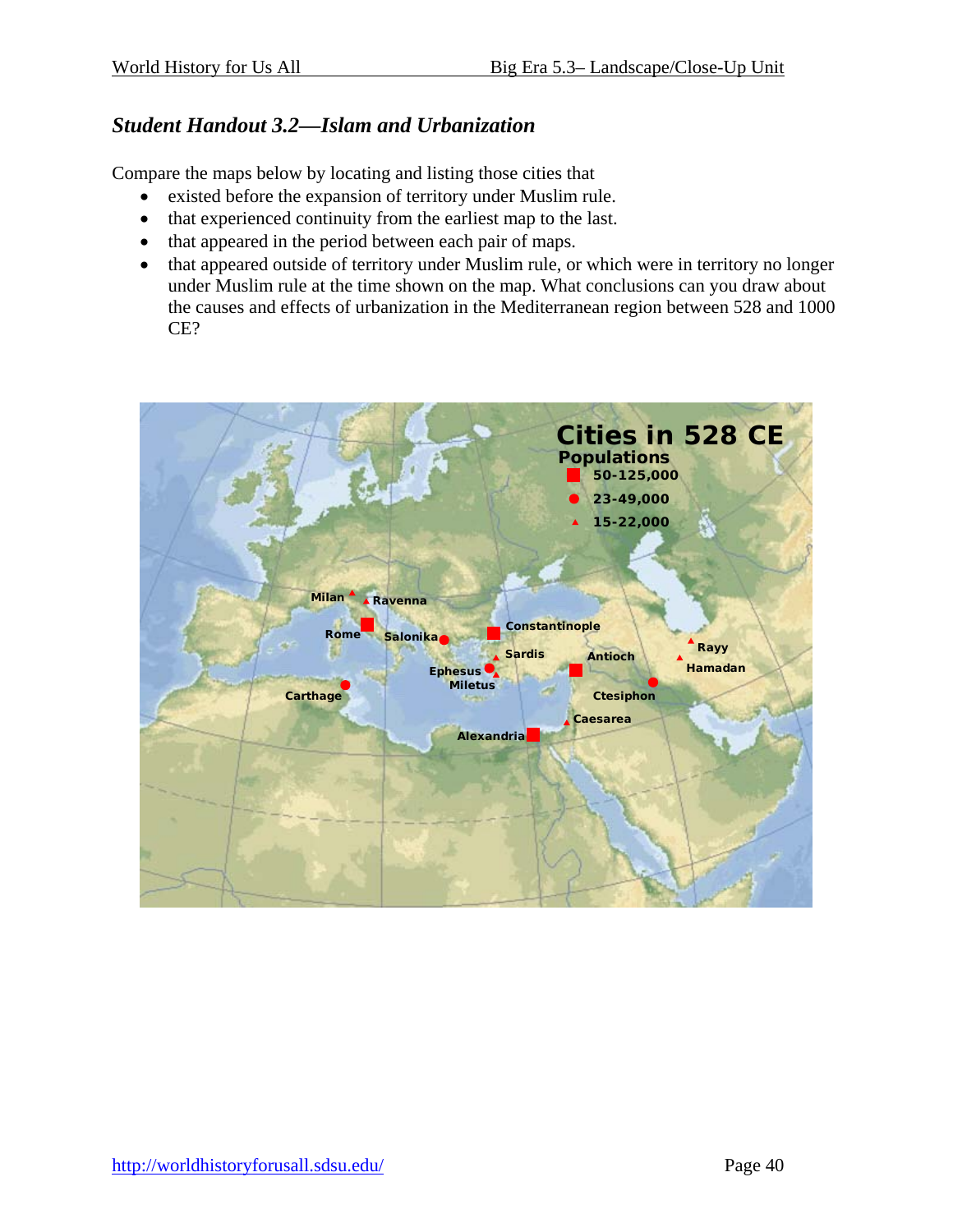## *Student Handout 3.2—Islam and Urbanization*

Compare the maps below by locating and listing those cities that

- existed before the expansion of territory under Muslim rule.
- that experienced continuity from the earliest map to the last.
- that appeared in the period between each pair of maps.
- that appeared outside of territory under Muslim rule, or which were in territory no longer under Muslim rule at the time shown on the map. What conclusions can you draw about the causes and effects of urbanization in the Mediterranean region between 528 and 1000 CE?

**Cities in 528 CE**

**Populations**

- ■ 50-125,000
- ● 23-49,000
- ▲ 15-22,000

Milan, Ravenna, Rome, Salonika, Constantinople, Sardis, Ephesus, Miletus, Antioch, Rayy, Hamadan, Ctesiphon, Carthage, Caesarea, Alexandria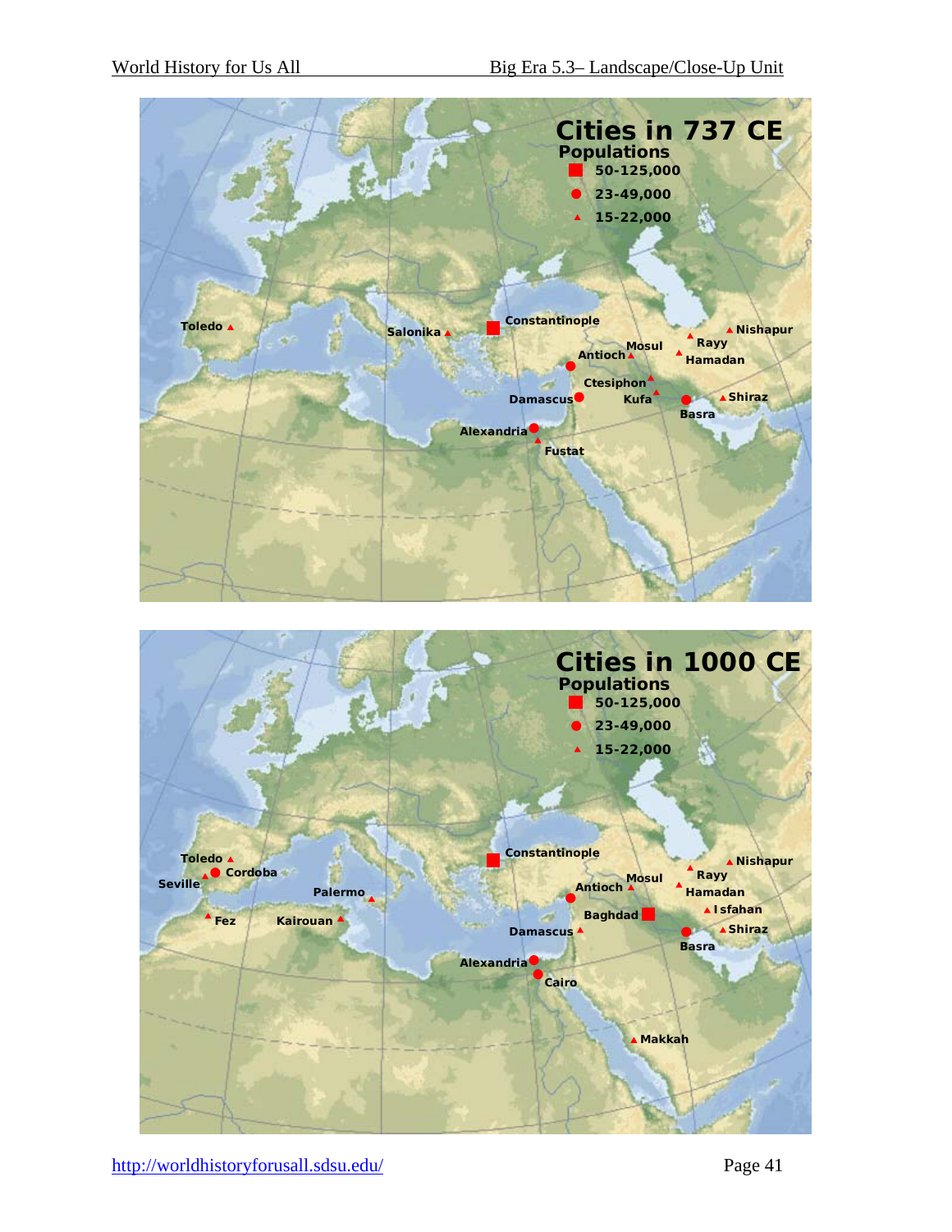## Cities in 737 CE

**Populations**

- ■ 50-125,000
- ● 23-49,000
- ▲ 15-22,000

Toledo, Salonika, Constantinople, Antioch, Mosul, Rayy, Nishapur, Hamadan, Ctesiphon, Damascus, Kufa, Basra, Shiraz, Alexandria, Fustat

## Cities in 1000 CE

**Populations**

- ■ 50-125,000
- ● 23-49,000
- ▲ 15-22,000

Toledo, Cordoba, Seville, Fez, Palermo, Kairouan, Constantinople, Antioch, Mosul, Rayy, Nishapur, Hamadan, Isfahan, Baghdad, Damascus, Basra, Shiraz, Alexandria, Cairo, Makkah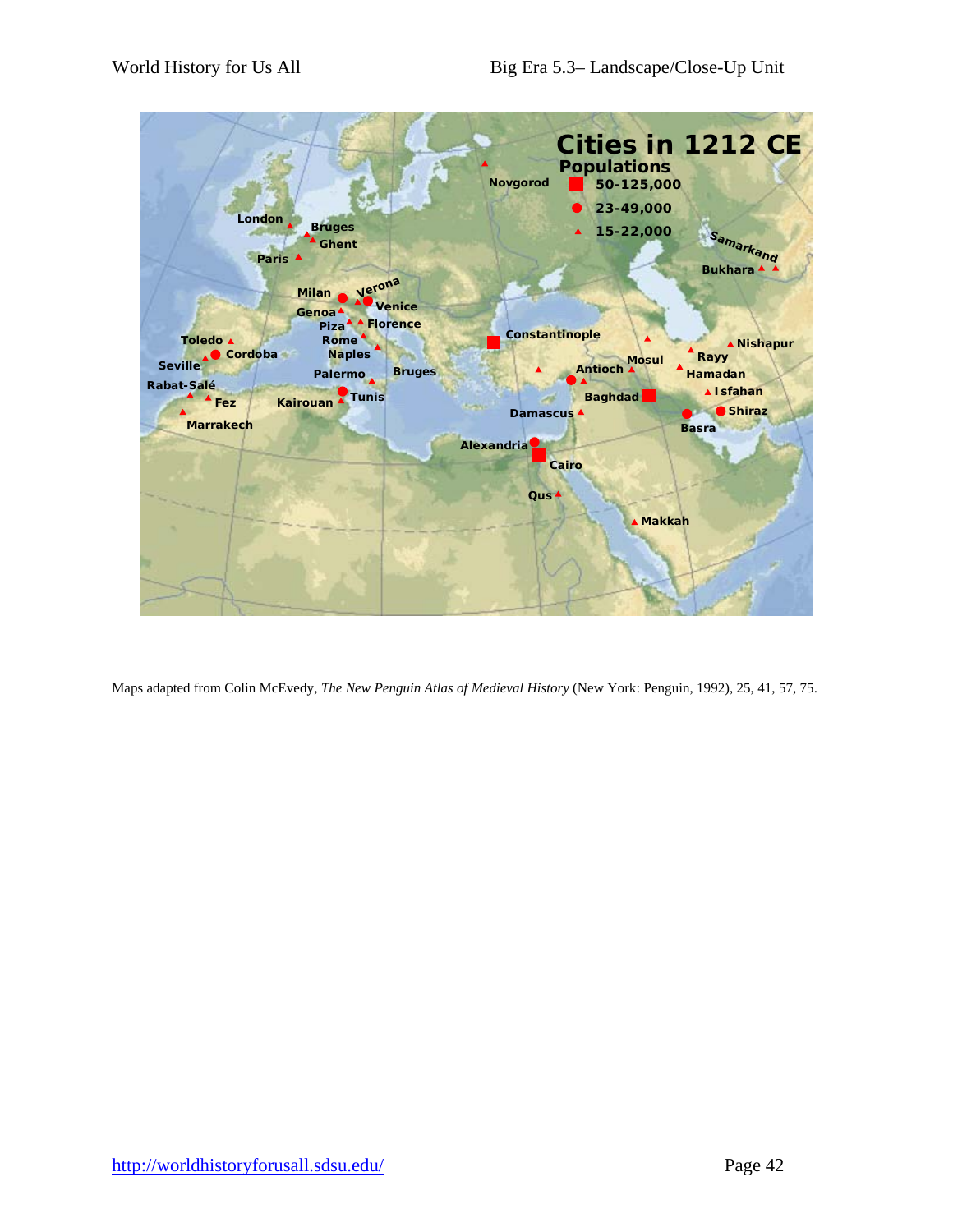Maps adapted from Colin McEvedy, *The New Penguin Atlas of Medieval History* (New York: Penguin, 1992), 25, 41, 57, 75.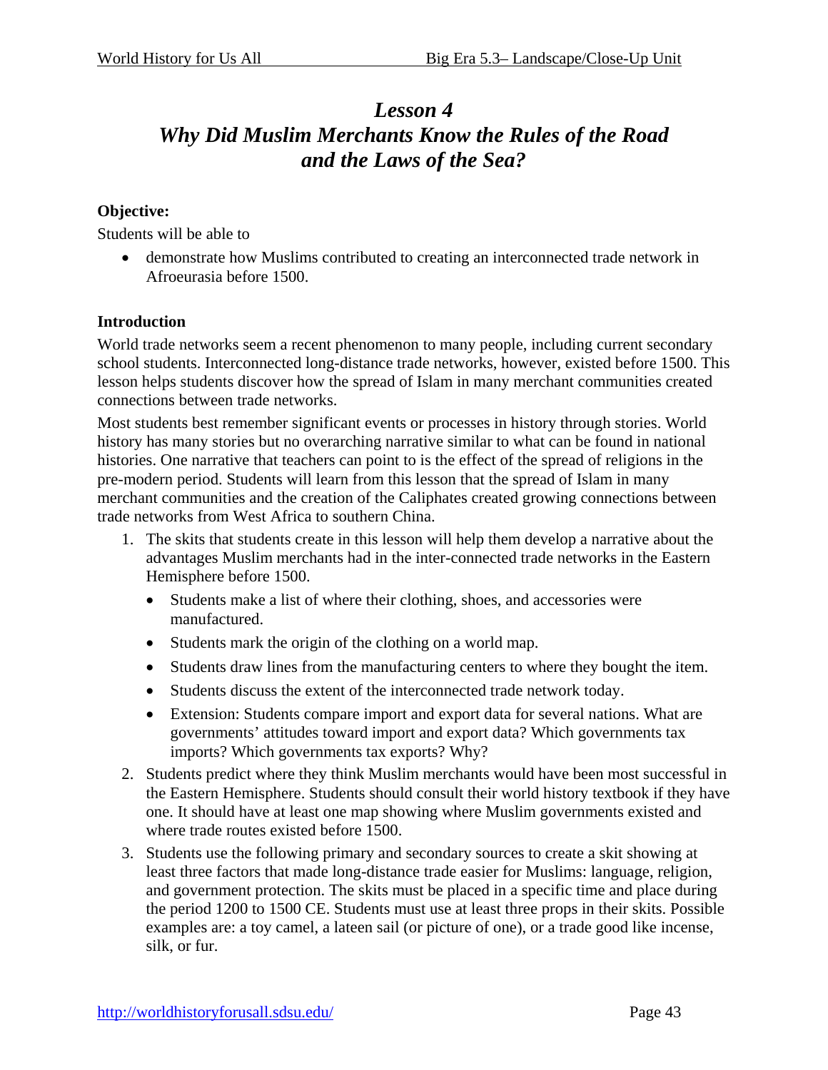# *Lesson 4*
# *Why Did Muslim Merchants Know the Rules of the Road and the Laws of the Sea?*

**Objective:**

Students will be able to

- demonstrate how Muslims contributed to creating an interconnected trade network in Afroeurasia before 1500.

**Introduction**

World trade networks seem a recent phenomenon to many people, including current secondary school students. Interconnected long-distance trade networks, however, existed before 1500. This lesson helps students discover how the spread of Islam in many merchant communities created connections between trade networks.

Most students best remember significant events or processes in history through stories. World history has many stories but no overarching narrative similar to what can be found in national histories. One narrative that teachers can point to is the effect of the spread of religions in the pre-modern period. Students will learn from this lesson that the spread of Islam in many merchant communities and the creation of the Caliphates created growing connections between trade networks from West Africa to southern China.

1. The skits that students create in this lesson will help them develop a narrative about the advantages Muslim merchants had in the inter-connected trade networks in the Eastern Hemisphere before 1500.
   - Students make a list of where their clothing, shoes, and accessories were manufactured.
   - Students mark the origin of the clothing on a world map.
   - Students draw lines from the manufacturing centers to where they bought the item.
   - Students discuss the extent of the interconnected trade network today.
   - Extension: Students compare import and export data for several nations. What are governments' attitudes toward import and export data? Which governments tax imports? Which governments tax exports? Why?
2. Students predict where they think Muslim merchants would have been most successful in the Eastern Hemisphere. Students should consult their world history textbook if they have one. It should have at least one map showing where Muslim governments existed and where trade routes existed before 1500.
3. Students use the following primary and secondary sources to create a skit showing at least three factors that made long-distance trade easier for Muslims: language, religion, and government protection. The skits must be placed in a specific time and place during the period 1200 to 1500 CE. Students must use at least three props in their skits. Possible examples are: a toy camel, a lateen sail (or picture of one), or a trade good like incense, silk, or fur.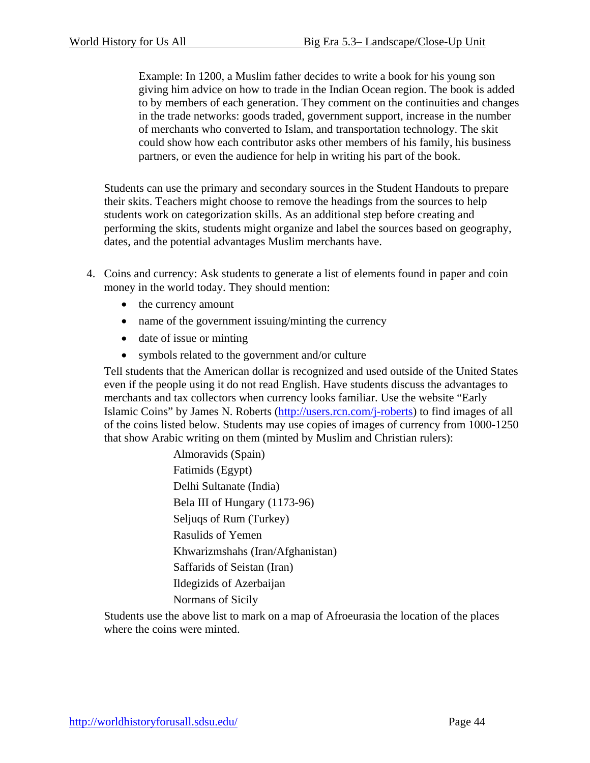Example: In 1200, a Muslim father decides to write a book for his young son giving him advice on how to trade in the Indian Ocean region. The book is added to by members of each generation. They comment on the continuities and changes in the trade networks: goods traded, government support, increase in the number of merchants who converted to Islam, and transportation technology. The skit could show how each contributor asks other members of his family, his business partners, or even the audience for help in writing his part of the book.

Students can use the primary and secondary sources in the Student Handouts to prepare their skits. Teachers might choose to remove the headings from the sources to help students work on categorization skills. As an additional step before creating and performing the skits, students might organize and label the sources based on geography, dates, and the potential advantages Muslim merchants have.

4. Coins and currency: Ask students to generate a list of elements found in paper and coin money in the world today. They should mention:
   - the currency amount
   - name of the government issuing/minting the currency
   - date of issue or minting
   - symbols related to the government and/or culture

   Tell students that the American dollar is recognized and used outside of the United States even if the people using it do not read English. Have students discuss the advantages to merchants and tax collectors when currency looks familiar. Use the website "Early Islamic Coins" by James N. Roberts (http://users.rcn.com/j-roberts) to find images of all of the coins listed below. Students may use copies of images of currency from 1000-1250 that show Arabic writing on them (minted by Muslim and Christian rulers):

   Almoravids (Spain)
   Fatimids (Egypt)
   Delhi Sultanate (India)
   Bela III of Hungary (1173-96)
   Seljuqs of Rum (Turkey)
   Rasulids of Yemen
   Khwarizmshahs (Iran/Afghanistan)
   Saffarids of Seistan (Iran)
   Ildegizids of Azerbaijan
   Normans of Sicily

   Students use the above list to mark on a map of Afroeurasia the location of the places where the coins were minted.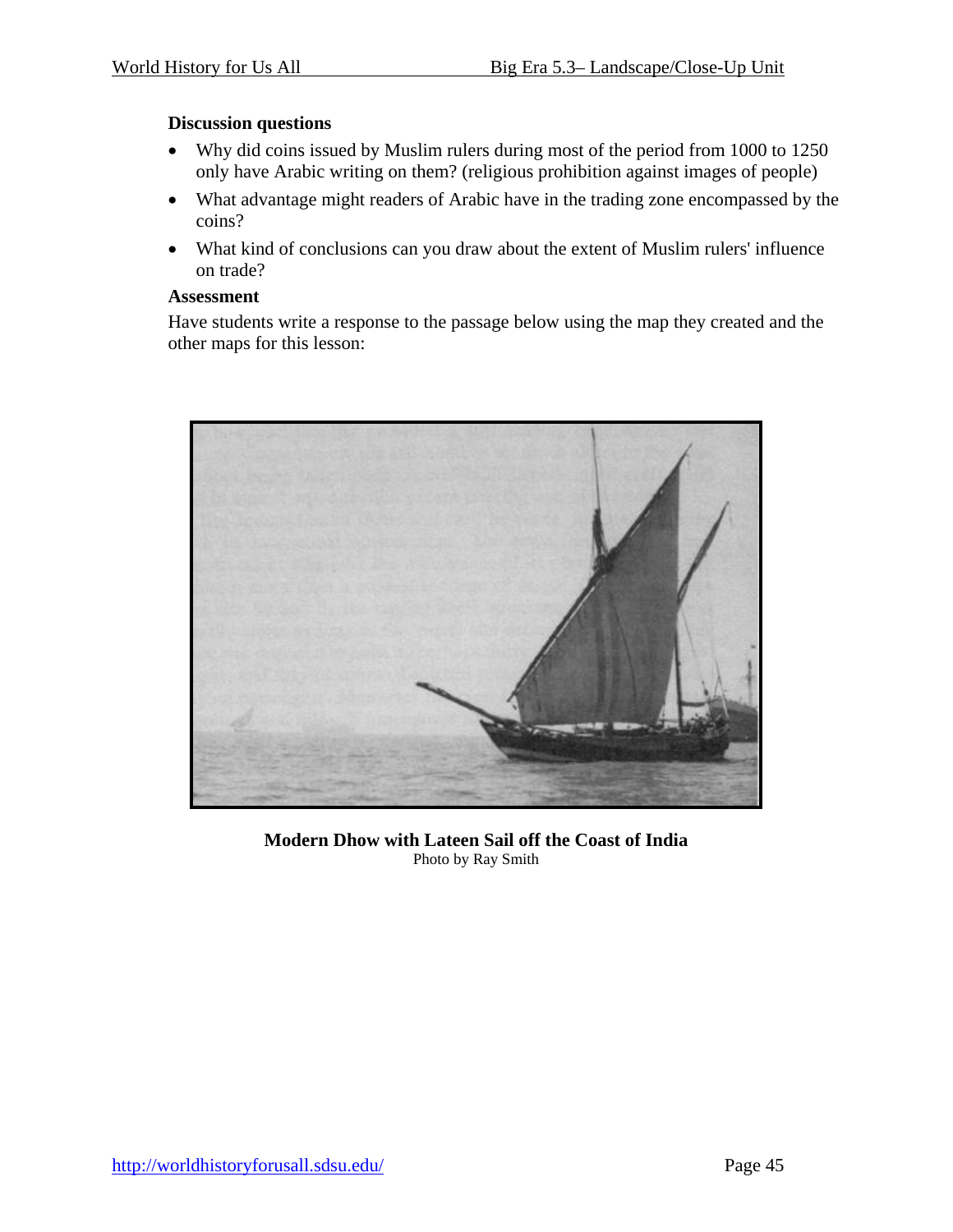**Discussion questions**

- Why did coins issued by Muslim rulers during most of the period from 1000 to 1250 only have Arabic writing on them? (religious prohibition against images of people)
- What advantage might readers of Arabic have in the trading zone encompassed by the coins?
- What kind of conclusions can you draw about the extent of Muslim rulers' influence on trade?

**Assessment**

Have students write a response to the passage below using the map they created and the other maps for this lesson:

**Modern Dhow with Lateen Sail off the Coast of India**
Photo by Ray Smith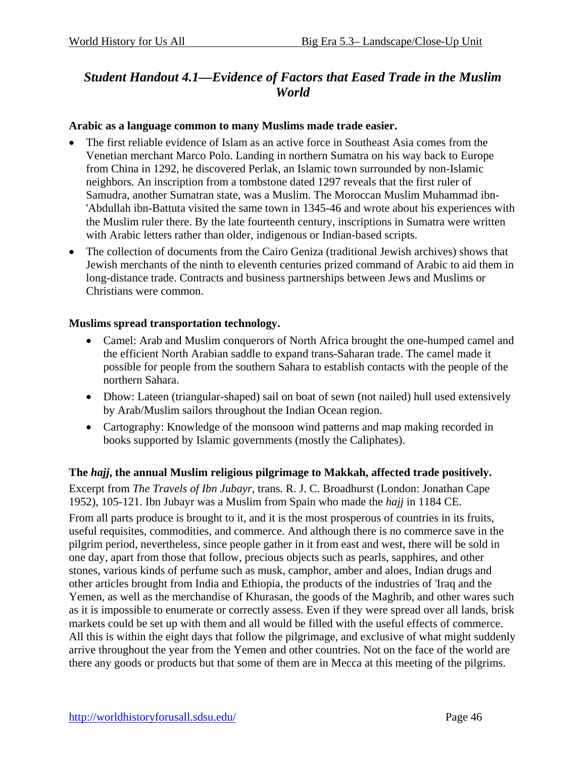## *Student Handout 4.1—Evidence of Factors that Eased Trade in the Muslim World*

**Arabic as a language common to many Muslims made trade easier.**

- The first reliable evidence of Islam as an active force in Southeast Asia comes from the Venetian merchant Marco Polo. Landing in northern Sumatra on his way back to Europe from China in 1292, he discovered Perlak, an Islamic town surrounded by non-Islamic neighbors. An inscription from a tombstone dated 1297 reveals that the first ruler of Samudra, another Sumatran state, was a Muslim. The Moroccan Muslim Muhammad ibn-'Abdullah ibn-Battuta visited the same town in 1345-46 and wrote about his experiences with the Muslim ruler there. By the late fourteenth century, inscriptions in Sumatra were written with Arabic letters rather than older, indigenous or Indian-based scripts.
- The collection of documents from the Cairo Geniza (traditional Jewish archives) shows that Jewish merchants of the ninth to eleventh centuries prized command of Arabic to aid them in long-distance trade. Contracts and business partnerships between Jews and Muslims or Christians were common.

**Muslims spread transportation technology.**

- Camel: Arab and Muslim conquerors of North Africa brought the one-humped camel and the efficient North Arabian saddle to expand trans-Saharan trade. The camel made it possible for people from the southern Sahara to establish contacts with the people of the northern Sahara.
- Dhow: Lateen (triangular-shaped) sail on boat of sewn (not nailed) hull used extensively by Arab/Muslim sailors throughout the Indian Ocean region.
- Cartography: Knowledge of the monsoon wind patterns and map making recorded in books supported by Islamic governments (mostly the Caliphates).

**The *hajj*, the annual Muslim religious pilgrimage to Makkah, affected trade positively.**

Excerpt from *The Travels of Ibn Jubayr*, trans. R. J. C. Broadhurst (London: Jonathan Cape 1952), 105-121. Ibn Jubayr was a Muslim from Spain who made the *hajj* in 1184 CE.

From all parts produce is brought to it, and it is the most prosperous of countries in its fruits, useful requisites, commodities, and commerce. And although there is no commerce save in the pilgrim period, nevertheless, since people gather in it from east and west, there will be sold in one day, apart from those that follow, precious objects such as pearls, sapphires, and other stones, various kinds of perfume such as musk, camphor, amber and aloes, Indian drugs and other articles brought from India and Ethiopia, the products of the industries of 'Iraq and the Yemen, as well as the merchandise of Khurasan, the goods of the Maghrib, and other wares such as it is impossible to enumerate or correctly assess. Even if they were spread over all lands, brisk markets could be set up with them and all would be filled with the useful effects of commerce. All this is within the eight days that follow the pilgrimage, and exclusive of what might suddenly arrive throughout the year from the Yemen and other countries. Not on the face of the world are there any goods or products but that some of them are in Mecca at this meeting of the pilgrims.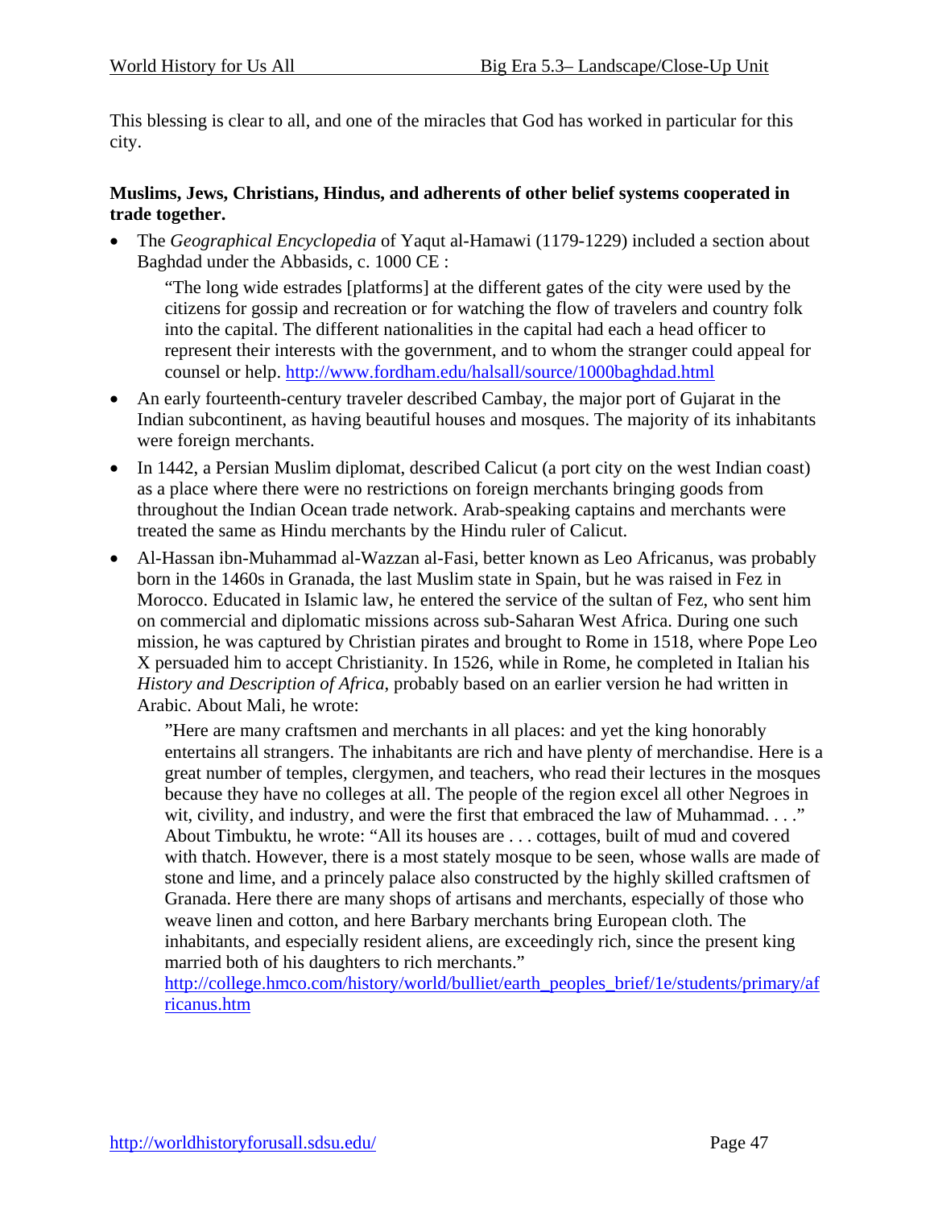This blessing is clear to all, and one of the miracles that God has worked in particular for this city.

**Muslims, Jews, Christians, Hindus, and adherents of other belief systems cooperated in trade together.**

- The *Geographical Encyclopedia* of Yaqut al-Hamawi (1179-1229) included a section about Baghdad under the Abbasids, c. 1000 CE :

  "The long wide estrades [platforms] at the different gates of the city were used by the citizens for gossip and recreation or for watching the flow of travelers and country folk into the capital. The different nationalities in the capital had each a head officer to represent their interests with the government, and to whom the stranger could appeal for counsel or help. http://www.fordham.edu/halsall/source/1000baghdad.html

- An early fourteenth-century traveler described Cambay, the major port of Gujarat in the Indian subcontinent, as having beautiful houses and mosques. The majority of its inhabitants were foreign merchants.
- In 1442, a Persian Muslim diplomat, described Calicut (a port city on the west Indian coast) as a place where there were no restrictions on foreign merchants bringing goods from throughout the Indian Ocean trade network. Arab-speaking captains and merchants were treated the same as Hindu merchants by the Hindu ruler of Calicut.
- Al-Hassan ibn-Muhammad al-Wazzan al-Fasi, better known as Leo Africanus, was probably born in the 1460s in Granada, the last Muslim state in Spain, but he was raised in Fez in Morocco. Educated in Islamic law, he entered the service of the sultan of Fez, who sent him on commercial and diplomatic missions across sub-Saharan West Africa. During one such mission, he was captured by Christian pirates and brought to Rome in 1518, where Pope Leo X persuaded him to accept Christianity. In 1526, while in Rome, he completed in Italian his *History and Description of Africa*, probably based on an earlier version he had written in Arabic. About Mali, he wrote:

  "Here are many craftsmen and merchants in all places: and yet the king honorably entertains all strangers. The inhabitants are rich and have plenty of merchandise. Here is a great number of temples, clergymen, and teachers, who read their lectures in the mosques because they have no colleges at all. The people of the region excel all other Negroes in wit, civility, and industry, and were the first that embraced the law of Muhammad. . . ." About Timbuktu, he wrote: "All its houses are . . . cottages, built of mud and covered with thatch. However, there is a most stately mosque to be seen, whose walls are made of stone and lime, and a princely palace also constructed by the highly skilled craftsmen of Granada. Here there are many shops of artisans and merchants, especially of those who weave linen and cotton, and here Barbary merchants bring European cloth. The inhabitants, and especially resident aliens, are exceedingly rich, since the present king married both of his daughters to rich merchants."
  http://college.hmco.com/history/world/bulliet/earth_peoples_brief/1e/students/primary/africanus.htm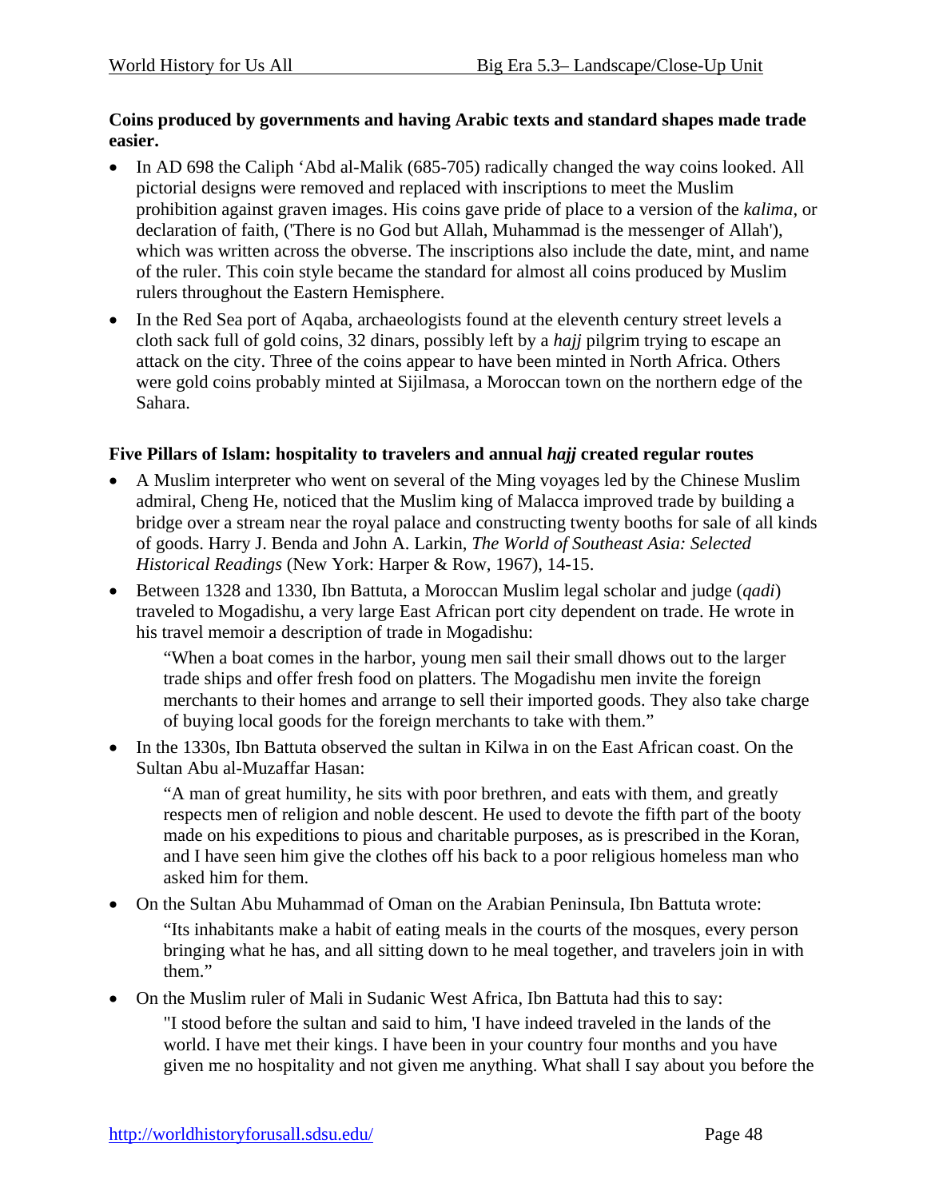**Coins produced by governments and having Arabic texts and standard shapes made trade easier.**

- In AD 698 the Caliph ‘Abd al-Malik (685-705) radically changed the way coins looked. All pictorial designs were removed and replaced with inscriptions to meet the Muslim prohibition against graven images. His coins gave pride of place to a version of the *kalima*, or declaration of faith, ('There is no God but Allah, Muhammad is the messenger of Allah'), which was written across the obverse. The inscriptions also include the date, mint, and name of the ruler. This coin style became the standard for almost all coins produced by Muslim rulers throughout the Eastern Hemisphere.
- In the Red Sea port of Aqaba, archaeologists found at the eleventh century street levels a cloth sack full of gold coins, 32 dinars, possibly left by a *hajj* pilgrim trying to escape an attack on the city. Three of the coins appear to have been minted in North Africa. Others were gold coins probably minted at Sijilmasa, a Moroccan town on the northern edge of the Sahara.

**Five Pillars of Islam: hospitality to travelers and annual *hajj* created regular routes**

- A Muslim interpreter who went on several of the Ming voyages led by the Chinese Muslim admiral, Cheng He, noticed that the Muslim king of Malacca improved trade by building a bridge over a stream near the royal palace and constructing twenty booths for sale of all kinds of goods. Harry J. Benda and John A. Larkin, *The World of Southeast Asia: Selected Historical Readings* (New York: Harper & Row, 1967), 14-15.
- Between 1328 and 1330, Ibn Battuta, a Moroccan Muslim legal scholar and judge (*qadi*) traveled to Mogadishu, a very large East African port city dependent on trade. He wrote in his travel memoir a description of trade in Mogadishu:

  “When a boat comes in the harbor, young men sail their small dhows out to the larger trade ships and offer fresh food on platters. The Mogadishu men invite the foreign merchants to their homes and arrange to sell their imported goods. They also take charge of buying local goods for the foreign merchants to take with them.”

- In the 1330s, Ibn Battuta observed the sultan in Kilwa in on the East African coast. On the Sultan Abu al-Muzaffar Hasan:

  “A man of great humility, he sits with poor brethren, and eats with them, and greatly respects men of religion and noble descent. He used to devote the fifth part of the booty made on his expeditions to pious and charitable purposes, as is prescribed in the Koran, and I have seen him give the clothes off his back to a poor religious homeless man who asked him for them.

- On the Sultan Abu Muhammad of Oman on the Arabian Peninsula, Ibn Battuta wrote:

  “Its inhabitants make a habit of eating meals in the courts of the mosques, every person bringing what he has, and all sitting down to he meal together, and travelers join in with them.”

- On the Muslim ruler of Mali in Sudanic West Africa, Ibn Battuta had this to say:

  "I stood before the sultan and said to him, 'I have indeed traveled in the lands of the world. I have met their kings. I have been in your country four months and you have given me no hospitality and not given me anything. What shall I say about you before the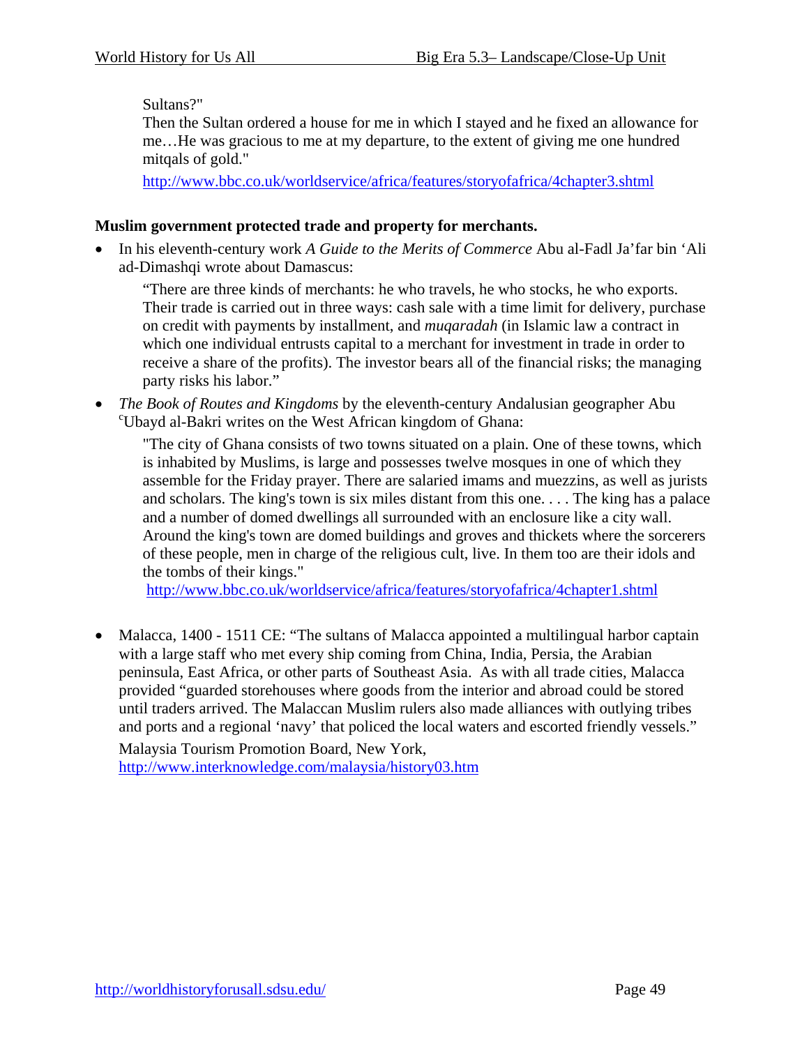Sultans?"

Then the Sultan ordered a house for me in which I stayed and he fixed an allowance for me…He was gracious to me at my departure, to the extent of giving me one hundred mitqals of gold."

http://www.bbc.co.uk/worldservice/africa/features/storyofafrica/4chapter3.shtml

**Muslim government protected trade and property for merchants.**

- In his eleventh-century work *A Guide to the Merits of Commerce* Abu al-Fadl Ja'far bin 'Ali ad-Dimashqi wrote about Damascus:

  "There are three kinds of merchants: he who travels, he who stocks, he who exports. Their trade is carried out in three ways: cash sale with a time limit for delivery, purchase on credit with payments by installment, and *muqaradah* (in Islamic law a contract in which one individual entrusts capital to a merchant for investment in trade in order to receive a share of the profits). The investor bears all of the financial risks; the managing party risks his labor."

- *The Book of Routes and Kingdoms* by the eleventh-century Andalusian geographer Abu ʿUbayd al-Bakri writes on the West African kingdom of Ghana:

  "The city of Ghana consists of two towns situated on a plain. One of these towns, which is inhabited by Muslims, is large and possesses twelve mosques in one of which they assemble for the Friday prayer. There are salaried imams and muezzins, as well as jurists and scholars. The king's town is six miles distant from this one. . . . The king has a palace and a number of domed dwellings all surrounded with an enclosure like a city wall. Around the king's town are domed buildings and groves and thickets where the sorcerers of these people, men in charge of the religious cult, live. In them too are their idols and the tombs of their kings."

  http://www.bbc.co.uk/worldservice/africa/features/storyofafrica/4chapter1.shtml

- Malacca, 1400 - 1511 CE: "The sultans of Malacca appointed a multilingual harbor captain with a large staff who met every ship coming from China, India, Persia, the Arabian peninsula, East Africa, or other parts of Southeast Asia. As with all trade cities, Malacca provided "guarded storehouses where goods from the interior and abroad could be stored until traders arrived. The Malaccan Muslim rulers also made alliances with outlying tribes and ports and a regional 'navy' that policed the local waters and escorted friendly vessels."

  Malaysia Tourism Promotion Board, New York, http://www.interknowledge.com/malaysia/history03.htm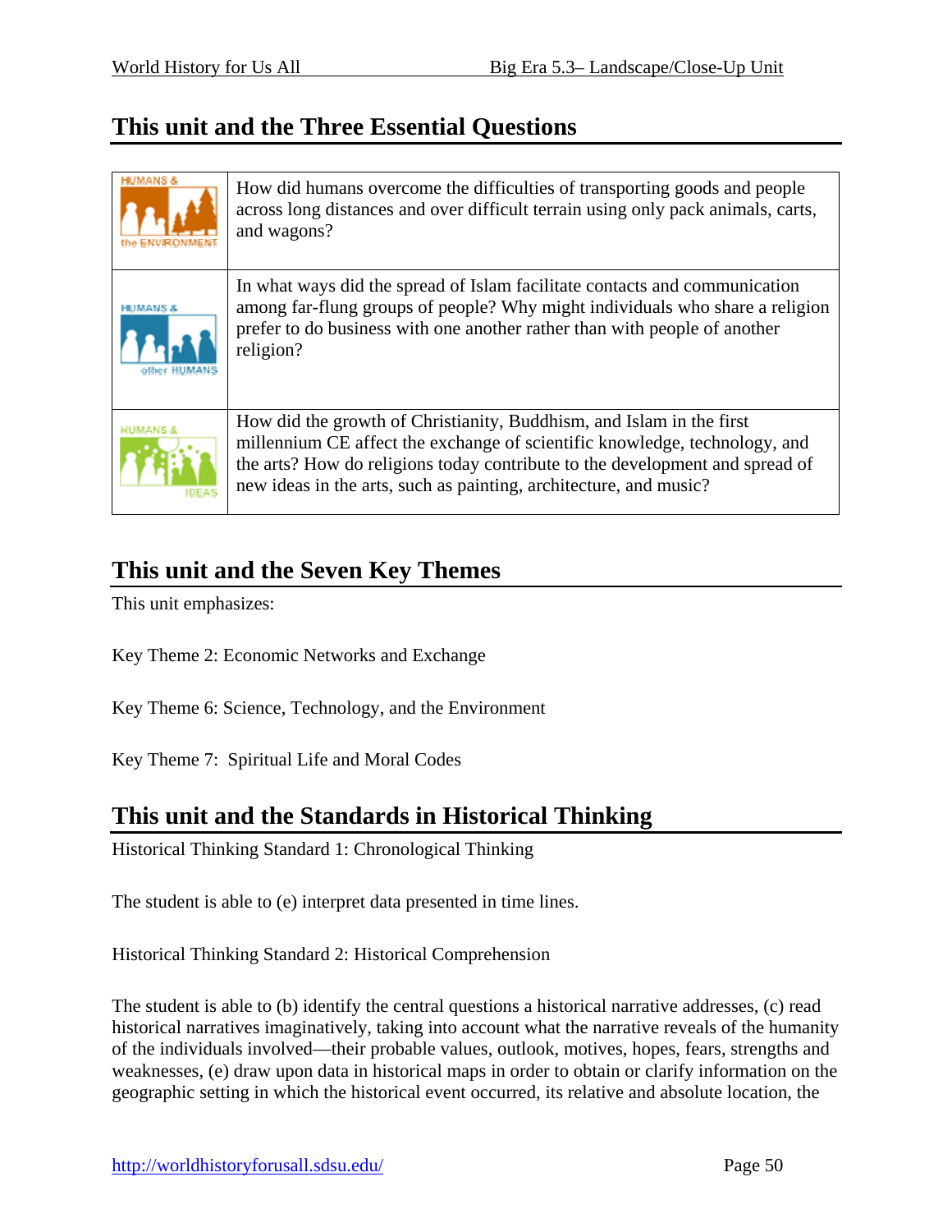## This unit and the Three Essential Questions

| | |
|---|---|
| HUMANS & the ENVIRONMENT | How did humans overcome the difficulties of transporting goods and people across long distances and over difficult terrain using only pack animals, carts, and wagons? |
| HUMANS & other HUMANS | In what ways did the spread of Islam facilitate contacts and communication among far-flung groups of people? Why might individuals who share a religion prefer to do business with one another rather than with people of another religion? |
| HUMANS & IDEAS | How did the growth of Christianity, Buddhism, and Islam in the first millennium CE affect the exchange of scientific knowledge, technology, and the arts? How do religions today contribute to the development and spread of new ideas in the arts, such as painting, architecture, and music? |

## This unit and the Seven Key Themes

This unit emphasizes:

Key Theme 2: Economic Networks and Exchange

Key Theme 6: Science, Technology, and the Environment

Key Theme 7: Spiritual Life and Moral Codes

## This unit and the Standards in Historical Thinking

Historical Thinking Standard 1: Chronological Thinking

The student is able to (e) interpret data presented in time lines.

Historical Thinking Standard 2: Historical Comprehension

The student is able to (b) identify the central questions a historical narrative addresses, (c) read historical narratives imaginatively, taking into account what the narrative reveals of the humanity of the individuals involved—their probable values, outlook, motives, hopes, fears, strengths and weaknesses, (e) draw upon data in historical maps in order to obtain or clarify information on the geographic setting in which the historical event occurred, its relative and absolute location, the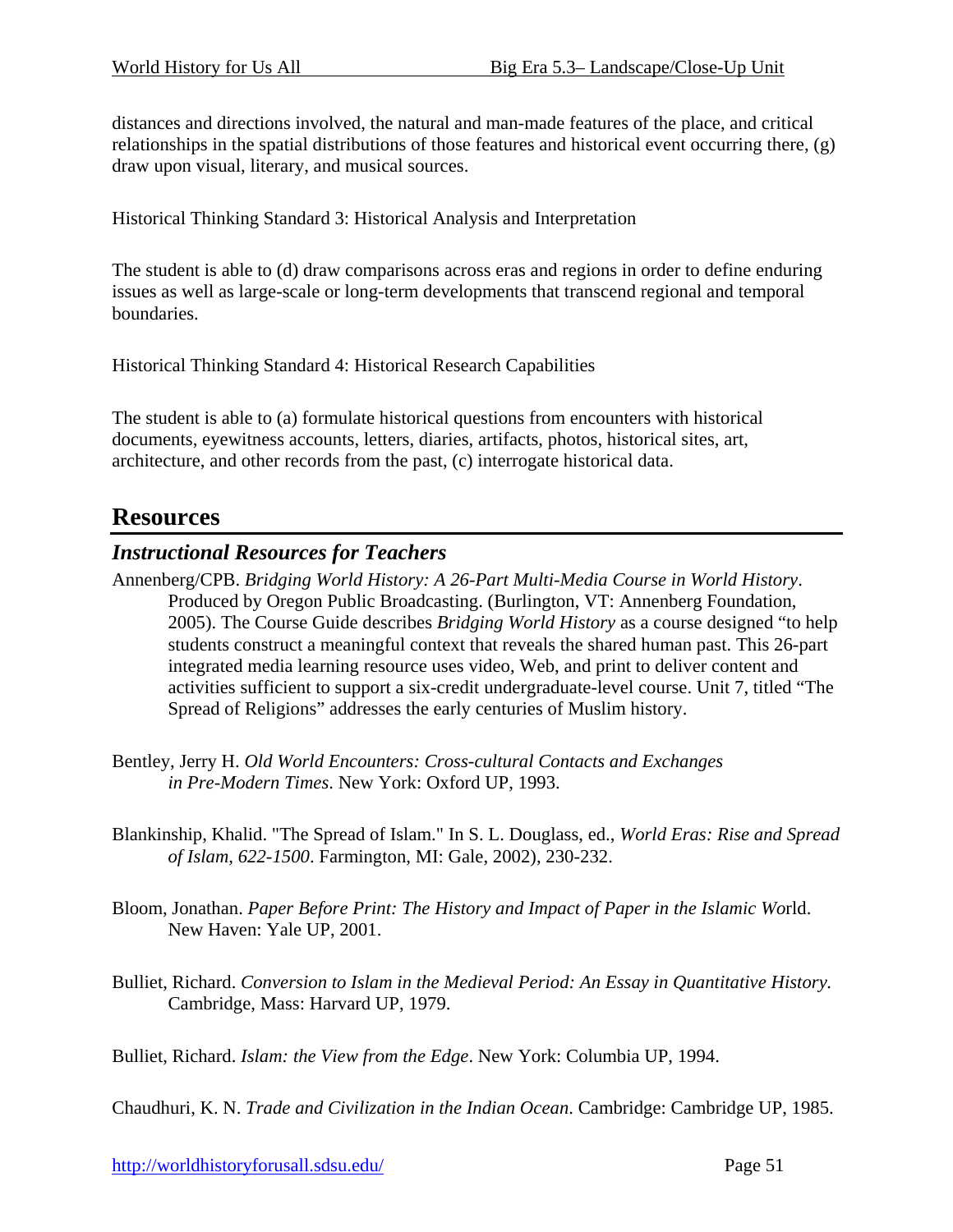distances and directions involved, the natural and man-made features of the place, and critical relationships in the spatial distributions of those features and historical event occurring there, (g) draw upon visual, literary, and musical sources.

Historical Thinking Standard 3: Historical Analysis and Interpretation

The student is able to (d) draw comparisons across eras and regions in order to define enduring issues as well as large-scale or long-term developments that transcend regional and temporal boundaries.

Historical Thinking Standard 4: Historical Research Capabilities

The student is able to (a) formulate historical questions from encounters with historical documents, eyewitness accounts, letters, diaries, artifacts, photos, historical sites, art, architecture, and other records from the past, (c) interrogate historical data.

## Resources

### *Instructional Resources for Teachers*

Annenberg/CPB. *Bridging World History: A 26-Part Multi-Media Course in World History*. Produced by Oregon Public Broadcasting. (Burlington, VT: Annenberg Foundation, 2005). The Course Guide describes *Bridging World History* as a course designed "to help students construct a meaningful context that reveals the shared human past. This 26-part integrated media learning resource uses video, Web, and print to deliver content and activities sufficient to support a six-credit undergraduate-level course. Unit 7, titled "The Spread of Religions" addresses the early centuries of Muslim history.

Bentley, Jerry H. *Old World Encounters: Cross-cultural Contacts and Exchanges in Pre-Modern Times*. New York: Oxford UP, 1993.

Blankinship, Khalid. "The Spread of Islam." In S. L. Douglass, ed., *World Eras: Rise and Spread of Islam, 622-1500*. Farmington, MI: Gale, 2002), 230-232.

Bloom, Jonathan. *Paper Before Print: The History and Impact of Paper in the Islamic World*. New Haven: Yale UP, 2001.

Bulliet, Richard. *Conversion to Islam in the Medieval Period: An Essay in Quantitative History.* Cambridge, Mass: Harvard UP, 1979.

Bulliet, Richard. *Islam: the View from the Edge*. New York: Columbia UP, 1994.

Chaudhuri, K. N. *Trade and Civilization in the Indian Ocean*. Cambridge: Cambridge UP, 1985.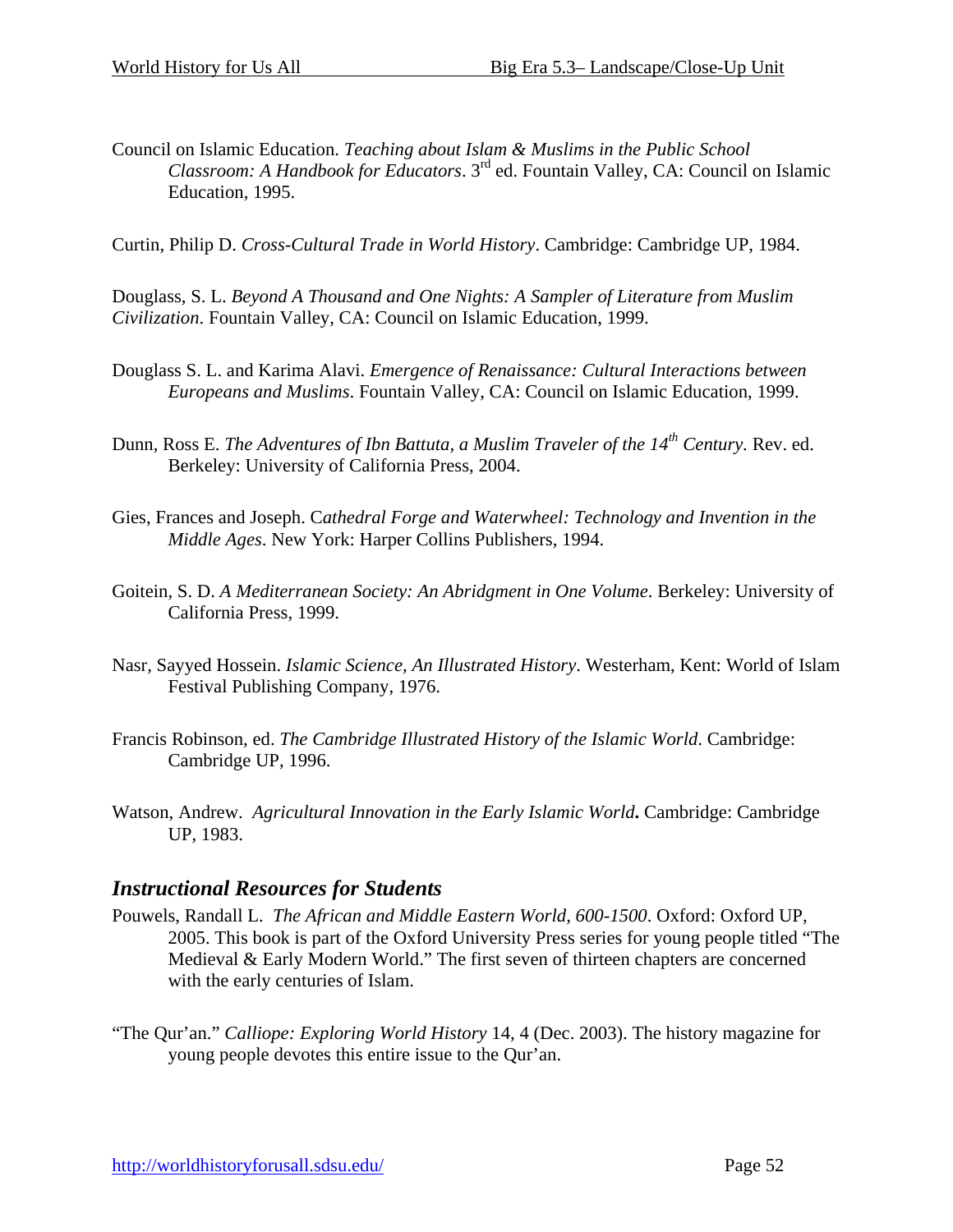Council on Islamic Education. *Teaching about Islam & Muslims in the Public School Classroom: A Handbook for Educators*. 3rd ed. Fountain Valley, CA: Council on Islamic Education, 1995.

Curtin, Philip D. *Cross-Cultural Trade in World History*. Cambridge: Cambridge UP, 1984.

Douglass, S. L. *Beyond A Thousand and One Nights: A Sampler of Literature from Muslim Civilization*. Fountain Valley, CA: Council on Islamic Education, 1999.

Douglass S. L. and Karima Alavi. *Emergence of Renaissance: Cultural Interactions between Europeans and Muslims*. Fountain Valley, CA: Council on Islamic Education, 1999.

Dunn, Ross E. *The Adventures of Ibn Battuta, a Muslim Traveler of the 14th Century*. Rev. ed. Berkeley: University of California Press, 2004.

Gies, Frances and Joseph. C*athedral Forge and Waterwheel: Technology and Invention in the Middle Ages*. New York: Harper Collins Publishers, 1994.

Goitein, S. D. *A Mediterranean Society: An Abridgment in One Volume*. Berkeley: University of California Press, 1999.

Nasr, Sayyed Hossein. *Islamic Science, An Illustrated History*. Westerham, Kent: World of Islam Festival Publishing Company, 1976.

Francis Robinson, ed. *The Cambridge Illustrated History of the Islamic World*. Cambridge: Cambridge UP, 1996.

Watson, Andrew. *Agricultural Innovation in the Early Islamic World***.** Cambridge: Cambridge UP, 1983.

## *Instructional Resources for Students*

Pouwels, Randall L. *The African and Middle Eastern World, 600-1500*. Oxford: Oxford UP, 2005. This book is part of the Oxford University Press series for young people titled "The Medieval & Early Modern World." The first seven of thirteen chapters are concerned with the early centuries of Islam.

"The Qur'an." *Calliope: Exploring World History* 14, 4 (Dec. 2003). The history magazine for young people devotes this entire issue to the Qur'an.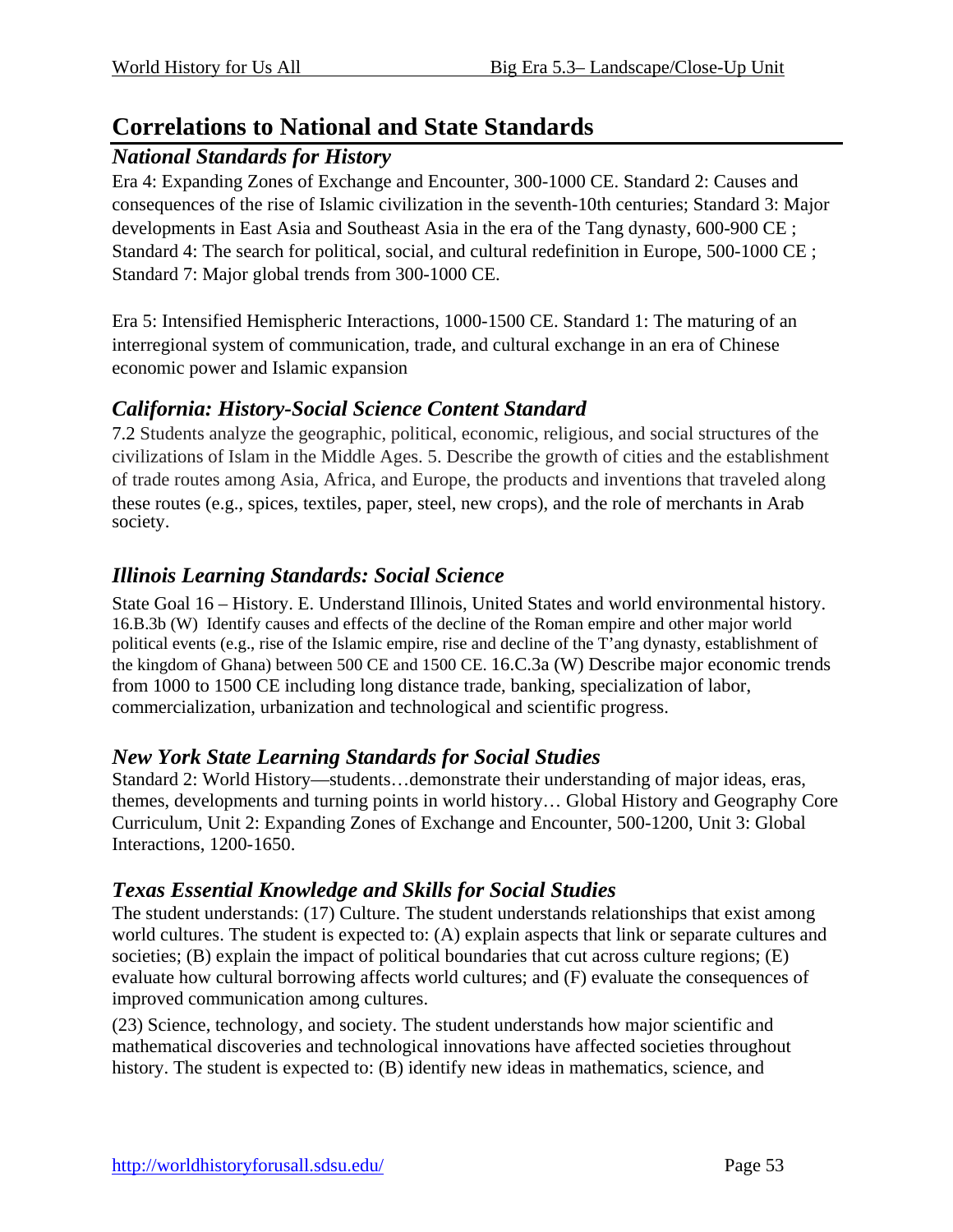## Correlations to National and State Standards

### *National Standards for History*

Era 4: Expanding Zones of Exchange and Encounter, 300-1000 CE. Standard 2: Causes and consequences of the rise of Islamic civilization in the seventh-10th centuries; Standard 3: Major developments in East Asia and Southeast Asia in the era of the Tang dynasty, 600-900 CE ; Standard 4: The search for political, social, and cultural redefinition in Europe, 500-1000 CE ; Standard 7: Major global trends from 300-1000 CE.

Era 5: Intensified Hemispheric Interactions, 1000-1500 CE. Standard 1: The maturing of an interregional system of communication, trade, and cultural exchange in an era of Chinese economic power and Islamic expansion

### *California: History-Social Science Content Standard*

7.2 Students analyze the geographic, political, economic, religious, and social structures of the civilizations of Islam in the Middle Ages. 5. Describe the growth of cities and the establishment of trade routes among Asia, Africa, and Europe, the products and inventions that traveled along these routes (e.g., spices, textiles, paper, steel, new crops), and the role of merchants in Arab society.

### *Illinois Learning Standards: Social Science*

State Goal 16 – History. E. Understand Illinois, United States and world environmental history. 16.B.3b (W) Identify causes and effects of the decline of the Roman empire and other major world political events (e.g., rise of the Islamic empire, rise and decline of the T'ang dynasty, establishment of the kingdom of Ghana) between 500 CE and 1500 CE. 16.C.3a (W) Describe major economic trends from 1000 to 1500 CE including long distance trade, banking, specialization of labor, commercialization, urbanization and technological and scientific progress.

### *New York State Learning Standards for Social Studies*

Standard 2: World History—students…demonstrate their understanding of major ideas, eras, themes, developments and turning points in world history… Global History and Geography Core Curriculum, Unit 2: Expanding Zones of Exchange and Encounter, 500-1200, Unit 3: Global Interactions, 1200-1650.

### *Texas Essential Knowledge and Skills for Social Studies*

The student understands: (17) Culture. The student understands relationships that exist among world cultures. The student is expected to: (A) explain aspects that link or separate cultures and societies; (B) explain the impact of political boundaries that cut across culture regions; (E) evaluate how cultural borrowing affects world cultures; and (F) evaluate the consequences of improved communication among cultures.

(23) Science, technology, and society. The student understands how major scientific and mathematical discoveries and technological innovations have affected societies throughout history. The student is expected to: (B) identify new ideas in mathematics, science, and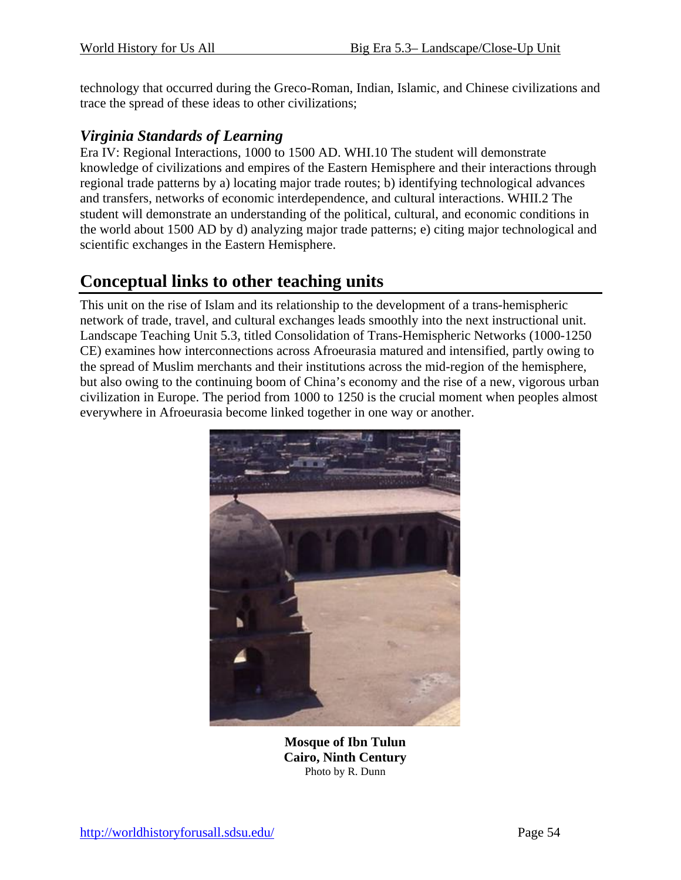technology that occurred during the Greco-Roman, Indian, Islamic, and Chinese civilizations and trace the spread of these ideas to other civilizations;

### *Virginia Standards of Learning*

Era IV: Regional Interactions, 1000 to 1500 AD. WHI.10 The student will demonstrate knowledge of civilizations and empires of the Eastern Hemisphere and their interactions through regional trade patterns by a) locating major trade routes; b) identifying technological advances and transfers, networks of economic interdependence, and cultural interactions. WHII.2 The student will demonstrate an understanding of the political, cultural, and economic conditions in the world about 1500 AD by d) analyzing major trade patterns; e) citing major technological and scientific exchanges in the Eastern Hemisphere.

## Conceptual links to other teaching units

This unit on the rise of Islam and its relationship to the development of a trans-hemispheric network of trade, travel, and cultural exchanges leads smoothly into the next instructional unit. Landscape Teaching Unit 5.3, titled Consolidation of Trans-Hemispheric Networks (1000-1250 CE) examines how interconnections across Afroeurasia matured and intensified, partly owing to the spread of Muslim merchants and their institutions across the mid-region of the hemisphere, but also owing to the continuing boom of China's economy and the rise of a new, vigorous urban civilization in Europe. The period from 1000 to 1250 is the crucial moment when peoples almost everywhere in Afroeurasia become linked together in one way or another.

**Mosque of Ibn Tulun**
**Cairo, Ninth Century**
Photo by R. Dunn